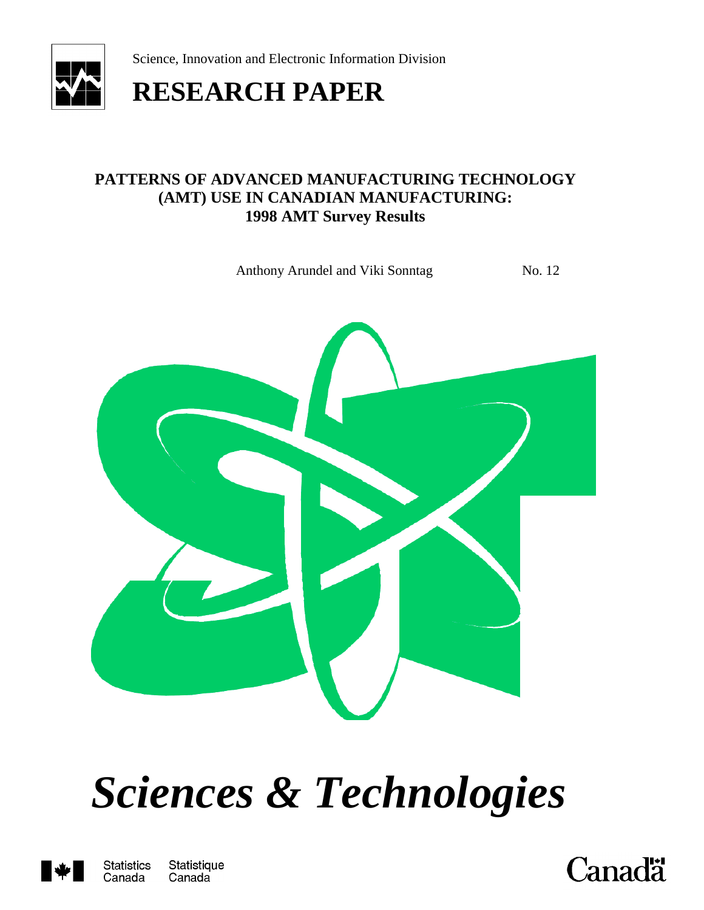Science, Innovation and Electronic Information Division

# RESEARCH PAPER

## PATTERNS OF ADVANCED MANUFACTURING TECHNOLOGY (AMT) USE IN CANADIAN MANUFACTURING: 1998 AMT Survey Results

Anthony Arundel and Viki Sonntag — No. 12

# *Sciences & Technologies*

Statistics Canada — Statistique Canada

Canada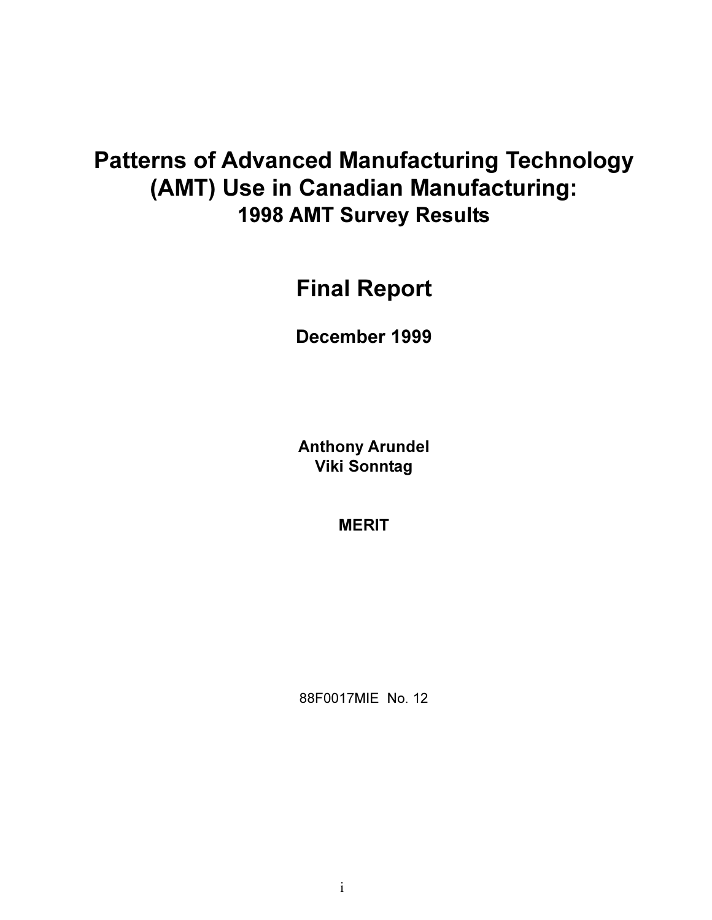# Patterns of Advanced Manufacturing Technology (AMT) Use in Canadian Manufacturing:

## 1998 AMT Survey Results

# Final Report

**December 1999**

**Anthony Arundel**
**Viki Sonntag**

**MERIT**

88F0017MIE No. 12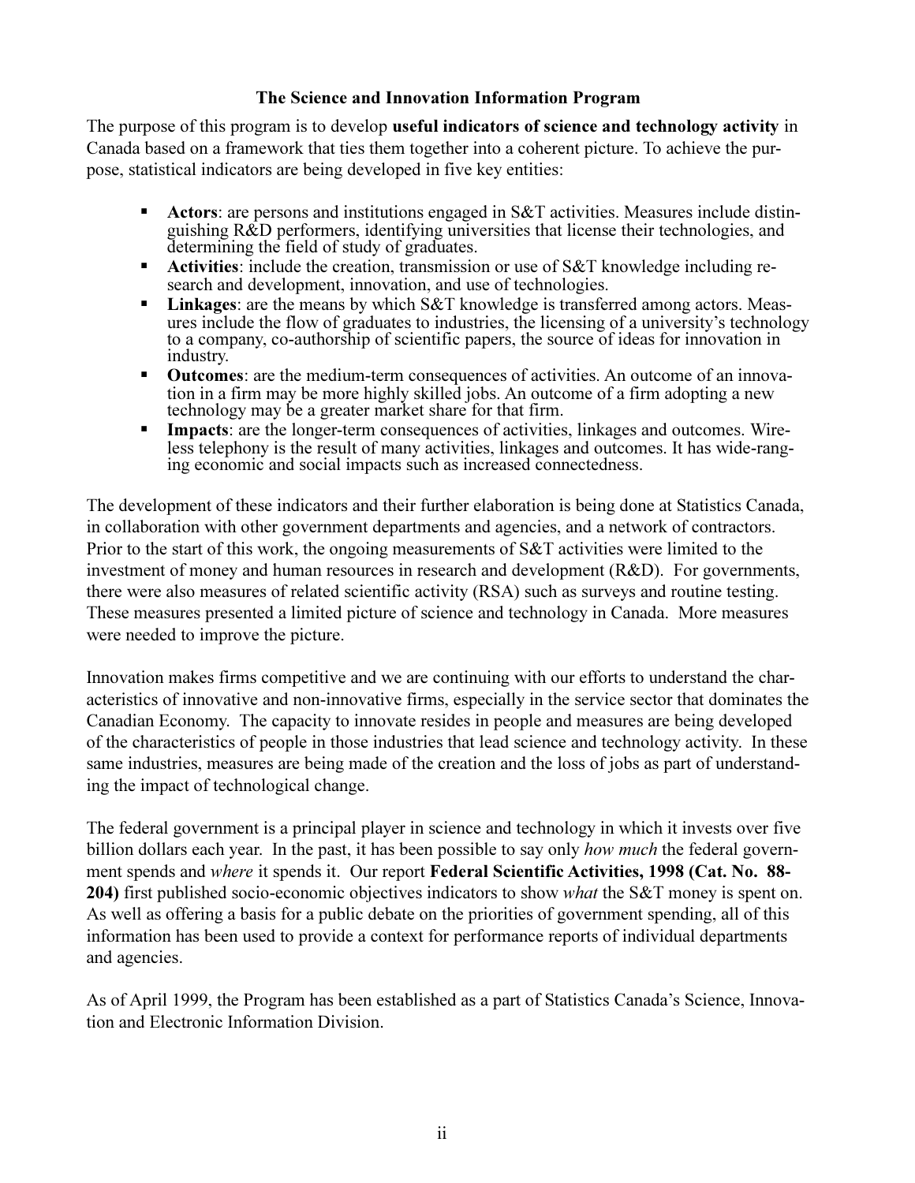## The Science and Innovation Information Program

The purpose of this program is to develop **useful indicators of science and technology activity** in Canada based on a framework that ties them together into a coherent picture. To achieve the purpose, statistical indicators are being developed in five key entities:

- **Actors**: are persons and institutions engaged in S&T activities. Measures include distinguishing R&D performers, identifying universities that license their technologies, and determining the field of study of graduates.
- **Activities**: include the creation, transmission or use of S&T knowledge including research and development, innovation, and use of technologies.
- **Linkages**: are the means by which S&T knowledge is transferred among actors. Measures include the flow of graduates to industries, the licensing of a university's technology to a company, co-authorship of scientific papers, the source of ideas for innovation in industry.
- **Outcomes**: are the medium-term consequences of activities. An outcome of an innovation in a firm may be more highly skilled jobs. An outcome of a firm adopting a new technology may be a greater market share for that firm.
- **Impacts**: are the longer-term consequences of activities, linkages and outcomes. Wireless telephony is the result of many activities, linkages and outcomes. It has wide-ranging economic and social impacts such as increased connectedness.

The development of these indicators and their further elaboration is being done at Statistics Canada, in collaboration with other government departments and agencies, and a network of contractors. Prior to the start of this work, the ongoing measurements of S&T activities were limited to the investment of money and human resources in research and development (R&D). For governments, there were also measures of related scientific activity (RSA) such as surveys and routine testing. These measures presented a limited picture of science and technology in Canada. More measures were needed to improve the picture.

Innovation makes firms competitive and we are continuing with our efforts to understand the characteristics of innovative and non-innovative firms, especially in the service sector that dominates the Canadian Economy. The capacity to innovate resides in people and measures are being developed of the characteristics of people in those industries that lead science and technology activity. In these same industries, measures are being made of the creation and the loss of jobs as part of understanding the impact of technological change.

The federal government is a principal player in science and technology in which it invests over five billion dollars each year. In the past, it has been possible to say only *how much* the federal government spends and *where* it spends it. Our report **Federal Scientific Activities, 1998 (Cat. No. 88-204)** first published socio-economic objectives indicators to show *what* the S&T money is spent on. As well as offering a basis for a public debate on the priorities of government spending, all of this information has been used to provide a context for performance reports of individual departments and agencies.

As of April 1999, the Program has been established as a part of Statistics Canada's Science, Innovation and Electronic Information Division.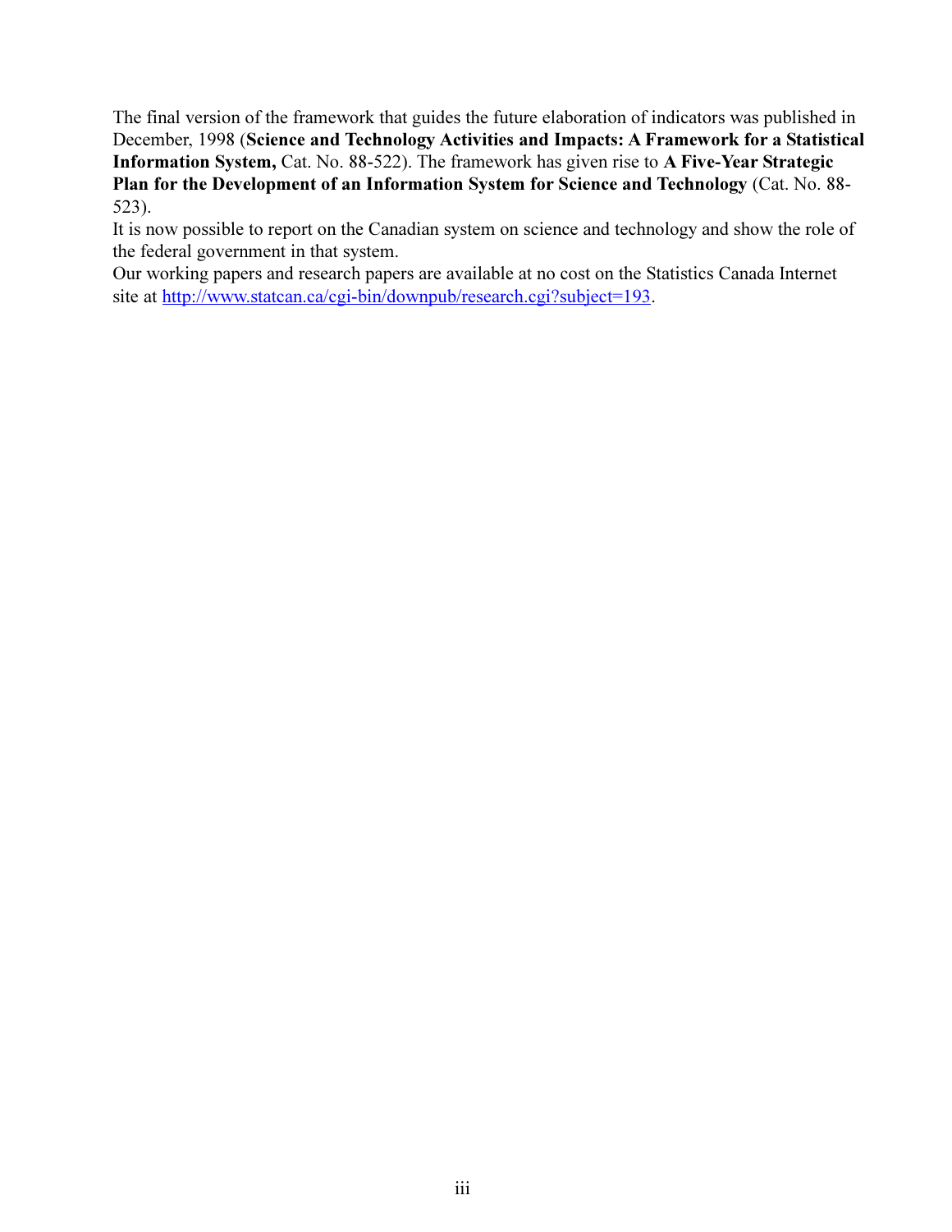The final version of the framework that guides the future elaboration of indicators was published in December, 1998 (**Science and Technology Activities and Impacts: A Framework for a Statistical Information System,** Cat. No. 88-522). The framework has given rise to **A Five-Year Strategic Plan for the Development of an Information System for Science and Technology** (Cat. No. 88-523).

It is now possible to report on the Canadian system on science and technology and show the role of the federal government in that system.

Our working papers and research papers are available at no cost on the Statistics Canada Internet site at http://www.statcan.ca/cgi-bin/downpub/research.cgi?subject=193.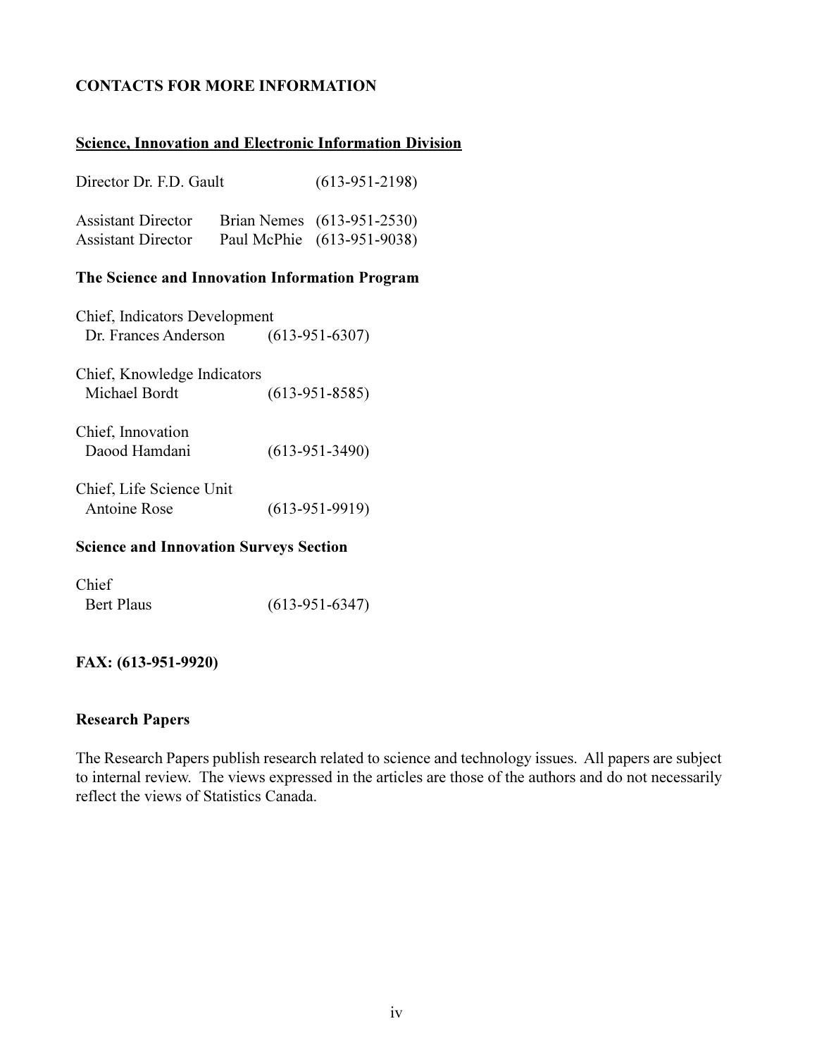**CONTACTS FOR MORE INFORMATION**

**Science, Innovation and Electronic Information Division**

Director Dr. F.D. Gault (613-951-2198)

Assistant Director Brian Nemes (613-951-2530)
Assistant Director Paul McPhie (613-951-9038)

**The Science and Innovation Information Program**

Chief, Indicators Development
Dr. Frances Anderson (613-951-6307)

Chief, Knowledge Indicators
Michael Bordt (613-951-8585)

Chief, Innovation
Daood Hamdani (613-951-3490)

Chief, Life Science Unit
Antoine Rose (613-951-9919)

**Science and Innovation Surveys Section**

Chief
Bert Plaus (613-951-6347)

**FAX: (613-951-9920)**

**Research Papers**

The Research Papers publish research related to science and technology issues. All papers are subject to internal review. The views expressed in the articles are those of the authors and do not necessarily reflect the views of Statistics Canada.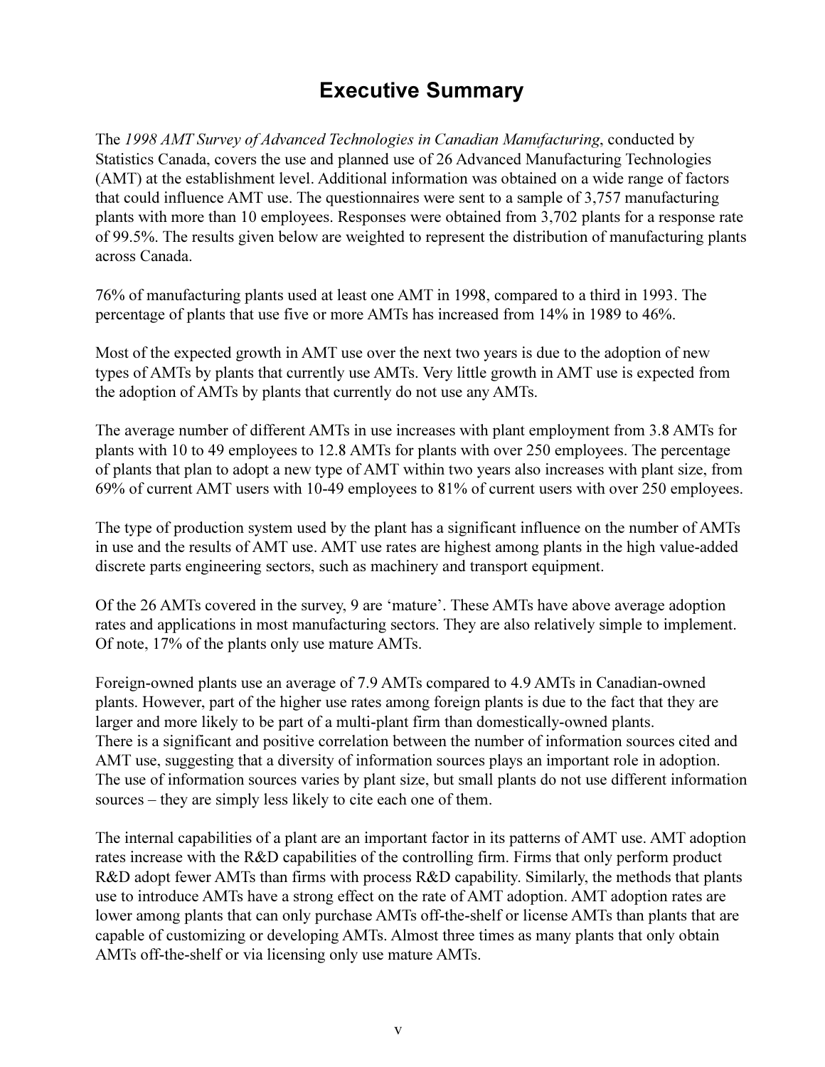# Executive Summary

The *1998 AMT Survey of Advanced Technologies in Canadian Manufacturing*, conducted by Statistics Canada, covers the use and planned use of 26 Advanced Manufacturing Technologies (AMT) at the establishment level. Additional information was obtained on a wide range of factors that could influence AMT use. The questionnaires were sent to a sample of 3,757 manufacturing plants with more than 10 employees. Responses were obtained from 3,702 plants for a response rate of 99.5%. The results given below are weighted to represent the distribution of manufacturing plants across Canada.

76% of manufacturing plants used at least one AMT in 1998, compared to a third in 1993. The percentage of plants that use five or more AMTs has increased from 14% in 1989 to 46%.

Most of the expected growth in AMT use over the next two years is due to the adoption of new types of AMTs by plants that currently use AMTs. Very little growth in AMT use is expected from the adoption of AMTs by plants that currently do not use any AMTs.

The average number of different AMTs in use increases with plant employment from 3.8 AMTs for plants with 10 to 49 employees to 12.8 AMTs for plants with over 250 employees. The percentage of plants that plan to adopt a new type of AMT within two years also increases with plant size, from 69% of current AMT users with 10-49 employees to 81% of current users with over 250 employees.

The type of production system used by the plant has a significant influence on the number of AMTs in use and the results of AMT use. AMT use rates are highest among plants in the high value-added discrete parts engineering sectors, such as machinery and transport equipment.

Of the 26 AMTs covered in the survey, 9 are 'mature'. These AMTs have above average adoption rates and applications in most manufacturing sectors. They are also relatively simple to implement. Of note, 17% of the plants only use mature AMTs.

Foreign-owned plants use an average of 7.9 AMTs compared to 4.9 AMTs in Canadian-owned plants. However, part of the higher use rates among foreign plants is due to the fact that they are larger and more likely to be part of a multi-plant firm than domestically-owned plants. There is a significant and positive correlation between the number of information sources cited and AMT use, suggesting that a diversity of information sources plays an important role in adoption. The use of information sources varies by plant size, but small plants do not use different information sources – they are simply less likely to cite each one of them.

The internal capabilities of a plant are an important factor in its patterns of AMT use. AMT adoption rates increase with the R&D capabilities of the controlling firm. Firms that only perform product R&D adopt fewer AMTs than firms with process R&D capability. Similarly, the methods that plants use to introduce AMTs have a strong effect on the rate of AMT adoption. AMT adoption rates are lower among plants that can only purchase AMTs off-the-shelf or license AMTs than plants that are capable of customizing or developing AMTs. Almost three times as many plants that only obtain AMTs off-the-shelf or via licensing only use mature AMTs.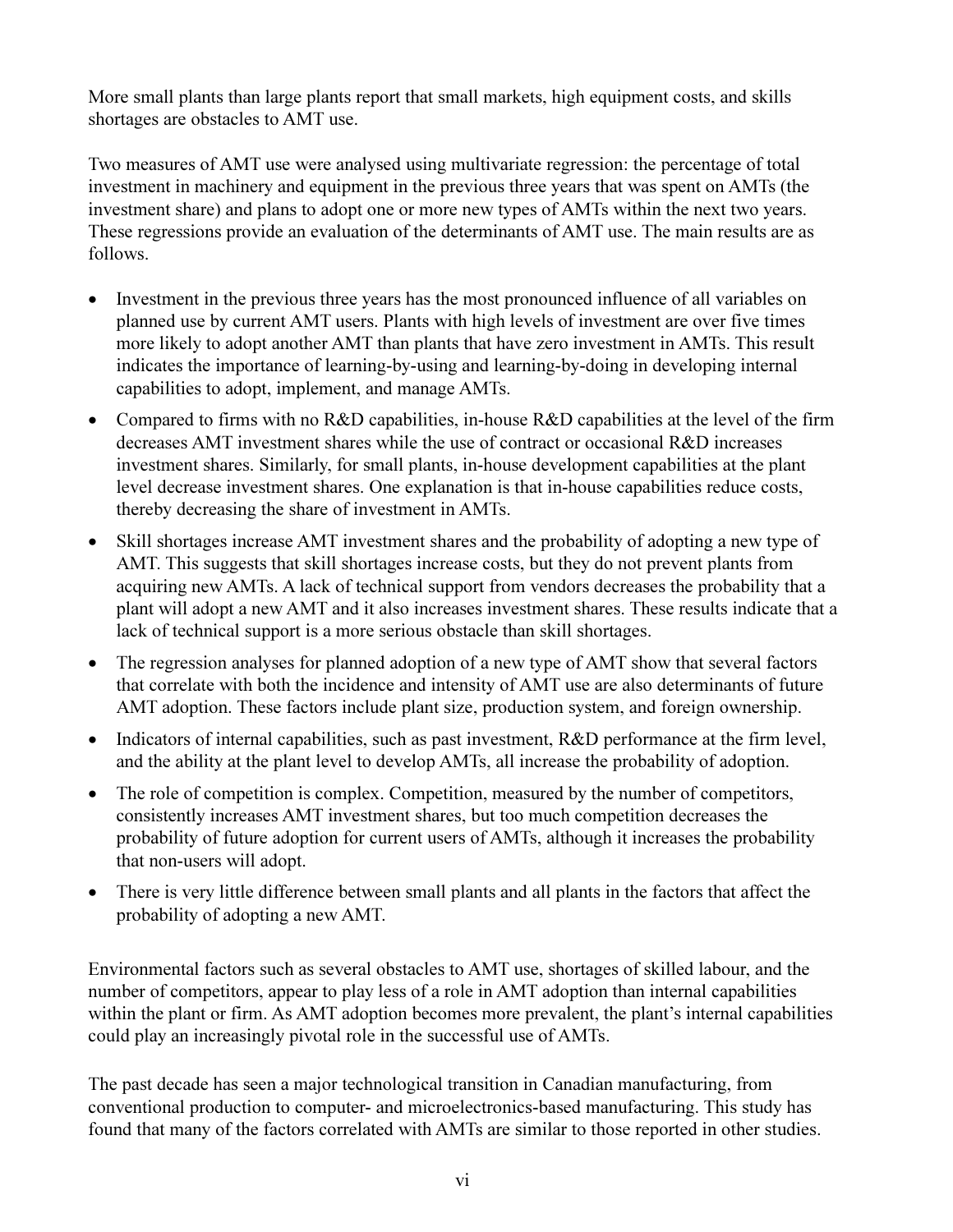More small plants than large plants report that small markets, high equipment costs, and skills shortages are obstacles to AMT use.

Two measures of AMT use were analysed using multivariate regression: the percentage of total investment in machinery and equipment in the previous three years that was spent on AMTs (the investment share) and plans to adopt one or more new types of AMTs within the next two years. These regressions provide an evaluation of the determinants of AMT use. The main results are as follows.

- Investment in the previous three years has the most pronounced influence of all variables on planned use by current AMT users. Plants with high levels of investment are over five times more likely to adopt another AMT than plants that have zero investment in AMTs. This result indicates the importance of learning-by-using and learning-by-doing in developing internal capabilities to adopt, implement, and manage AMTs.
- Compared to firms with no R&D capabilities, in-house R&D capabilities at the level of the firm decreases AMT investment shares while the use of contract or occasional R&D increases investment shares. Similarly, for small plants, in-house development capabilities at the plant level decrease investment shares. One explanation is that in-house capabilities reduce costs, thereby decreasing the share of investment in AMTs.
- Skill shortages increase AMT investment shares and the probability of adopting a new type of AMT. This suggests that skill shortages increase costs, but they do not prevent plants from acquiring new AMTs. A lack of technical support from vendors decreases the probability that a plant will adopt a new AMT and it also increases investment shares. These results indicate that a lack of technical support is a more serious obstacle than skill shortages.
- The regression analyses for planned adoption of a new type of AMT show that several factors that correlate with both the incidence and intensity of AMT use are also determinants of future AMT adoption. These factors include plant size, production system, and foreign ownership.
- Indicators of internal capabilities, such as past investment, R&D performance at the firm level, and the ability at the plant level to develop AMTs, all increase the probability of adoption.
- The role of competition is complex. Competition, measured by the number of competitors, consistently increases AMT investment shares, but too much competition decreases the probability of future adoption for current users of AMTs, although it increases the probability that non-users will adopt.
- There is very little difference between small plants and all plants in the factors that affect the probability of adopting a new AMT.

Environmental factors such as several obstacles to AMT use, shortages of skilled labour, and the number of competitors, appear to play less of a role in AMT adoption than internal capabilities within the plant or firm. As AMT adoption becomes more prevalent, the plant's internal capabilities could play an increasingly pivotal role in the successful use of AMTs.

The past decade has seen a major technological transition in Canadian manufacturing, from conventional production to computer- and microelectronics-based manufacturing. This study has found that many of the factors correlated with AMTs are similar to those reported in other studies.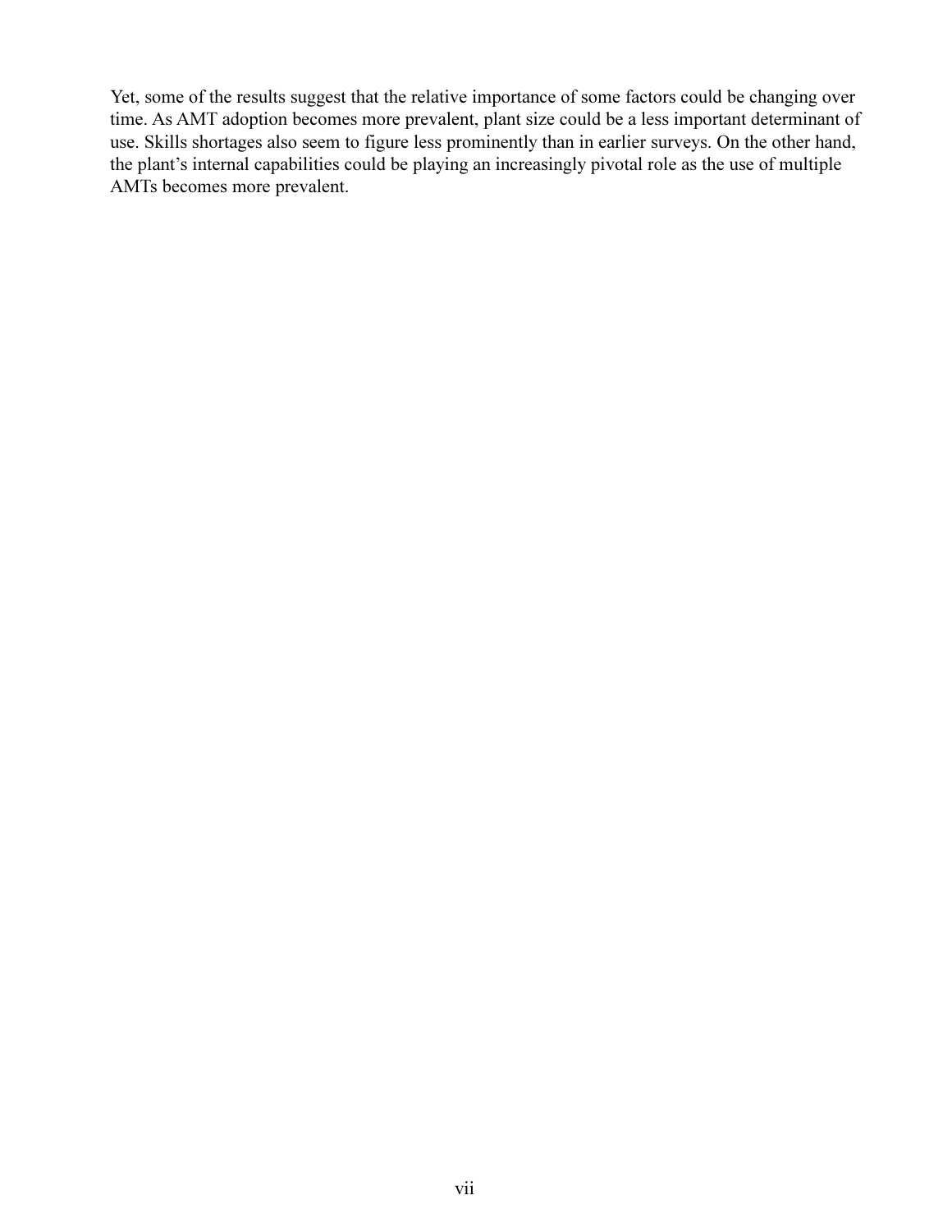Yet, some of the results suggest that the relative importance of some factors could be changing over time. As AMT adoption becomes more prevalent, plant size could be a less important determinant of use. Skills shortages also seem to figure less prominently than in earlier surveys. On the other hand, the plant's internal capabilities could be playing an increasingly pivotal role as the use of multiple AMTs becomes more prevalent.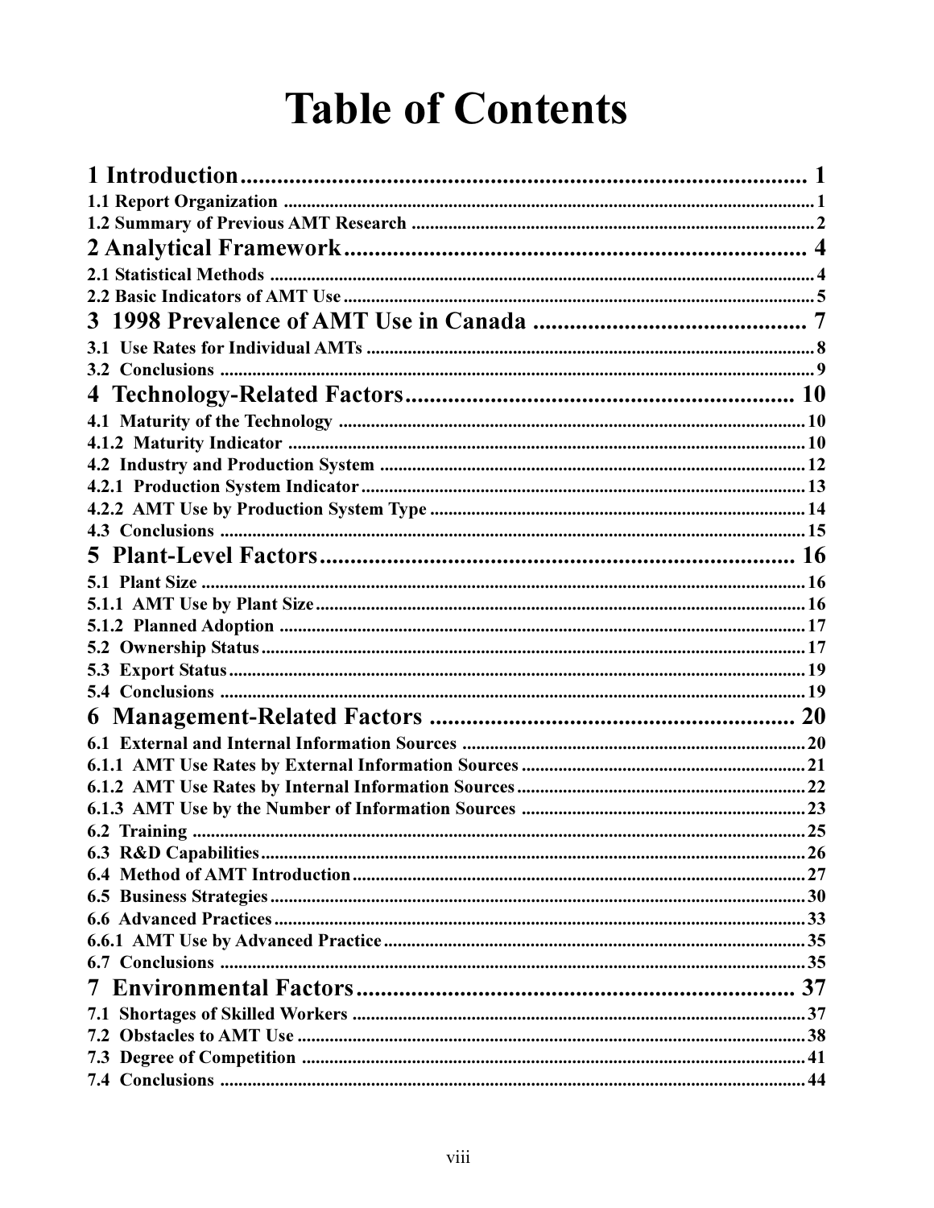# Table of Contents

**1 Introduction** .................................................. 1

1.1 Report Organization .................................................. 1

1.2 Summary of Previous AMT Research .................................................. 2

**2 Analytical Framework** .................................................. 4

2.1 Statistical Methods .................................................. 4

2.2 Basic Indicators of AMT Use .................................................. 5

**3 1998 Prevalence of AMT Use in Canada** .................................................. 7

3.1 Use Rates for Individual AMTs .................................................. 8

3.2 Conclusions .................................................. 9

**4 Technology-Related Factors** .................................................. 10

4.1 Maturity of the Technology .................................................. 10

4.1.2 Maturity Indicator .................................................. 10

4.2 Industry and Production System .................................................. 12

4.2.1 Production System Indicator .................................................. 13

4.2.2 AMT Use by Production System Type .................................................. 14

4.3 Conclusions .................................................. 15

**5 Plant-Level Factors** .................................................. 16

5.1 Plant Size .................................................. 16

5.1.1 AMT Use by Plant Size .................................................. 16

5.1.2 Planned Adoption .................................................. 17

5.2 Ownership Status .................................................. 17

5.3 Export Status .................................................. 19

5.4 Conclusions .................................................. 19

**6 Management-Related Factors** .................................................. 20

6.1 External and Internal Information Sources .................................................. 20

6.1.1 AMT Use Rates by External Information Sources .................................................. 21

6.1.2 AMT Use Rates by Internal Information Sources .................................................. 22

6.1.3 AMT Use by the Number of Information Sources .................................................. 23

6.2 Training .................................................. 25

6.3 R&D Capabilities .................................................. 26

6.4 Method of AMT Introduction .................................................. 27

6.5 Business Strategies .................................................. 30

6.6 Advanced Practices .................................................. 33

6.6.1 AMT Use by Advanced Practice .................................................. 35

6.7 Conclusions .................................................. 35

**7 Environmental Factors** .................................................. 37

7.1 Shortages of Skilled Workers .................................................. 37

7.2 Obstacles to AMT Use .................................................. 38

7.3 Degree of Competition .................................................. 41

7.4 Conclusions .................................................. 44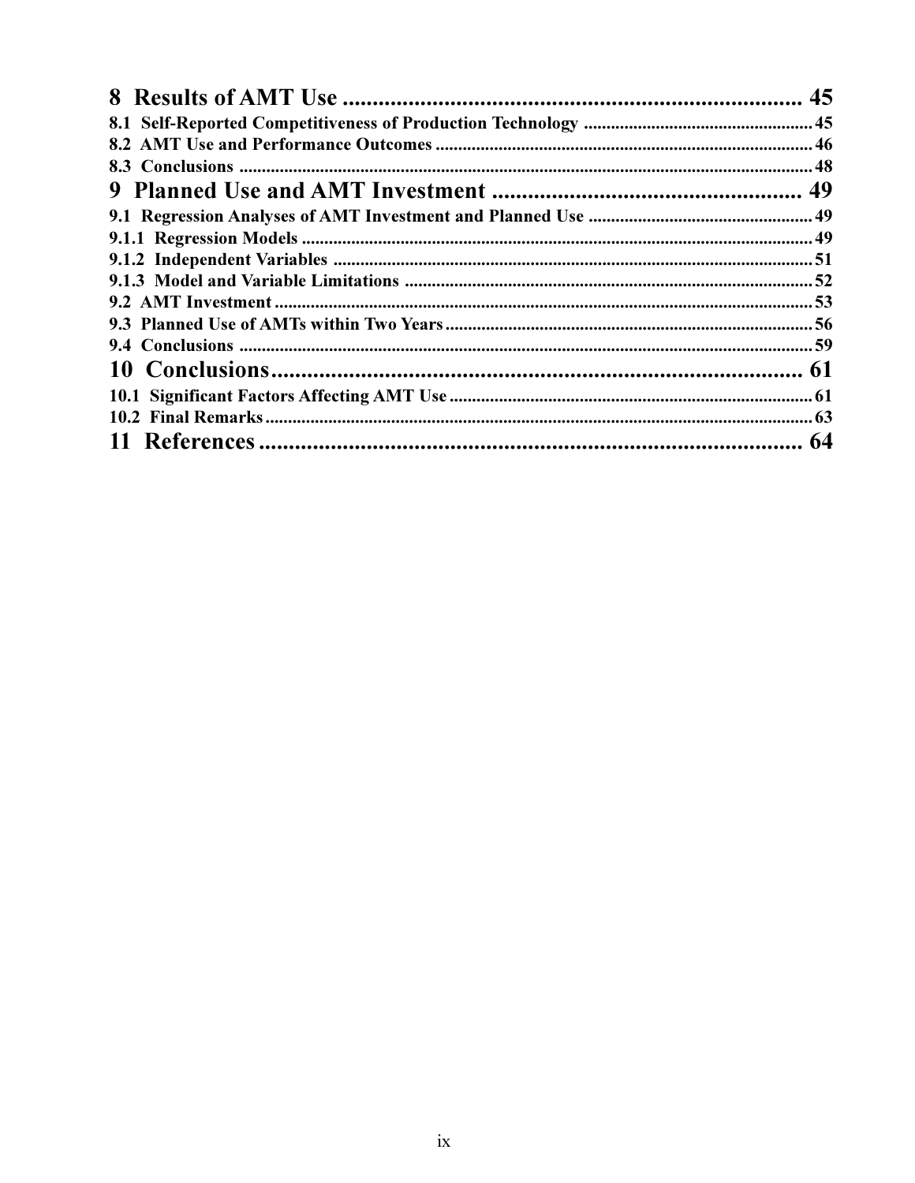8 Results of AMT Use .......... 45

8.1 Self-Reported Competitiveness of Production Technology .......... 45

8.2 AMT Use and Performance Outcomes .......... 46

8.3 Conclusions .......... 48

9 Planned Use and AMT Investment .......... 49

9.1 Regression Analyses of AMT Investment and Planned Use .......... 49

9.1.1 Regression Models .......... 49

9.1.2 Independent Variables .......... 51

9.1.3 Model and Variable Limitations .......... 52

9.2 AMT Investment .......... 53

9.3 Planned Use of AMTs within Two Years .......... 56

9.4 Conclusions .......... 59

10 Conclusions .......... 61

10.1 Significant Factors Affecting AMT Use .......... 61

10.2 Final Remarks .......... 63

11 References .......... 64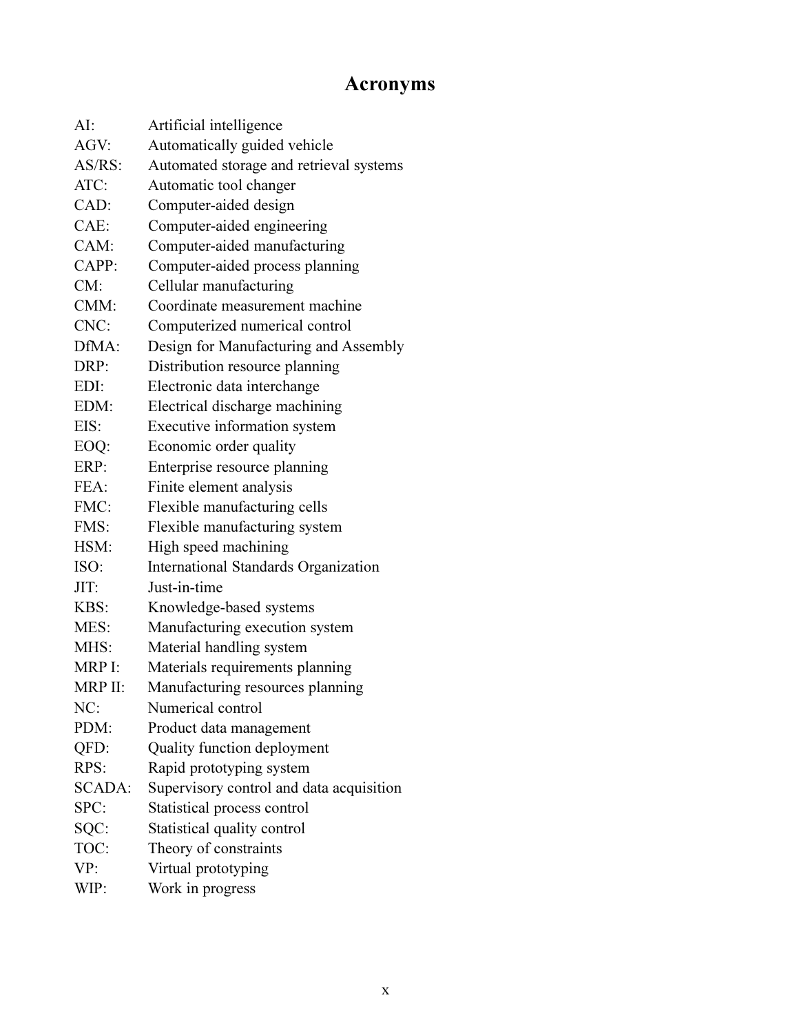# Acronyms

AI: Artificial intelligence
AGV: Automatically guided vehicle
AS/RS: Automated storage and retrieval systems
ATC: Automatic tool changer
CAD: Computer-aided design
CAE: Computer-aided engineering
CAM: Computer-aided manufacturing
CAPP: Computer-aided process planning
CM: Cellular manufacturing
CMM: Coordinate measurement machine
CNC: Computerized numerical control
DfMA: Design for Manufacturing and Assembly
DRP: Distribution resource planning
EDI: Electronic data interchange
EDM: Electrical discharge machining
EIS: Executive information system
EOQ: Economic order quality
ERP: Enterprise resource planning
FEA: Finite element analysis
FMC: Flexible manufacturing cells
FMS: Flexible manufacturing system
HSM: High speed machining
ISO: International Standards Organization
JIT: Just-in-time
KBS: Knowledge-based systems
MES: Manufacturing execution system
MHS: Material handling system
MRP I: Materials requirements planning
MRP II: Manufacturing resources planning
NC: Numerical control
PDM: Product data management
QFD: Quality function deployment
RPS: Rapid prototyping system
SCADA: Supervisory control and data acquisition
SPC: Statistical process control
SQC: Statistical quality control
TOC: Theory of constraints
VP: Virtual prototyping
WIP: Work in progress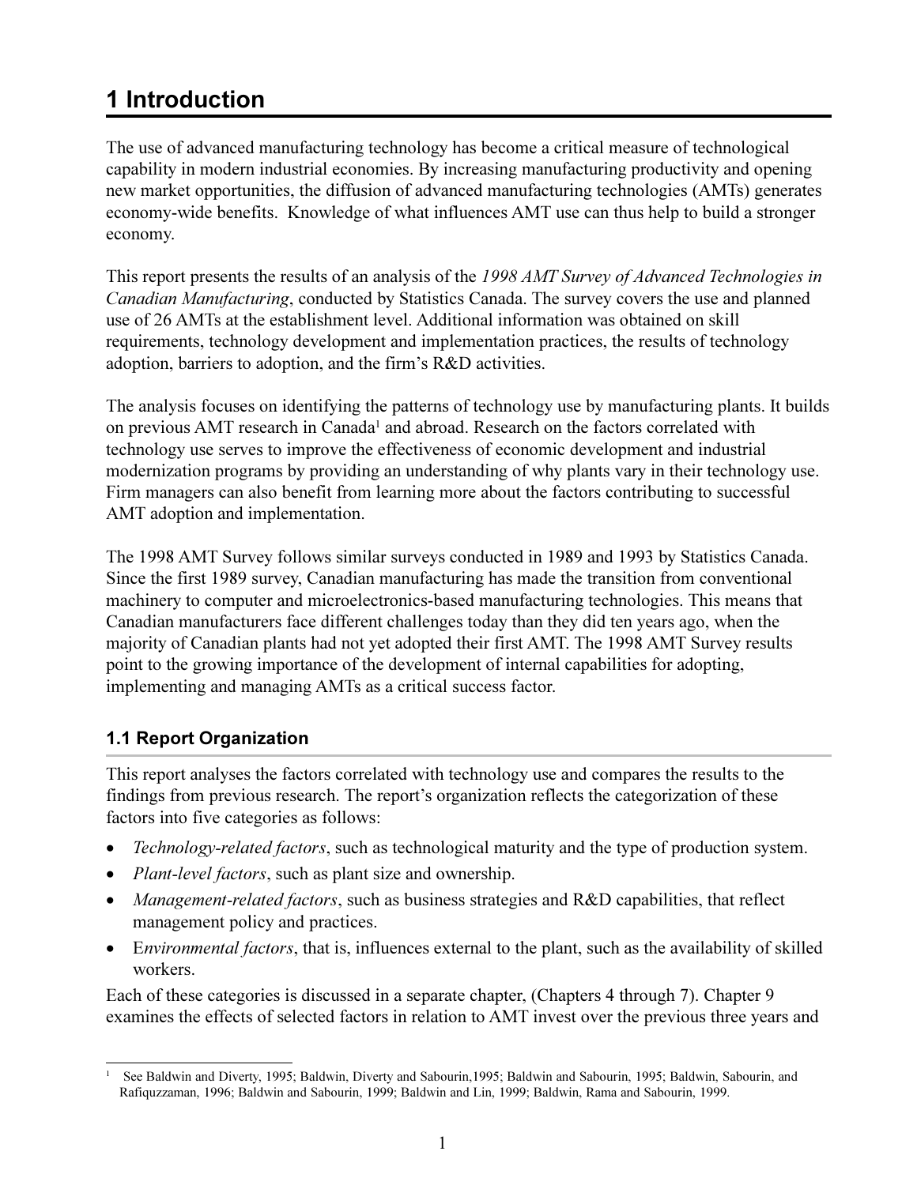# 1 Introduction

The use of advanced manufacturing technology has become a critical measure of technological capability in modern industrial economies. By increasing manufacturing productivity and opening new market opportunities, the diffusion of advanced manufacturing technologies (AMTs) generates economy-wide benefits. Knowledge of what influences AMT use can thus help to build a stronger economy.

This report presents the results of an analysis of the *1998 AMT Survey of Advanced Technologies in Canadian Manufacturing*, conducted by Statistics Canada. The survey covers the use and planned use of 26 AMTs at the establishment level. Additional information was obtained on skill requirements, technology development and implementation practices, the results of technology adoption, barriers to adoption, and the firm's R&D activities.

The analysis focuses on identifying the patterns of technology use by manufacturing plants. It builds on previous AMT research in Canada[1] and abroad. Research on the factors correlated with technology use serves to improve the effectiveness of economic development and industrial modernization programs by providing an understanding of why plants vary in their technology use. Firm managers can also benefit from learning more about the factors contributing to successful AMT adoption and implementation.

The 1998 AMT Survey follows similar surveys conducted in 1989 and 1993 by Statistics Canada. Since the first 1989 survey, Canadian manufacturing has made the transition from conventional machinery to computer and microelectronics-based manufacturing technologies. This means that Canadian manufacturers face different challenges today than they did ten years ago, when the majority of Canadian plants had not yet adopted their first AMT. The 1998 AMT Survey results point to the growing importance of the development of internal capabilities for adopting, implementing and managing AMTs as a critical success factor.

## 1.1 Report Organization

This report analyses the factors correlated with technology use and compares the results to the findings from previous research. The report's organization reflects the categorization of these factors into five categories as follows:

- *Technology-related factors*, such as technological maturity and the type of production system.
- *Plant-level factors*, such as plant size and ownership.
- *Management-related factors*, such as business strategies and R&D capabilities, that reflect management policy and practices.
- E*nvironmental factors*, that is, influences external to the plant, such as the availability of skilled workers.

Each of these categories is discussed in a separate chapter, (Chapters 4 through 7). Chapter 9 examines the effects of selected factors in relation to AMT invest over the previous three years and

[1] See Baldwin and Diverty, 1995; Baldwin, Diverty and Sabourin,1995; Baldwin and Sabourin, 1995; Baldwin, Sabourin, and Rafiquzzaman, 1996; Baldwin and Sabourin, 1999; Baldwin and Lin, 1999; Baldwin, Rama and Sabourin, 1999.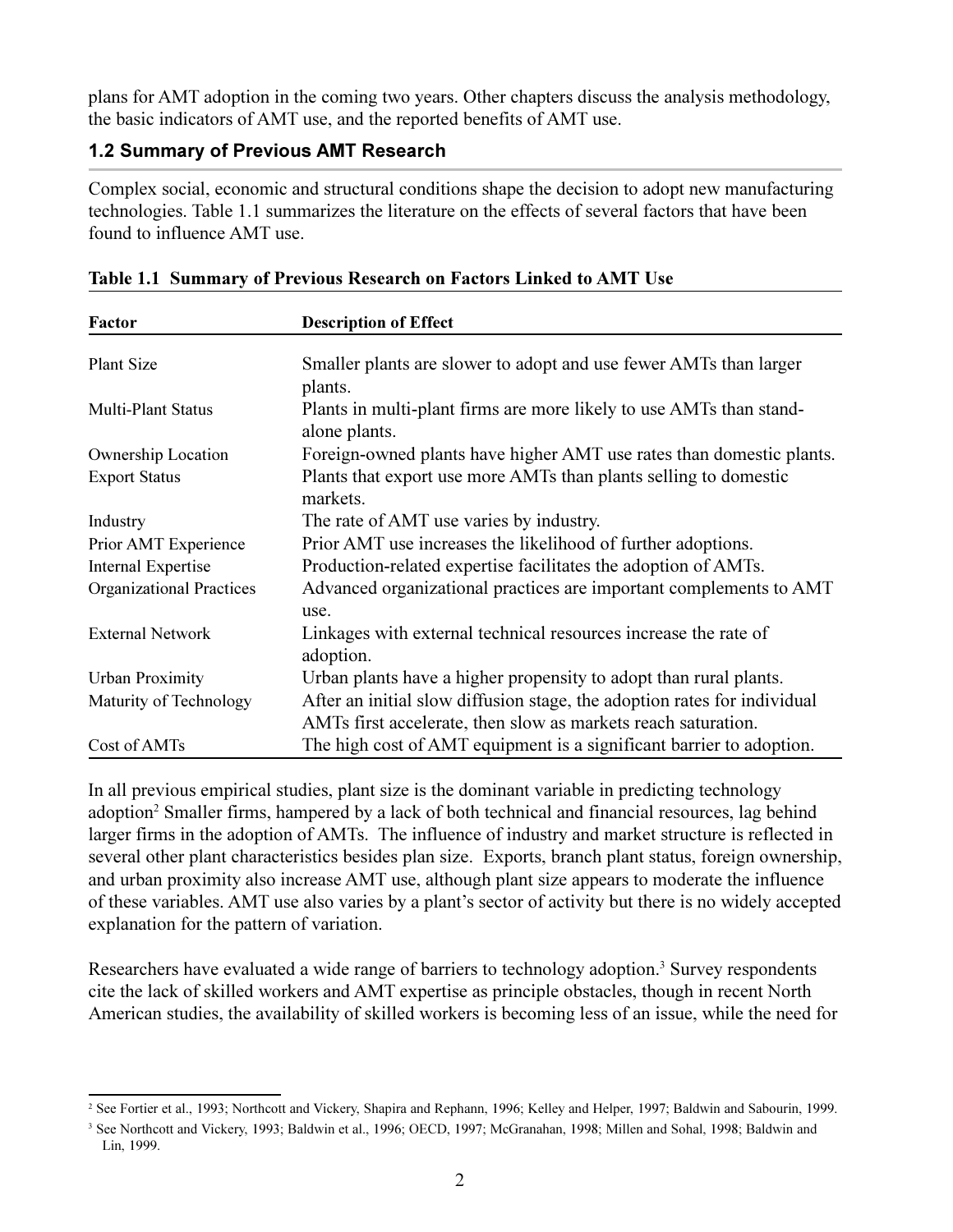plans for AMT adoption in the coming two years. Other chapters discuss the analysis methodology, the basic indicators of AMT use, and the reported benefits of AMT use.

### 1.2 Summary of Previous AMT Research

Complex social, economic and structural conditions shape the decision to adopt new manufacturing technologies. Table 1.1 summarizes the literature on the effects of several factors that have been found to influence AMT use.

**Table 1.1 Summary of Previous Research on Factors Linked to AMT Use**

| Factor | Description of Effect |
|---|---|
| Plant Size | Smaller plants are slower to adopt and use fewer AMTs than larger plants. |
| Multi-Plant Status | Plants in multi-plant firms are more likely to use AMTs than stand-alone plants. |
| Ownership Location | Foreign-owned plants have higher AMT use rates than domestic plants. |
| Export Status | Plants that export use more AMTs than plants selling to domestic markets. |
| Industry | The rate of AMT use varies by industry. |
| Prior AMT Experience | Prior AMT use increases the likelihood of further adoptions. |
| Internal Expertise | Production-related expertise facilitates the adoption of AMTs. |
| Organizational Practices | Advanced organizational practices are important complements to AMT use. |
| External Network | Linkages with external technical resources increase the rate of adoption. |
| Urban Proximity | Urban plants have a higher propensity to adopt than rural plants. |
| Maturity of Technology | After an initial slow diffusion stage, the adoption rates for individual AMTs first accelerate, then slow as markets reach saturation. |
| Cost of AMTs | The high cost of AMT equipment is a significant barrier to adoption. |

In all previous empirical studies, plant size is the dominant variable in predicting technology adoption[2] Smaller firms, hampered by a lack of both technical and financial resources, lag behind larger firms in the adoption of AMTs. The influence of industry and market structure is reflected in several other plant characteristics besides plan size. Exports, branch plant status, foreign ownership, and urban proximity also increase AMT use, although plant size appears to moderate the influence of these variables. AMT use also varies by a plant's sector of activity but there is no widely accepted explanation for the pattern of variation.

Researchers have evaluated a wide range of barriers to technology adoption.[3] Survey respondents cite the lack of skilled workers and AMT expertise as principle obstacles, though in recent North American studies, the availability of skilled workers is becoming less of an issue, while the need for

---

[2] See Fortier et al., 1993; Northcott and Vickery, Shapira and Rephann, 1996; Kelley and Helper, 1997; Baldwin and Sabourin, 1999.

[3] See Northcott and Vickery, 1993; Baldwin et al., 1996; OECD, 1997; McGranahan, 1998; Millen and Sohal, 1998; Baldwin and Lin, 1999.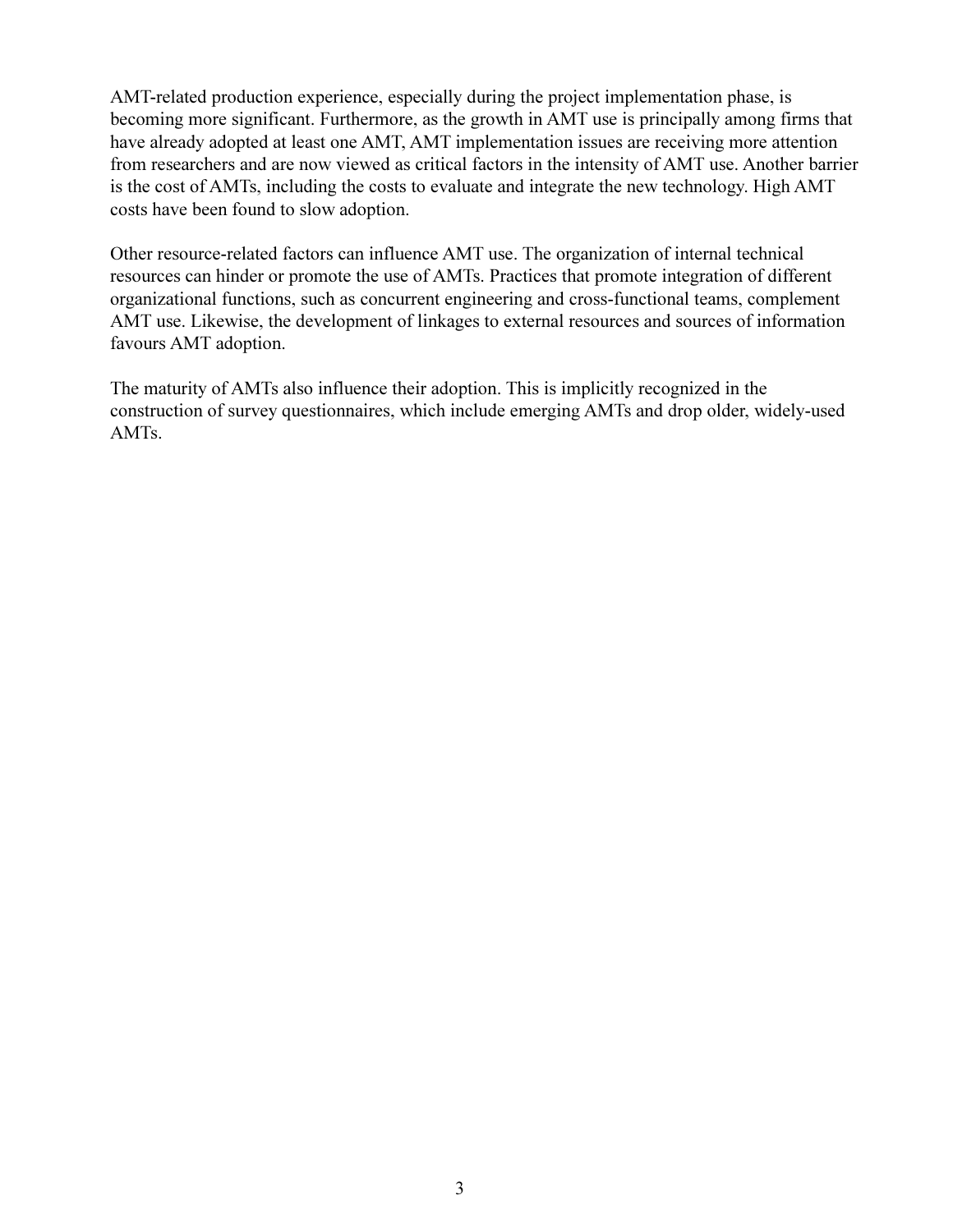AMT-related production experience, especially during the project implementation phase, is becoming more significant. Furthermore, as the growth in AMT use is principally among firms that have already adopted at least one AMT, AMT implementation issues are receiving more attention from researchers and are now viewed as critical factors in the intensity of AMT use. Another barrier is the cost of AMTs, including the costs to evaluate and integrate the new technology. High AMT costs have been found to slow adoption.

Other resource-related factors can influence AMT use. The organization of internal technical resources can hinder or promote the use of AMTs. Practices that promote integration of different organizational functions, such as concurrent engineering and cross-functional teams, complement AMT use. Likewise, the development of linkages to external resources and sources of information favours AMT adoption.

The maturity of AMTs also influence their adoption. This is implicitly recognized in the construction of survey questionnaires, which include emerging AMTs and drop older, widely-used AMTs.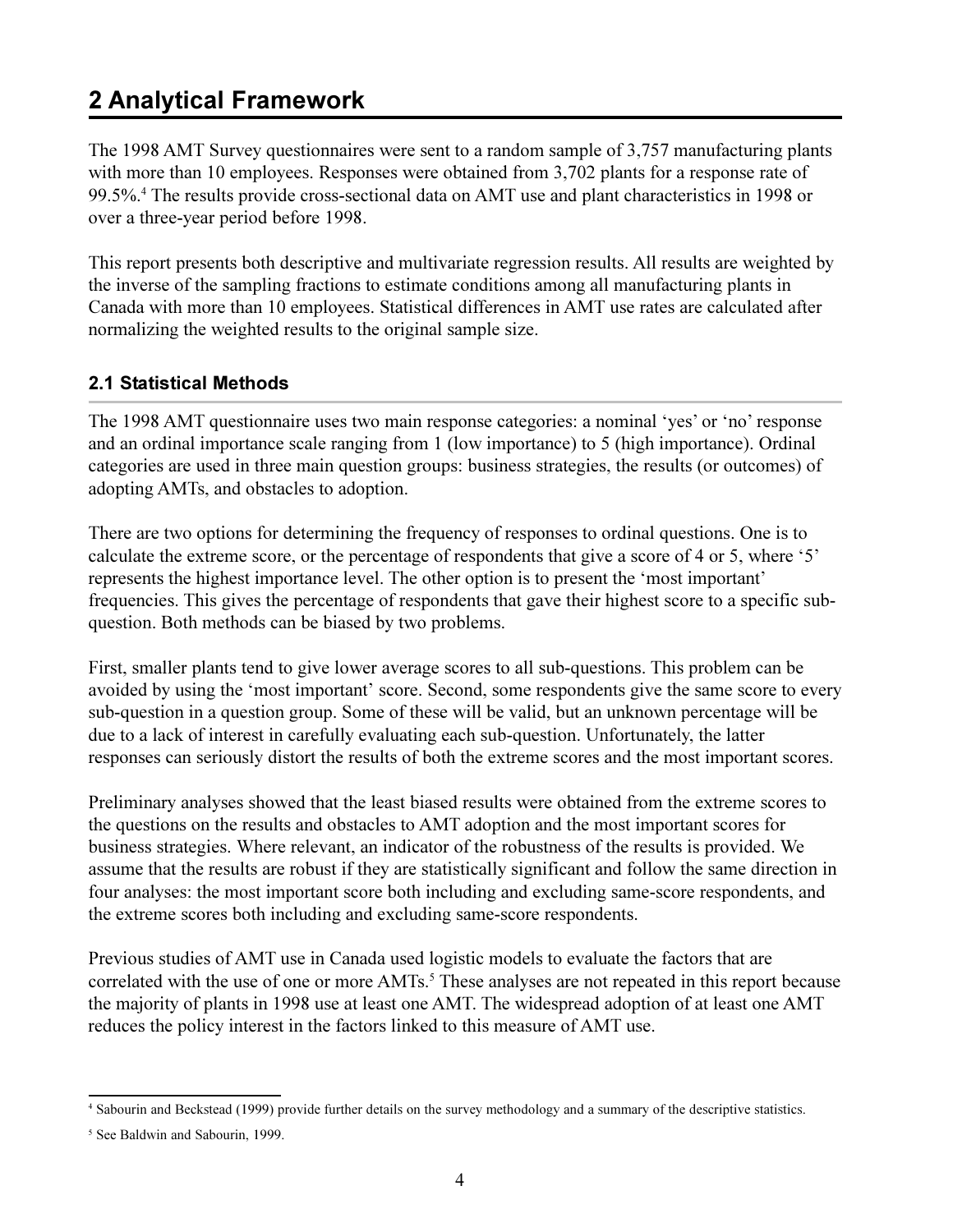## 2 Analytical Framework

The 1998 AMT Survey questionnaires were sent to a random sample of 3,757 manufacturing plants with more than 10 employees. Responses were obtained from 3,702 plants for a response rate of 99.5%.[4] The results provide cross-sectional data on AMT use and plant characteristics in 1998 or over a three-year period before 1998.

This report presents both descriptive and multivariate regression results. All results are weighted by the inverse of the sampling fractions to estimate conditions among all manufacturing plants in Canada with more than 10 employees. Statistical differences in AMT use rates are calculated after normalizing the weighted results to the original sample size.

### 2.1 Statistical Methods

The 1998 AMT questionnaire uses two main response categories: a nominal 'yes' or 'no' response and an ordinal importance scale ranging from 1 (low importance) to 5 (high importance). Ordinal categories are used in three main question groups: business strategies, the results (or outcomes) of adopting AMTs, and obstacles to adoption.

There are two options for determining the frequency of responses to ordinal questions. One is to calculate the extreme score, or the percentage of respondents that give a score of 4 or 5, where '5' represents the highest importance level. The other option is to present the 'most important' frequencies. This gives the percentage of respondents that gave their highest score to a specific sub-question. Both methods can be biased by two problems.

First, smaller plants tend to give lower average scores to all sub-questions. This problem can be avoided by using the 'most important' score. Second, some respondents give the same score to every sub-question in a question group. Some of these will be valid, but an unknown percentage will be due to a lack of interest in carefully evaluating each sub-question. Unfortunately, the latter responses can seriously distort the results of both the extreme scores and the most important scores.

Preliminary analyses showed that the least biased results were obtained from the extreme scores to the questions on the results and obstacles to AMT adoption and the most important scores for business strategies. Where relevant, an indicator of the robustness of the results is provided. We assume that the results are robust if they are statistically significant and follow the same direction in four analyses: the most important score both including and excluding same-score respondents, and the extreme scores both including and excluding same-score respondents.

Previous studies of AMT use in Canada used logistic models to evaluate the factors that are correlated with the use of one or more AMTs.[5] These analyses are not repeated in this report because the majority of plants in 1998 use at least one AMT. The widespread adoption of at least one AMT reduces the policy interest in the factors linked to this measure of AMT use.

---

[4] Sabourin and Beckstead (1999) provide further details on the survey methodology and a summary of the descriptive statistics.

[5] See Baldwin and Sabourin, 1999.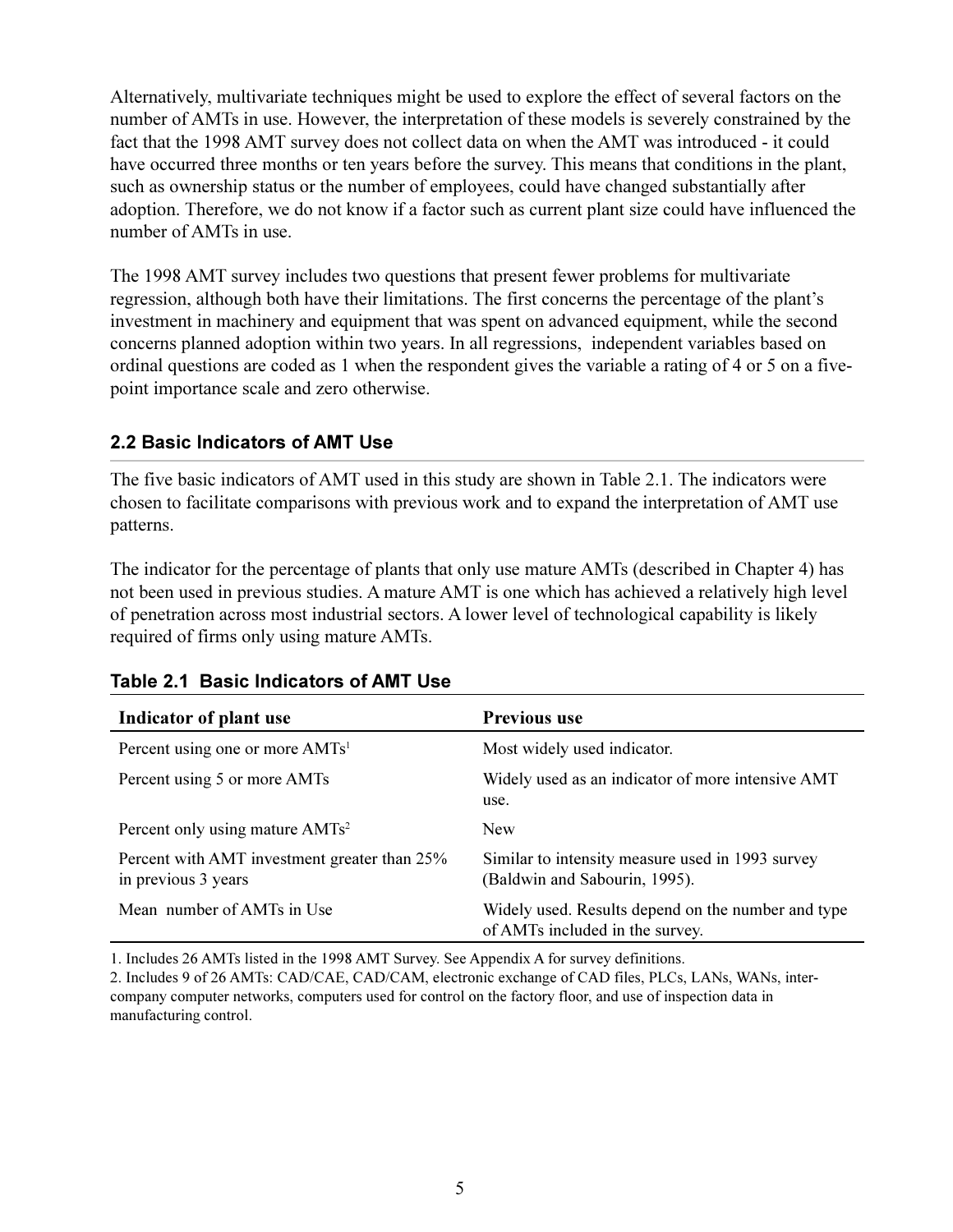Alternatively, multivariate techniques might be used to explore the effect of several factors on the number of AMTs in use. However, the interpretation of these models is severely constrained by the fact that the 1998 AMT survey does not collect data on when the AMT was introduced - it could have occurred three months or ten years before the survey. This means that conditions in the plant, such as ownership status or the number of employees, could have changed substantially after adoption. Therefore, we do not know if a factor such as current plant size could have influenced the number of AMTs in use.

The 1998 AMT survey includes two questions that present fewer problems for multivariate regression, although both have their limitations. The first concerns the percentage of the plant's investment in machinery and equipment that was spent on advanced equipment, while the second concerns planned adoption within two years. In all regressions, independent variables based on ordinal questions are coded as 1 when the respondent gives the variable a rating of 4 or 5 on a five-point importance scale and zero otherwise.

## 2.2 Basic Indicators of AMT Use

The five basic indicators of AMT used in this study are shown in Table 2.1. The indicators were chosen to facilitate comparisons with previous work and to expand the interpretation of AMT use patterns.

The indicator for the percentage of plants that only use mature AMTs (described in Chapter 4) has not been used in previous studies. A mature AMT is one which has achieved a relatively high level of penetration across most industrial sectors. A lower level of technological capability is likely required of firms only using mature AMTs.

**Table 2.1 Basic Indicators of AMT Use**

| Indicator of plant use | Previous use |
|---|---|
| Percent using one or more AMTs[1] | Most widely used indicator. |
| Percent using 5 or more AMTs | Widely used as an indicator of more intensive AMT use. |
| Percent only using mature AMTs[2] | New |
| Percent with AMT investment greater than 25% in previous 3 years | Similar to intensity measure used in 1993 survey (Baldwin and Sabourin, 1995). |
| Mean number of AMTs in Use | Widely used. Results depend on the number and type of AMTs included in the survey. |

1. Includes 26 AMTs listed in the 1998 AMT Survey. See Appendix A for survey definitions.
2. Includes 9 of 26 AMTs: CAD/CAE, CAD/CAM, electronic exchange of CAD files, PLCs, LANs, WANs, inter-company computer networks, computers used for control on the factory floor, and use of inspection data in manufacturing control.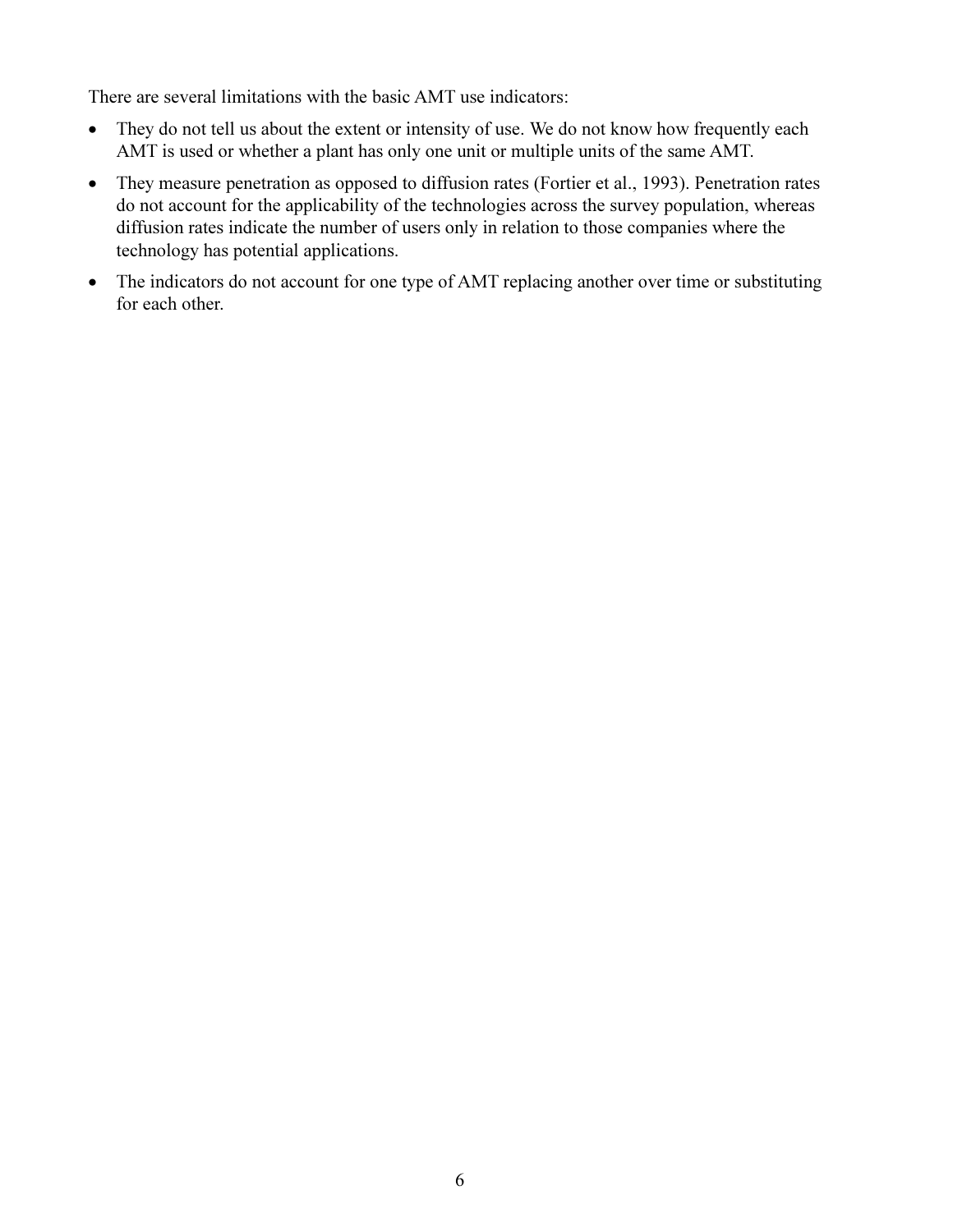There are several limitations with the basic AMT use indicators:

- They do not tell us about the extent or intensity of use. We do not know how frequently each AMT is used or whether a plant has only one unit or multiple units of the same AMT.
- They measure penetration as opposed to diffusion rates (Fortier et al., 1993). Penetration rates do not account for the applicability of the technologies across the survey population, whereas diffusion rates indicate the number of users only in relation to those companies where the technology has potential applications.
- The indicators do not account for one type of AMT replacing another over time or substituting for each other.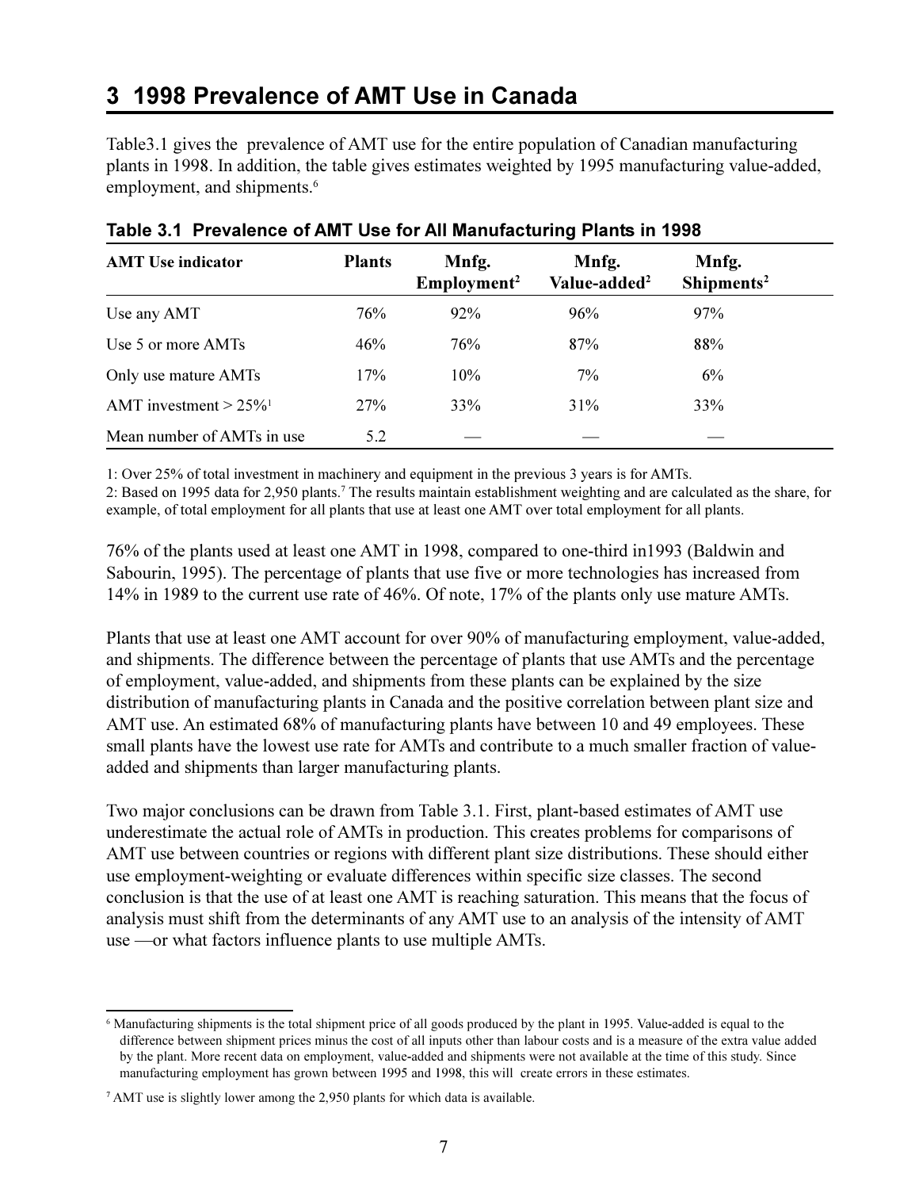## 3 1998 Prevalence of AMT Use in Canada

Table3.1 gives the prevalence of AMT use for the entire population of Canadian manufacturing plants in 1998. In addition, the table gives estimates weighted by 1995 manufacturing value-added, employment, and shipments.[6]

**Table 3.1 Prevalence of AMT Use for All Manufacturing Plants in 1998**

| AMT Use indicator | Plants | Mnfg. Employment[2] | Mnfg. Value-added[2] | Mnfg. Shipments[2] |
|---|---|---|---|---|
| Use any AMT | 76% | 92% | 96% | 97% |
| Use 5 or more AMTs | 46% | 76% | 87% | 88% |
| Only use mature AMTs | 17% | 10% | 7% | 6% |
| AMT investment > 25%[1] | 27% | 33% | 31% | 33% |
| Mean number of AMTs in use | 5.2 | — | — | — |

1: Over 25% of total investment in machinery and equipment in the previous 3 years is for AMTs.
2: Based on 1995 data for 2,950 plants.[7] The results maintain establishment weighting and are calculated as the share, for example, of total employment for all plants that use at least one AMT over total employment for all plants.

76% of the plants used at least one AMT in 1998, compared to one-third in1993 (Baldwin and Sabourin, 1995). The percentage of plants that use five or more technologies has increased from 14% in 1989 to the current use rate of 46%. Of note, 17% of the plants only use mature AMTs.

Plants that use at least one AMT account for over 90% of manufacturing employment, value-added, and shipments. The difference between the percentage of plants that use AMTs and the percentage of employment, value-added, and shipments from these plants can be explained by the size distribution of manufacturing plants in Canada and the positive correlation between plant size and AMT use. An estimated 68% of manufacturing plants have between 10 and 49 employees. These small plants have the lowest use rate for AMTs and contribute to a much smaller fraction of value-added and shipments than larger manufacturing plants.

Two major conclusions can be drawn from Table 3.1. First, plant-based estimates of AMT use underestimate the actual role of AMTs in production. This creates problems for comparisons of AMT use between countries or regions with different plant size distributions. These should either use employment-weighting or evaluate differences within specific size classes. The second conclusion is that the use of at least one AMT is reaching saturation. This means that the focus of analysis must shift from the determinants of any AMT use to an analysis of the intensity of AMT use —or what factors influence plants to use multiple AMTs.

---

[6] Manufacturing shipments is the total shipment price of all goods produced by the plant in 1995. Value-added is equal to the difference between shipment prices minus the cost of all inputs other than labour costs and is a measure of the extra value added by the plant. More recent data on employment, value-added and shipments were not available at the time of this study. Since manufacturing employment has grown between 1995 and 1998, this will create errors in these estimates.

[7] AMT use is slightly lower among the 2,950 plants for which data is available.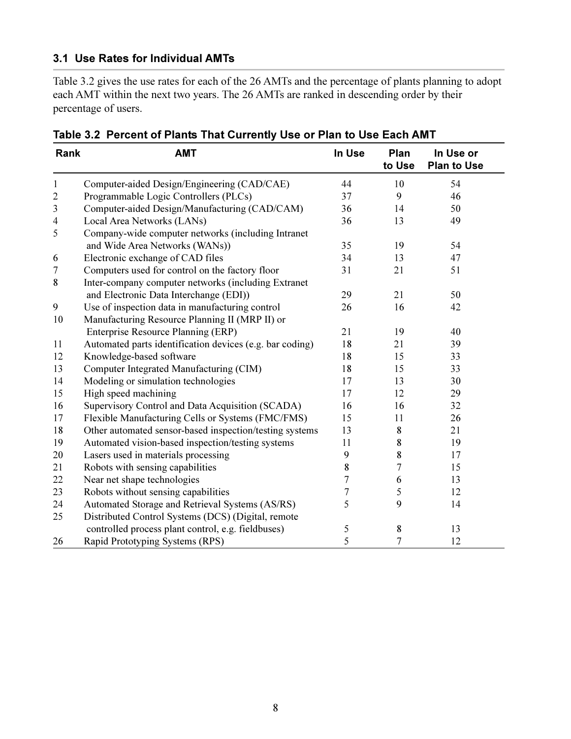### 3.1 Use Rates for Individual AMTs

Table 3.2 gives the use rates for each of the 26 AMTs and the percentage of plants planning to adopt each AMT within the next two years. The 26 AMTs are ranked in descending order by their percentage of users.

**Table 3.2 Percent of Plants That Currently Use or Plan to Use Each AMT**

| Rank | AMT | In Use | Plan to Use | In Use or Plan to Use |
|---|---|---|---|---|
| 1 | Computer-aided Design/Engineering (CAD/CAE) | 44 | 10 | 54 |
| 2 | Programmable Logic Controllers (PLCs) | 37 | 9 | 46 |
| 3 | Computer-aided Design/Manufacturing (CAD/CAM) | 36 | 14 | 50 |
| 4 | Local Area Networks (LANs) | 36 | 13 | 49 |
| 5 | Company-wide computer networks (including Intranet and Wide Area Networks (WANs)) | 35 | 19 | 54 |
| 6 | Electronic exchange of CAD files | 34 | 13 | 47 |
| 7 | Computers used for control on the factory floor | 31 | 21 | 51 |
| 8 | Inter-company computer networks (including Extranet and Electronic Data Interchange (EDI)) | 29 | 21 | 50 |
| 9 | Use of inspection data in manufacturing control | 26 | 16 | 42 |
| 10 | Manufacturing Resource Planning II (MRP II) or Enterprise Resource Planning (ERP) | 21 | 19 | 40 |
| 11 | Automated parts identification devices (e.g. bar coding) | 18 | 21 | 39 |
| 12 | Knowledge-based software | 18 | 15 | 33 |
| 13 | Computer Integrated Manufacturing (CIM) | 18 | 15 | 33 |
| 14 | Modeling or simulation technologies | 17 | 13 | 30 |
| 15 | High speed machining | 17 | 12 | 29 |
| 16 | Supervisory Control and Data Acquisition (SCADA) | 16 | 16 | 32 |
| 17 | Flexible Manufacturing Cells or Systems (FMC/FMS) | 15 | 11 | 26 |
| 18 | Other automated sensor-based inspection/testing systems | 13 | 8 | 21 |
| 19 | Automated vision-based inspection/testing systems | 11 | 8 | 19 |
| 20 | Lasers used in materials processing | 9 | 8 | 17 |
| 21 | Robots with sensing capabilities | 8 | 7 | 15 |
| 22 | Near net shape technologies | 7 | 6 | 13 |
| 23 | Robots without sensing capabilities | 7 | 5 | 12 |
| 24 | Automated Storage and Retrieval Systems (AS/RS) | 5 | 9 | 14 |
| 25 | Distributed Control Systems (DCS) (Digital, remote controlled process plant control, e.g. fieldbuses) | 5 | 8 | 13 |
| 26 | Rapid Prototyping Systems (RPS) | 5 | 7 | 12 |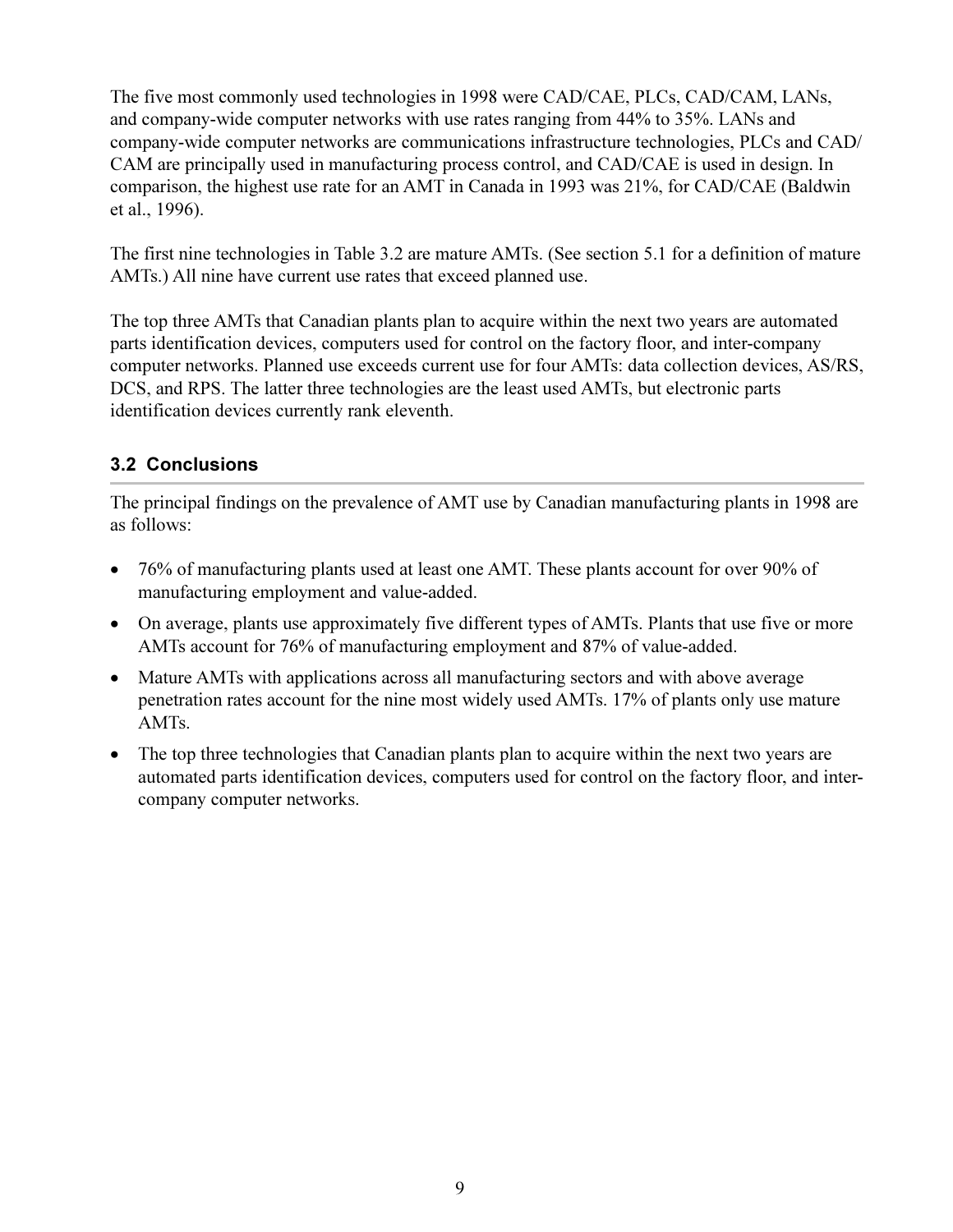The five most commonly used technologies in 1998 were CAD/CAE, PLCs, CAD/CAM, LANs, and company-wide computer networks with use rates ranging from 44% to 35%. LANs and company-wide computer networks are communications infrastructure technologies, PLCs and CAD/CAM are principally used in manufacturing process control, and CAD/CAE is used in design. In comparison, the highest use rate for an AMT in Canada in 1993 was 21%, for CAD/CAE (Baldwin et al., 1996).

The first nine technologies in Table 3.2 are mature AMTs. (See section 5.1 for a definition of mature AMTs.) All nine have current use rates that exceed planned use.

The top three AMTs that Canadian plants plan to acquire within the next two years are automated parts identification devices, computers used for control on the factory floor, and inter-company computer networks. Planned use exceeds current use for four AMTs: data collection devices, AS/RS, DCS, and RPS. The latter three technologies are the least used AMTs, but electronic parts identification devices currently rank eleventh.

## 3.2 Conclusions

The principal findings on the prevalence of AMT use by Canadian manufacturing plants in 1998 are as follows:

- 76% of manufacturing plants used at least one AMT. These plants account for over 90% of manufacturing employment and value-added.
- On average, plants use approximately five different types of AMTs. Plants that use five or more AMTs account for 76% of manufacturing employment and 87% of value-added.
- Mature AMTs with applications across all manufacturing sectors and with above average penetration rates account for the nine most widely used AMTs. 17% of plants only use mature AMTs.
- The top three technologies that Canadian plants plan to acquire within the next two years are automated parts identification devices, computers used for control on the factory floor, and inter-company computer networks.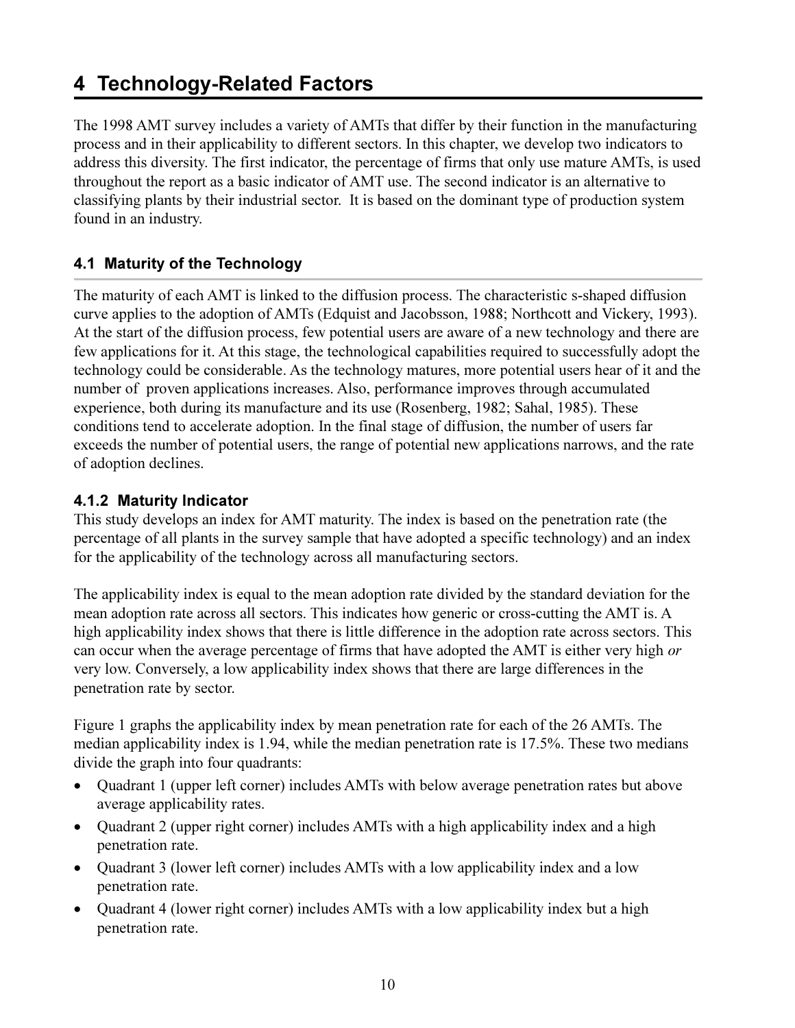# 4 Technology-Related Factors

The 1998 AMT survey includes a variety of AMTs that differ by their function in the manufacturing process and in their applicability to different sectors. In this chapter, we develop two indicators to address this diversity. The first indicator, the percentage of firms that only use mature AMTs, is used throughout the report as a basic indicator of AMT use. The second indicator is an alternative to classifying plants by their industrial sector. It is based on the dominant type of production system found in an industry.

## 4.1 Maturity of the Technology

The maturity of each AMT is linked to the diffusion process. The characteristic s-shaped diffusion curve applies to the adoption of AMTs (Edquist and Jacobsson, 1988; Northcott and Vickery, 1993). At the start of the diffusion process, few potential users are aware of a new technology and there are few applications for it. At this stage, the technological capabilities required to successfully adopt the technology could be considerable. As the technology matures, more potential users hear of it and the number of proven applications increases. Also, performance improves through accumulated experience, both during its manufacture and its use (Rosenberg, 1982; Sahal, 1985). These conditions tend to accelerate adoption. In the final stage of diffusion, the number of users far exceeds the number of potential users, the range of potential new applications narrows, and the rate of adoption declines.

### 4.1.2 Maturity Indicator

This study develops an index for AMT maturity. The index is based on the penetration rate (the percentage of all plants in the survey sample that have adopted a specific technology) and an index for the applicability of the technology across all manufacturing sectors.

The applicability index is equal to the mean adoption rate divided by the standard deviation for the mean adoption rate across all sectors. This indicates how generic or cross-cutting the AMT is. A high applicability index shows that there is little difference in the adoption rate across sectors. This can occur when the average percentage of firms that have adopted the AMT is either very high *or* very low. Conversely, a low applicability index shows that there are large differences in the penetration rate by sector.

Figure 1 graphs the applicability index by mean penetration rate for each of the 26 AMTs. The median applicability index is 1.94, while the median penetration rate is 17.5%. These two medians divide the graph into four quadrants:

- Quadrant 1 (upper left corner) includes AMTs with below average penetration rates but above average applicability rates.
- Quadrant 2 (upper right corner) includes AMTs with a high applicability index and a high penetration rate.
- Quadrant 3 (lower left corner) includes AMTs with a low applicability index and a low penetration rate.
- Quadrant 4 (lower right corner) includes AMTs with a low applicability index but a high penetration rate.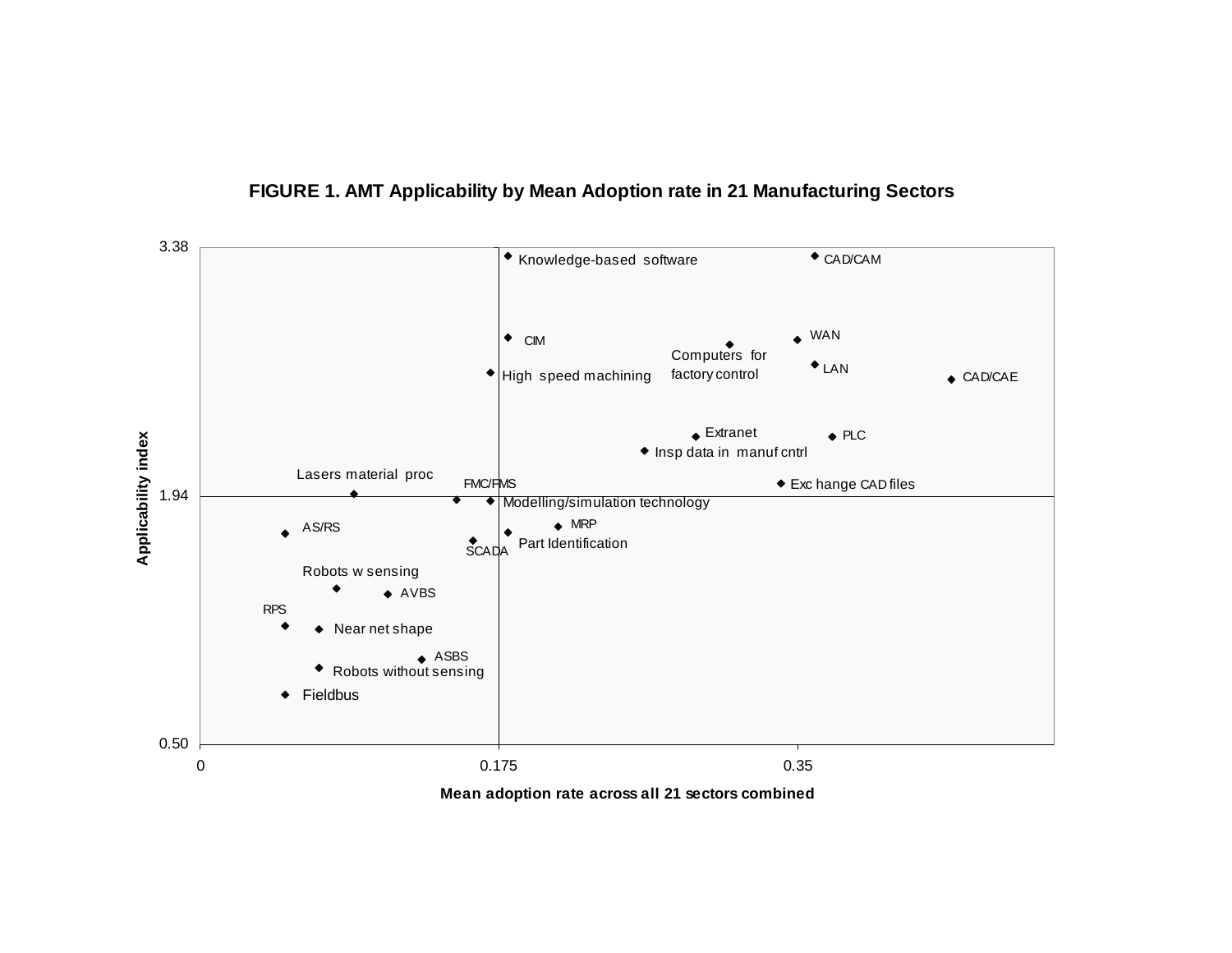**FIGURE 1. AMT Applicability by Mean Adoption rate in 21 Manufacturing Sectors**

Applicability index

3.38

1.94

0.50

0

0.175

0.35

Mean adoption rate across all 21 sectors combined

Knowledge-based software

CAD/CAM

CIM

WAN

Computers for factory control

LAN

High speed machining

CAD/CAE

Extranet

PLC

Insp data in manuf cntrl

Lasers material proc

FMC/FMS

Exchange CAD files

Modelling/simulation technology

MRP

AS/RS

Part Identification

SCADA

Robots w sensing

AVBS

RPS

Near net shape

ASBS

Robots without sensing

Fieldbus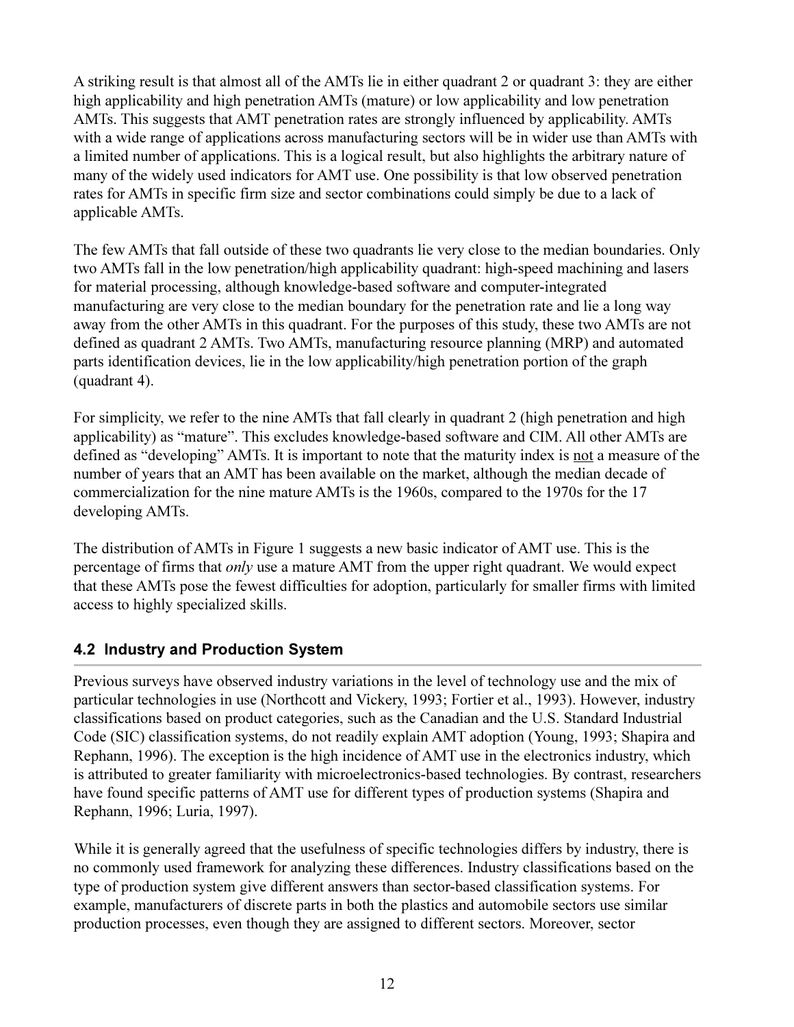A striking result is that almost all of the AMTs lie in either quadrant 2 or quadrant 3: they are either high applicability and high penetration AMTs (mature) or low applicability and low penetration AMTs. This suggests that AMT penetration rates are strongly influenced by applicability. AMTs with a wide range of applications across manufacturing sectors will be in wider use than AMTs with a limited number of applications. This is a logical result, but also highlights the arbitrary nature of many of the widely used indicators for AMT use. One possibility is that low observed penetration rates for AMTs in specific firm size and sector combinations could simply be due to a lack of applicable AMTs.

The few AMTs that fall outside of these two quadrants lie very close to the median boundaries. Only two AMTs fall in the low penetration/high applicability quadrant: high-speed machining and lasers for material processing, although knowledge-based software and computer-integrated manufacturing are very close to the median boundary for the penetration rate and lie a long way away from the other AMTs in this quadrant. For the purposes of this study, these two AMTs are not defined as quadrant 2 AMTs. Two AMTs, manufacturing resource planning (MRP) and automated parts identification devices, lie in the low applicability/high penetration portion of the graph (quadrant 4).

For simplicity, we refer to the nine AMTs that fall clearly in quadrant 2 (high penetration and high applicability) as "mature". This excludes knowledge-based software and CIM. All other AMTs are defined as "developing" AMTs. It is important to note that the maturity index is <u>not</u> a measure of the number of years that an AMT has been available on the market, although the median decade of commercialization for the nine mature AMTs is the 1960s, compared to the 1970s for the 17 developing AMTs.

The distribution of AMTs in Figure 1 suggests a new basic indicator of AMT use. This is the percentage of firms that *only* use a mature AMT from the upper right quadrant. We would expect that these AMTs pose the fewest difficulties for adoption, particularly for smaller firms with limited access to highly specialized skills.

## 4.2 Industry and Production System

Previous surveys have observed industry variations in the level of technology use and the mix of particular technologies in use (Northcott and Vickery, 1993; Fortier et al., 1993). However, industry classifications based on product categories, such as the Canadian and the U.S. Standard Industrial Code (SIC) classification systems, do not readily explain AMT adoption (Young, 1993; Shapira and Rephann, 1996). The exception is the high incidence of AMT use in the electronics industry, which is attributed to greater familiarity with microelectronics-based technologies. By contrast, researchers have found specific patterns of AMT use for different types of production systems (Shapira and Rephann, 1996; Luria, 1997).

While it is generally agreed that the usefulness of specific technologies differs by industry, there is no commonly used framework for analyzing these differences. Industry classifications based on the type of production system give different answers than sector-based classification systems. For example, manufacturers of discrete parts in both the plastics and automobile sectors use similar production processes, even though they are assigned to different sectors. Moreover, sector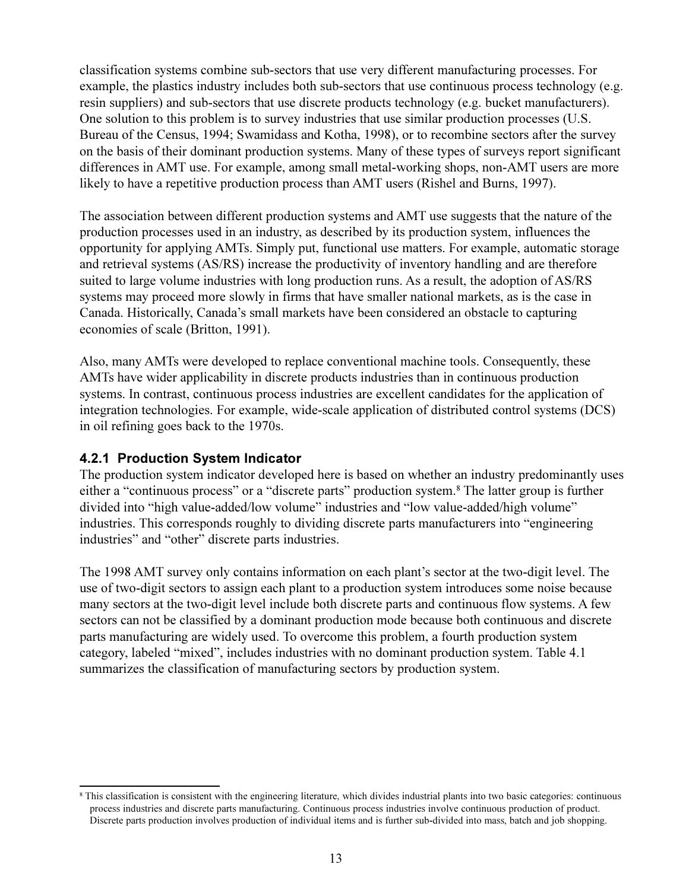classification systems combine sub-sectors that use very different manufacturing processes. For example, the plastics industry includes both sub-sectors that use continuous process technology (e.g. resin suppliers) and sub-sectors that use discrete products technology (e.g. bucket manufacturers). One solution to this problem is to survey industries that use similar production processes (U.S. Bureau of the Census, 1994; Swamidass and Kotha, 1998), or to recombine sectors after the survey on the basis of their dominant production systems. Many of these types of surveys report significant differences in AMT use. For example, among small metal-working shops, non-AMT users are more likely to have a repetitive production process than AMT users (Rishel and Burns, 1997).

The association between different production systems and AMT use suggests that the nature of the production processes used in an industry, as described by its production system, influences the opportunity for applying AMTs. Simply put, functional use matters. For example, automatic storage and retrieval systems (AS/RS) increase the productivity of inventory handling and are therefore suited to large volume industries with long production runs. As a result, the adoption of AS/RS systems may proceed more slowly in firms that have smaller national markets, as is the case in Canada. Historically, Canada's small markets have been considered an obstacle to capturing economies of scale (Britton, 1991).

Also, many AMTs were developed to replace conventional machine tools. Consequently, these AMTs have wider applicability in discrete products industries than in continuous production systems. In contrast, continuous process industries are excellent candidates for the application of integration technologies. For example, wide-scale application of distributed control systems (DCS) in oil refining goes back to the 1970s.

### 4.2.1 Production System Indicator

The production system indicator developed here is based on whether an industry predominantly uses either a "continuous process" or a "discrete parts" production system.[8] The latter group is further divided into "high value-added/low volume" industries and "low value-added/high volume" industries. This corresponds roughly to dividing discrete parts manufacturers into "engineering industries" and "other" discrete parts industries.

The 1998 AMT survey only contains information on each plant's sector at the two-digit level. The use of two-digit sectors to assign each plant to a production system introduces some noise because many sectors at the two-digit level include both discrete parts and continuous flow systems. A few sectors can not be classified by a dominant production mode because both continuous and discrete parts manufacturing are widely used. To overcome this problem, a fourth production system category, labeled "mixed", includes industries with no dominant production system. Table 4.1 summarizes the classification of manufacturing sectors by production system.

[8] This classification is consistent with the engineering literature, which divides industrial plants into two basic categories: continuous process industries and discrete parts manufacturing. Continuous process industries involve continuous production of product. Discrete parts production involves production of individual items and is further sub-divided into mass, batch and job shopping.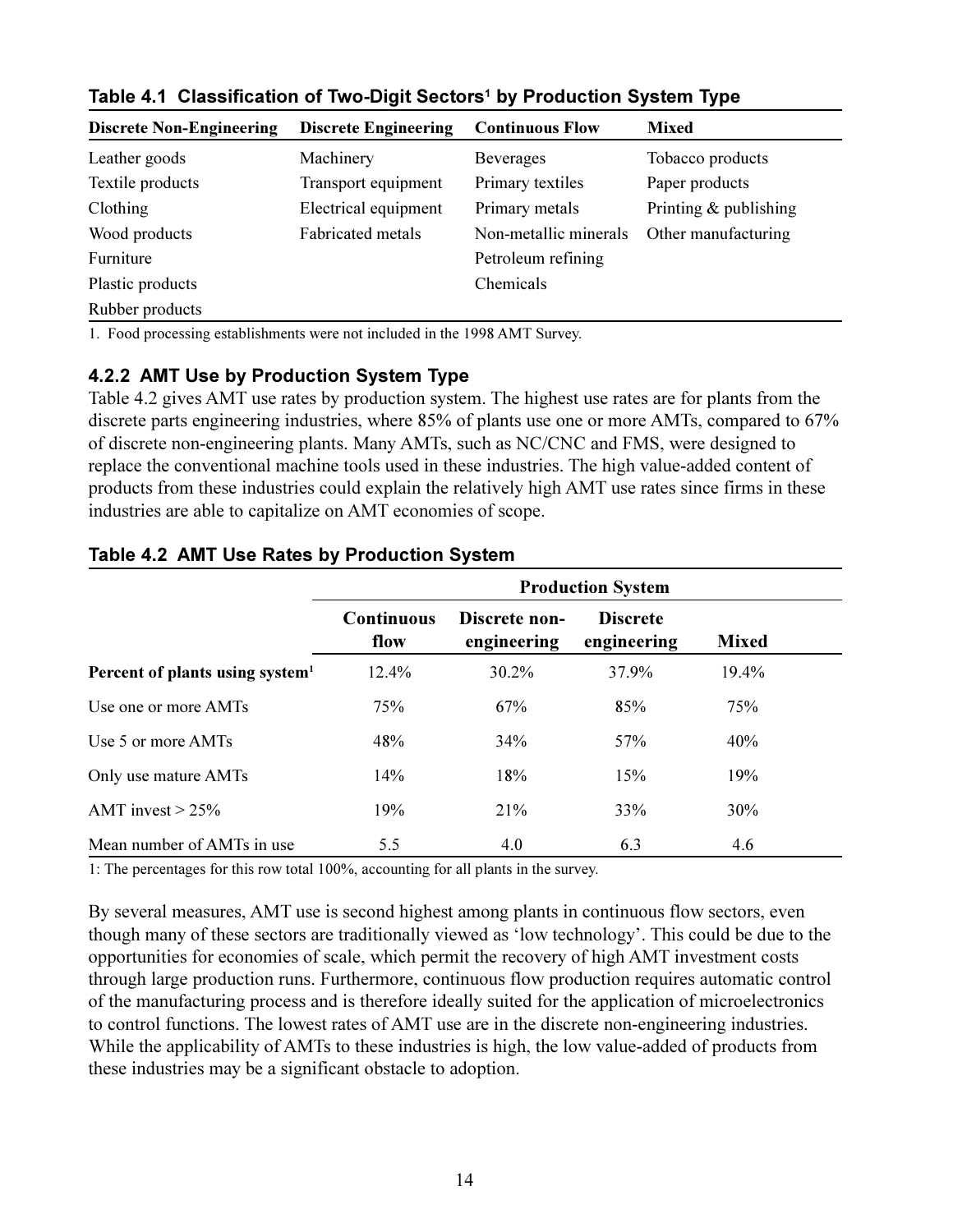**Table 4.1 Classification of Two-Digit Sectors[1] by Production System Type**

| Discrete Non-Engineering | Discrete Engineering | Continuous Flow | Mixed |
|---|---|---|---|
| Leather goods | Machinery | Beverages | Tobacco products |
| Textile products | Transport equipment | Primary textiles | Paper products |
| Clothing | Electrical equipment | Primary metals | Printing & publishing |
| Wood products | Fabricated metals | Non-metallic minerals | Other manufacturing |
| Furniture | | Petroleum refining | |
| Plastic products | | Chemicals | |
| Rubber products | | | |

1. Food processing establishments were not included in the 1998 AMT Survey.

### 4.2.2 AMT Use by Production System Type

Table 4.2 gives AMT use rates by production system. The highest use rates are for plants from the discrete parts engineering industries, where 85% of plants use one or more AMTs, compared to 67% of discrete non-engineering plants. Many AMTs, such as NC/CNC and FMS, were designed to replace the conventional machine tools used in these industries. The high value-added content of products from these industries could explain the relatively high AMT use rates since firms in these industries are able to capitalize on AMT economies of scope.

**Table 4.2 AMT Use Rates by Production System**

| | Production System | | | |
|---|---|---|---|---|
| | Continuous flow | Discrete non-engineering | Discrete engineering | Mixed |
| **Percent of plants using system[1]** | 12.4% | 30.2% | 37.9% | 19.4% |
| Use one or more AMTs | 75% | 67% | 85% | 75% |
| Use 5 or more AMTs | 48% | 34% | 57% | 40% |
| Only use mature AMTs | 14% | 18% | 15% | 19% |
| AMT invest > 25% | 19% | 21% | 33% | 30% |
| Mean number of AMTs in use | 5.5 | 4.0 | 6.3 | 4.6 |

1: The percentages for this row total 100%, accounting for all plants in the survey.

By several measures, AMT use is second highest among plants in continuous flow sectors, even though many of these sectors are traditionally viewed as 'low technology'. This could be due to the opportunities for economies of scale, which permit the recovery of high AMT investment costs through large production runs. Furthermore, continuous flow production requires automatic control of the manufacturing process and is therefore ideally suited for the application of microelectronics to control functions. The lowest rates of AMT use are in the discrete non-engineering industries. While the applicability of AMTs to these industries is high, the low value-added of products from these industries may be a significant obstacle to adoption.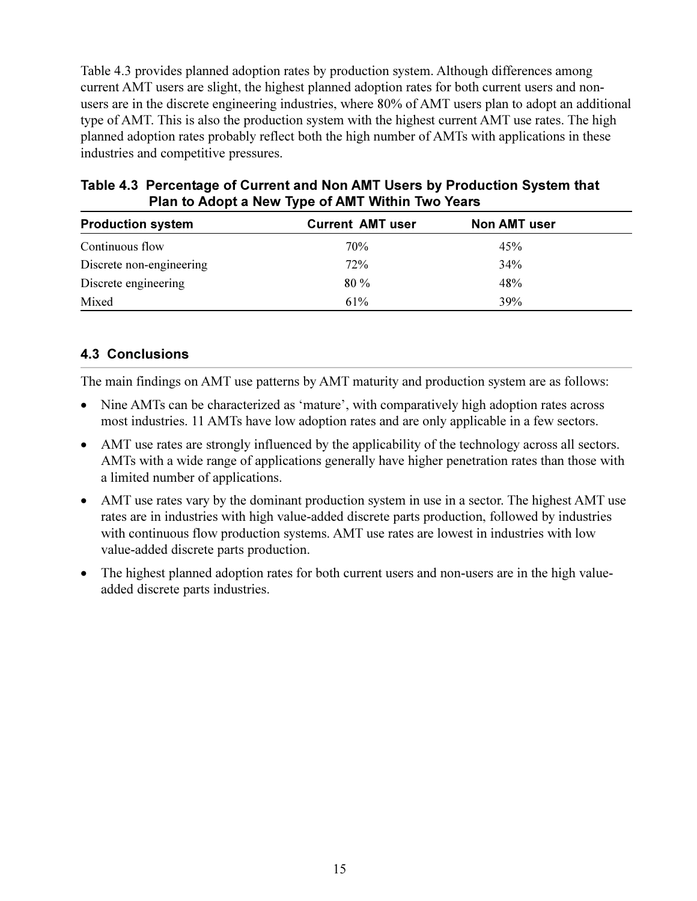Table 4.3 provides planned adoption rates by production system. Although differences among current AMT users are slight, the highest planned adoption rates for both current users and non-users are in the discrete engineering industries, where 80% of AMT users plan to adopt an additional type of AMT. This is also the production system with the highest current AMT use rates. The high planned adoption rates probably reflect both the high number of AMTs with applications in these industries and competitive pressures.

**Table 4.3 Percentage of Current and Non AMT Users by Production System that Plan to Adopt a New Type of AMT Within Two Years**

| Production system | Current AMT user | Non AMT user |
|---|---|---|
| Continuous flow | 70% | 45% |
| Discrete non-engineering | 72% | 34% |
| Discrete engineering | 80 % | 48% |
| Mixed | 61% | 39% |

## 4.3 Conclusions

The main findings on AMT use patterns by AMT maturity and production system are as follows:

- Nine AMTs can be characterized as 'mature', with comparatively high adoption rates across most industries. 11 AMTs have low adoption rates and are only applicable in a few sectors.
- AMT use rates are strongly influenced by the applicability of the technology across all sectors. AMTs with a wide range of applications generally have higher penetration rates than those with a limited number of applications.
- AMT use rates vary by the dominant production system in use in a sector. The highest AMT use rates are in industries with high value-added discrete parts production, followed by industries with continuous flow production systems. AMT use rates are lowest in industries with low value-added discrete parts production.
- The highest planned adoption rates for both current users and non-users are in the high value-added discrete parts industries.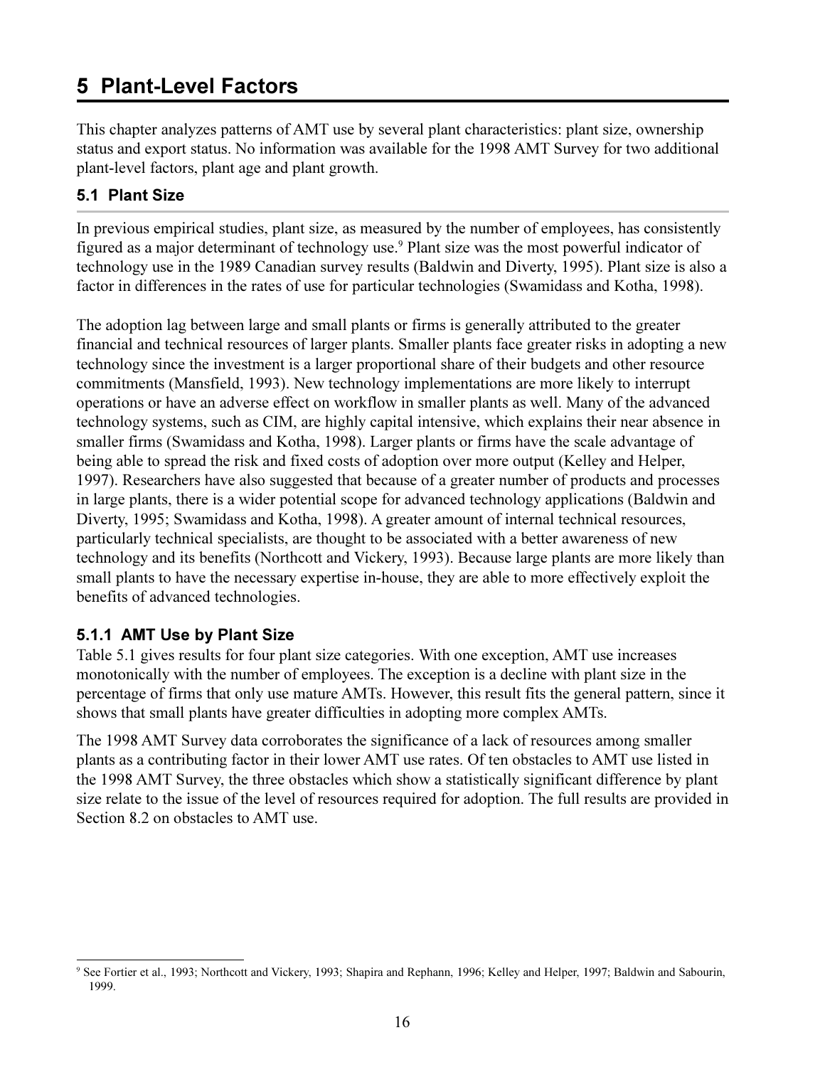# 5 Plant-Level Factors

This chapter analyzes patterns of AMT use by several plant characteristics: plant size, ownership status and export status. No information was available for the 1998 AMT Survey for two additional plant-level factors, plant age and plant growth.

## 5.1 Plant Size

In previous empirical studies, plant size, as measured by the number of employees, has consistently figured as a major determinant of technology use.[9] Plant size was the most powerful indicator of technology use in the 1989 Canadian survey results (Baldwin and Diverty, 1995). Plant size is also a factor in differences in the rates of use for particular technologies (Swamidass and Kotha, 1998).

The adoption lag between large and small plants or firms is generally attributed to the greater financial and technical resources of larger plants. Smaller plants face greater risks in adopting a new technology since the investment is a larger proportional share of their budgets and other resource commitments (Mansfield, 1993). New technology implementations are more likely to interrupt operations or have an adverse effect on workflow in smaller plants as well. Many of the advanced technology systems, such as CIM, are highly capital intensive, which explains their near absence in smaller firms (Swamidass and Kotha, 1998). Larger plants or firms have the scale advantage of being able to spread the risk and fixed costs of adoption over more output (Kelley and Helper, 1997). Researchers have also suggested that because of a greater number of products and processes in large plants, there is a wider potential scope for advanced technology applications (Baldwin and Diverty, 1995; Swamidass and Kotha, 1998). A greater amount of internal technical resources, particularly technical specialists, are thought to be associated with a better awareness of new technology and its benefits (Northcott and Vickery, 1993). Because large plants are more likely than small plants to have the necessary expertise in-house, they are able to more effectively exploit the benefits of advanced technologies.

### 5.1.1 AMT Use by Plant Size

Table 5.1 gives results for four plant size categories. With one exception, AMT use increases monotonically with the number of employees. The exception is a decline with plant size in the percentage of firms that only use mature AMTs. However, this result fits the general pattern, since it shows that small plants have greater difficulties in adopting more complex AMTs.

The 1998 AMT Survey data corroborates the significance of a lack of resources among smaller plants as a contributing factor in their lower AMT use rates. Of ten obstacles to AMT use listed in the 1998 AMT Survey, the three obstacles which show a statistically significant difference by plant size relate to the issue of the level of resources required for adoption. The full results are provided in Section 8.2 on obstacles to AMT use.

[9] See Fortier et al., 1993; Northcott and Vickery, 1993; Shapira and Rephann, 1996; Kelley and Helper, 1997; Baldwin and Sabourin, 1999.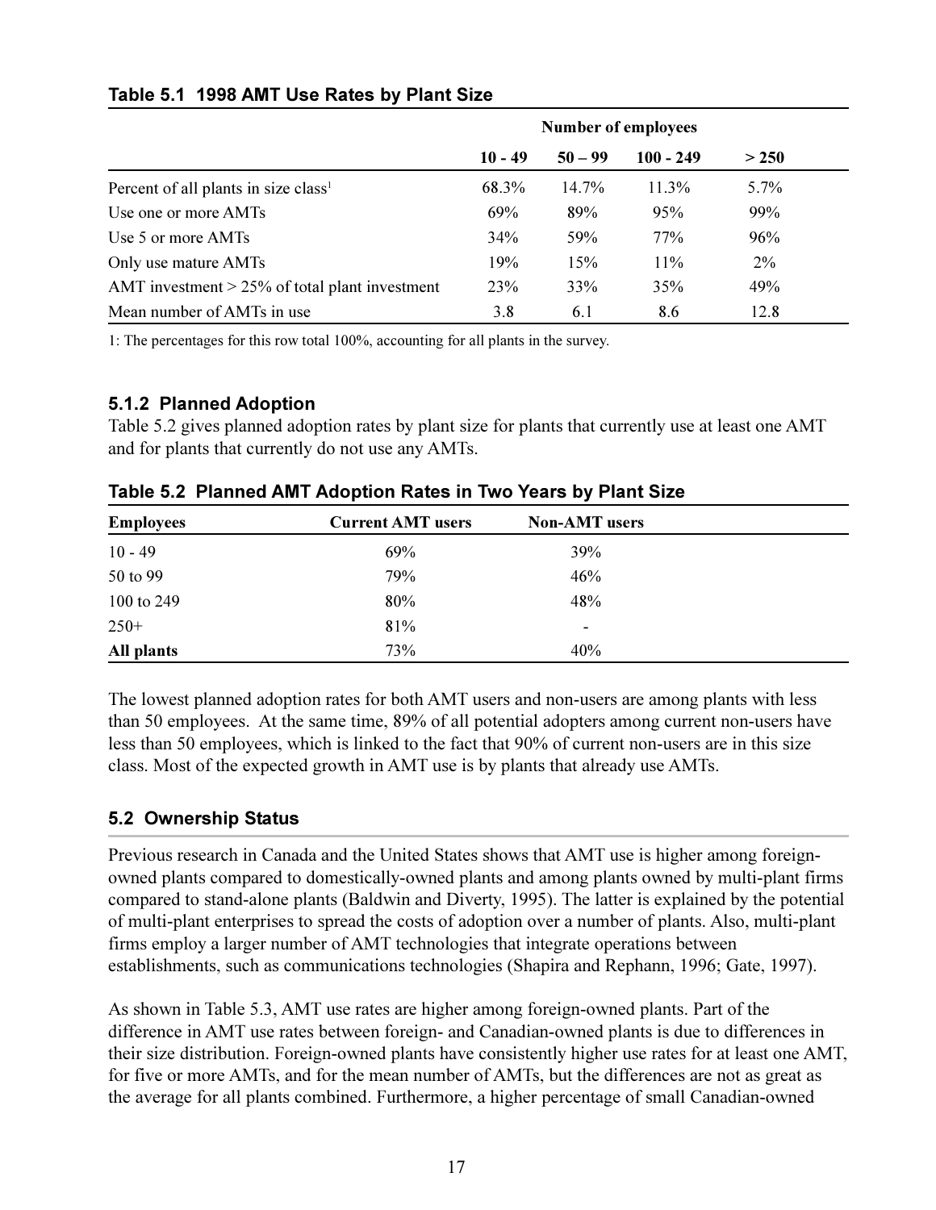**Table 5.1 1998 AMT Use Rates by Plant Size**

| | Number of employees | | | |
|---|---|---|---|---|
| | 10 - 49 | 50 – 99 | 100 - 249 | > 250 |
| Percent of all plants in size class[1] | 68.3% | 14.7% | 11.3% | 5.7% |
| Use one or more AMTs | 69% | 89% | 95% | 99% |
| Use 5 or more AMTs | 34% | 59% | 77% | 96% |
| Only use mature AMTs | 19% | 15% | 11% | 2% |
| AMT investment > 25% of total plant investment | 23% | 33% | 35% | 49% |
| Mean number of AMTs in use | 3.8 | 6.1 | 8.6 | 12.8 |

1: The percentages for this row total 100%, accounting for all plants in the survey.

### 5.1.2 Planned Adoption

Table 5.2 gives planned adoption rates by plant size for plants that currently use at least one AMT and for plants that currently do not use any AMTs.

**Table 5.2 Planned AMT Adoption Rates in Two Years by Plant Size**

| Employees | Current AMT users | Non-AMT users |
|---|---|---|
| 10 - 49 | 69% | 39% |
| 50 to 99 | 79% | 46% |
| 100 to 249 | 80% | 48% |
| 250+ | 81% | - |
| **All plants** | 73% | 40% |

The lowest planned adoption rates for both AMT users and non-users are among plants with less than 50 employees. At the same time, 89% of all potential adopters among current non-users have less than 50 employees, which is linked to the fact that 90% of current non-users are in this size class. Most of the expected growth in AMT use is by plants that already use AMTs.

## 5.2 Ownership Status

Previous research in Canada and the United States shows that AMT use is higher among foreign-owned plants compared to domestically-owned plants and among plants owned by multi-plant firms compared to stand-alone plants (Baldwin and Diverty, 1995). The latter is explained by the potential of multi-plant enterprises to spread the costs of adoption over a number of plants. Also, multi-plant firms employ a larger number of AMT technologies that integrate operations between establishments, such as communications technologies (Shapira and Rephann, 1996; Gate, 1997).

As shown in Table 5.3, AMT use rates are higher among foreign-owned plants. Part of the difference in AMT use rates between foreign- and Canadian-owned plants is due to differences in their size distribution. Foreign-owned plants have consistently higher use rates for at least one AMT, for five or more AMTs, and for the mean number of AMTs, but the differences are not as great as the average for all plants combined. Furthermore, a higher percentage of small Canadian-owned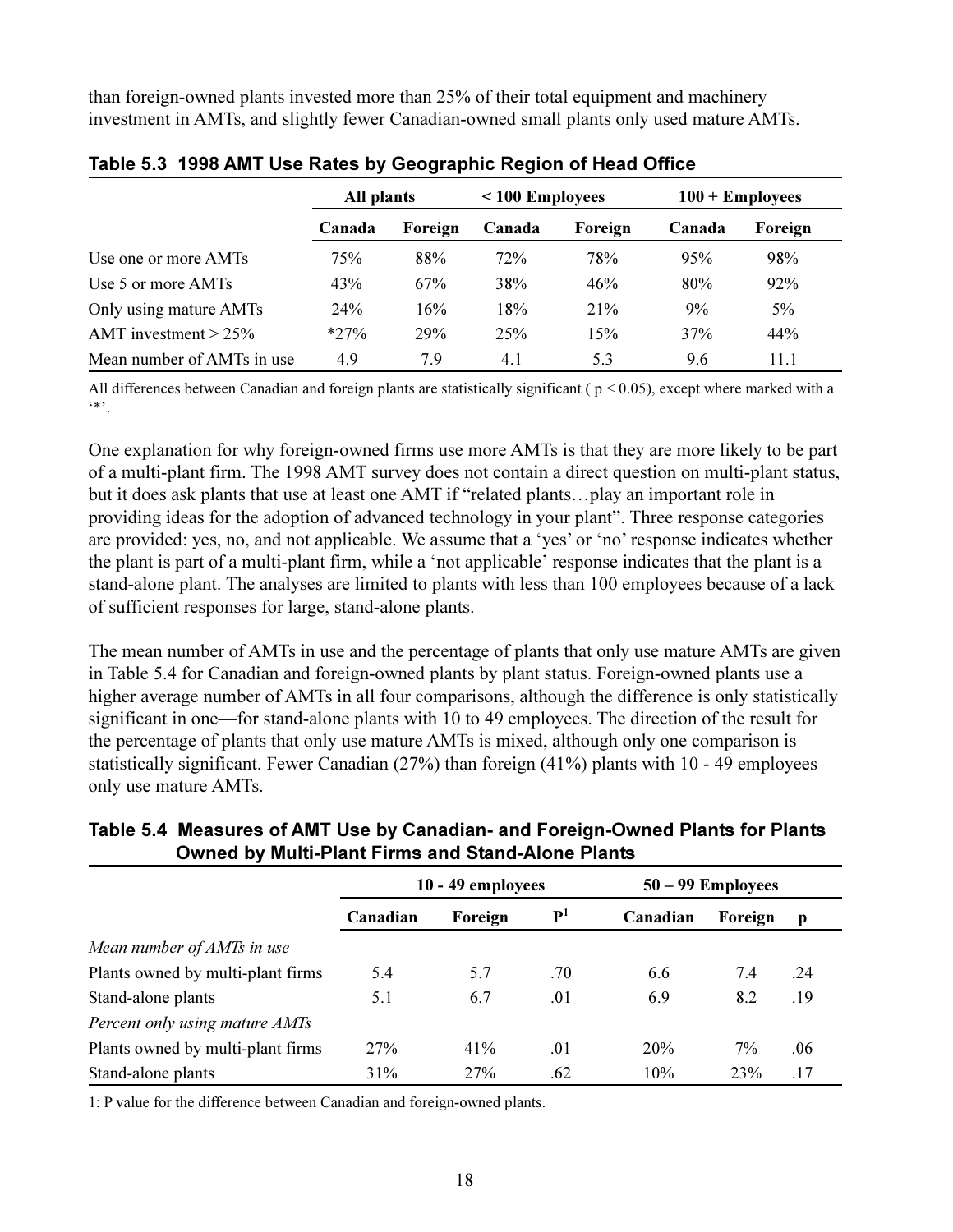than foreign-owned plants invested more than 25% of their total equipment and machinery investment in AMTs, and slightly fewer Canadian-owned small plants only used mature AMTs.

**Table 5.3 1998 AMT Use Rates by Geographic Region of Head Office**

| | All plants | | < 100 Employees | | 100 + Employees | |
|---|---|---|---|---|---|---|
| | Canada | Foreign | Canada | Foreign | Canada | Foreign |
| Use one or more AMTs | 75% | 88% | 72% | 78% | 95% | 98% |
| Use 5 or more AMTs | 43% | 67% | 38% | 46% | 80% | 92% |
| Only using mature AMTs | 24% | 16% | 18% | 21% | 9% | 5% |
| AMT investment > 25% | *27% | 29% | 25% | 15% | 37% | 44% |
| Mean number of AMTs in use | 4.9 | 7.9 | 4.1 | 5.3 | 9.6 | 11.1 |

All differences between Canadian and foreign plants are statistically significant ( $p < 0.05$), except where marked with a '*'.

One explanation for why foreign-owned firms use more AMTs is that they are more likely to be part of a multi-plant firm. The 1998 AMT survey does not contain a direct question on multi-plant status, but it does ask plants that use at least one AMT if "related plants…play an important role in providing ideas for the adoption of advanced technology in your plant". Three response categories are provided: yes, no, and not applicable. We assume that a 'yes' or 'no' response indicates whether the plant is part of a multi-plant firm, while a 'not applicable' response indicates that the plant is a stand-alone plant. The analyses are limited to plants with less than 100 employees because of a lack of sufficient responses for large, stand-alone plants.

The mean number of AMTs in use and the percentage of plants that only use mature AMTs are given in Table 5.4 for Canadian and foreign-owned plants by plant status. Foreign-owned plants use a higher average number of AMTs in all four comparisons, although the difference is only statistically significant in one—for stand-alone plants with 10 to 49 employees. The direction of the result for the percentage of plants that only use mature AMTs is mixed, although only one comparison is statistically significant. Fewer Canadian (27%) than foreign (41%) plants with 10 - 49 employees only use mature AMTs.

**Table 5.4 Measures of AMT Use by Canadian- and Foreign-Owned Plants for Plants Owned by Multi-Plant Firms and Stand-Alone Plants**

| | 10 - 49 employees | | | 50 – 99 Employees | | |
|---|---|---|---|---|---|---|
| | Canadian | Foreign | P[1] | Canadian | Foreign | p |
| *Mean number of AMTs in use* | | | | | | |
| Plants owned by multi-plant firms | 5.4 | 5.7 | .70 | 6.6 | 7.4 | .24 |
| Stand-alone plants | 5.1 | 6.7 | .01 | 6.9 | 8.2 | .19 |
| *Percent only using mature AMTs* | | | | | | |
| Plants owned by multi-plant firms | 27% | 41% | .01 | 20% | 7% | .06 |
| Stand-alone plants | 31% | 27% | .62 | 10% | 23% | .17 |

1: P value for the difference between Canadian and foreign-owned plants.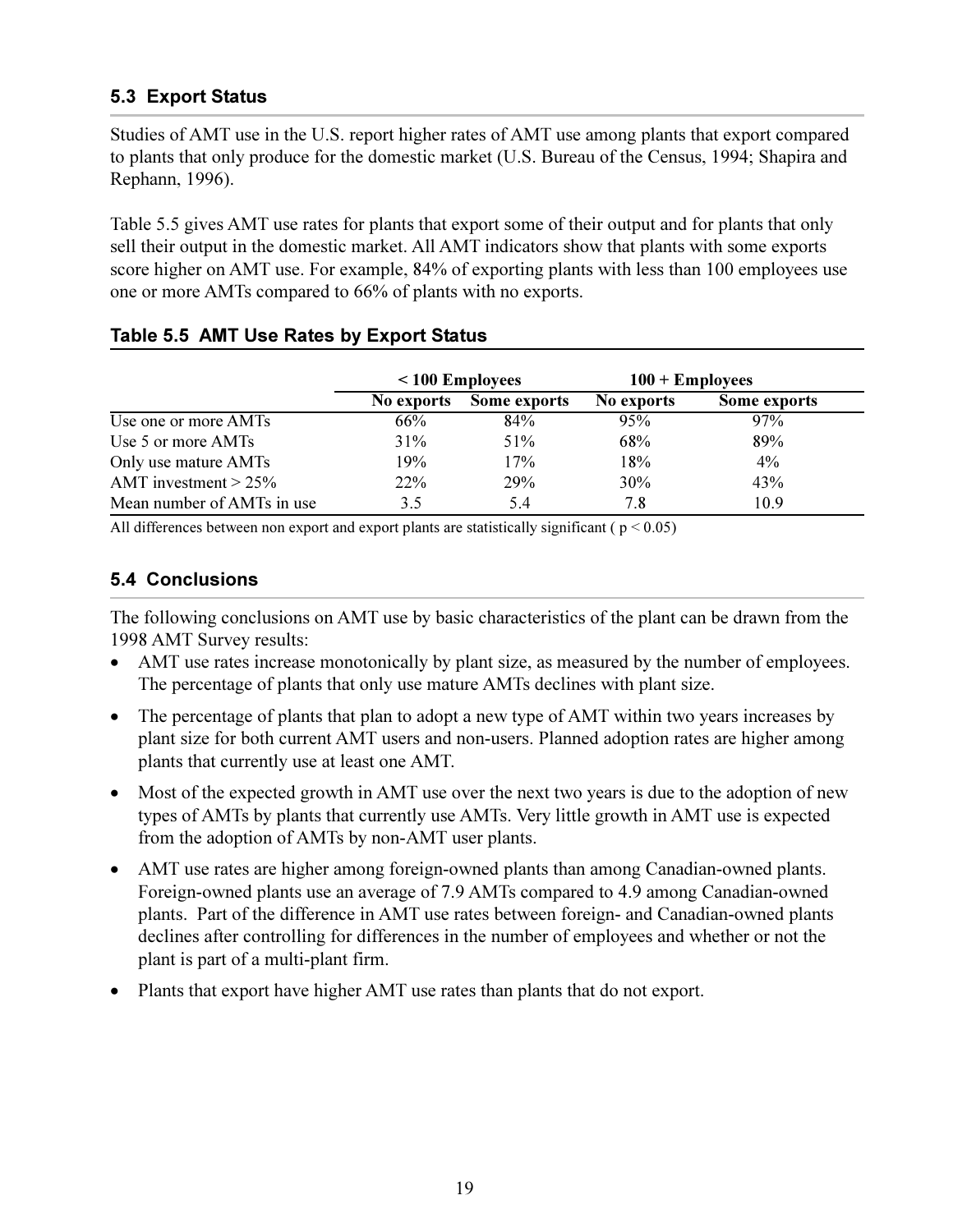### 5.3 Export Status

Studies of AMT use in the U.S. report higher rates of AMT use among plants that export compared to plants that only produce for the domestic market (U.S. Bureau of the Census, 1994; Shapira and Rephann, 1996).

Table 5.5 gives AMT use rates for plants that export some of their output and for plants that only sell their output in the domestic market. All AMT indicators show that plants with some exports score higher on AMT use. For example, 84% of exporting plants with less than 100 employees use one or more AMTs compared to 66% of plants with no exports.

#### Table 5.5 AMT Use Rates by Export Status

| | < 100 Employees | | 100 + Employees | |
|---|---|---|---|---|
| | No exports | Some exports | No exports | Some exports |
| Use one or more AMTs | 66% | 84% | 95% | 97% |
| Use 5 or more AMTs | 31% | 51% | 68% | 89% |
| Only use mature AMTs | 19% | 17% | 18% | 4% |
| AMT investment > 25% | 22% | 29% | 30% | 43% |
| Mean number of AMTs in use | 3.5 | 5.4 | 7.8 | 10.9 |

All differences between non export and export plants are statistically significant ( $p < 0.05$)

### 5.4 Conclusions

The following conclusions on AMT use by basic characteristics of the plant can be drawn from the 1998 AMT Survey results:

- AMT use rates increase monotonically by plant size, as measured by the number of employees. The percentage of plants that only use mature AMTs declines with plant size.
- The percentage of plants that plan to adopt a new type of AMT within two years increases by plant size for both current AMT users and non-users. Planned adoption rates are higher among plants that currently use at least one AMT.
- Most of the expected growth in AMT use over the next two years is due to the adoption of new types of AMTs by plants that currently use AMTs. Very little growth in AMT use is expected from the adoption of AMTs by non-AMT user plants.
- AMT use rates are higher among foreign-owned plants than among Canadian-owned plants. Foreign-owned plants use an average of 7.9 AMTs compared to 4.9 among Canadian-owned plants. Part of the difference in AMT use rates between foreign- and Canadian-owned plants declines after controlling for differences in the number of employees and whether or not the plant is part of a multi-plant firm.
- Plants that export have higher AMT use rates than plants that do not export.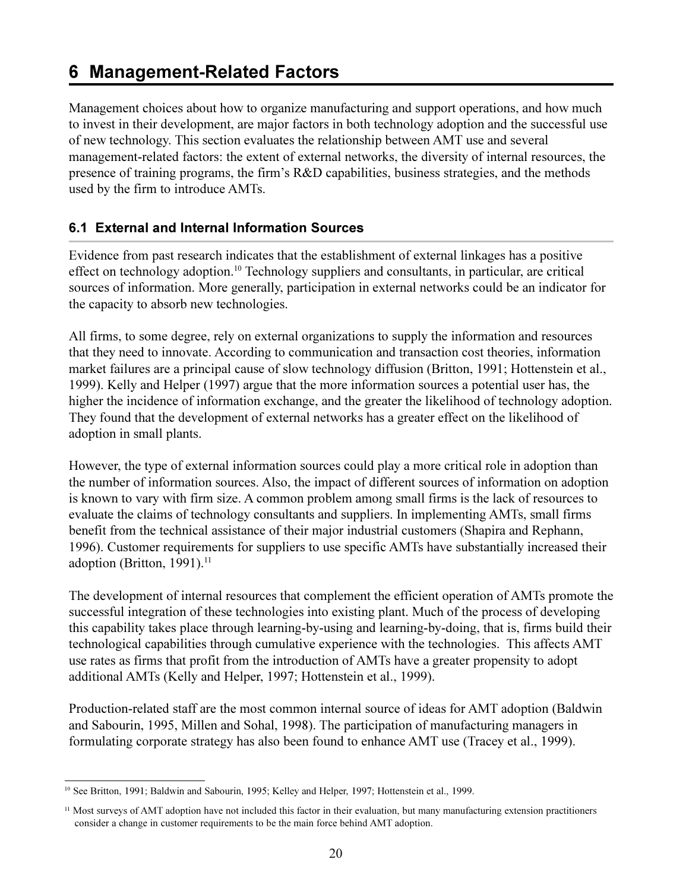# 6 Management-Related Factors

Management choices about how to organize manufacturing and support operations, and how much to invest in their development, are major factors in both technology adoption and the successful use of new technology. This section evaluates the relationship between AMT use and several management-related factors: the extent of external networks, the diversity of internal resources, the presence of training programs, the firm's R&D capabilities, business strategies, and the methods used by the firm to introduce AMTs.

## 6.1 External and Internal Information Sources

Evidence from past research indicates that the establishment of external linkages has a positive effect on technology adoption.[10] Technology suppliers and consultants, in particular, are critical sources of information. More generally, participation in external networks could be an indicator for the capacity to absorb new technologies.

All firms, to some degree, rely on external organizations to supply the information and resources that they need to innovate. According to communication and transaction cost theories, information market failures are a principal cause of slow technology diffusion (Britton, 1991; Hottenstein et al., 1999). Kelly and Helper (1997) argue that the more information sources a potential user has, the higher the incidence of information exchange, and the greater the likelihood of technology adoption. They found that the development of external networks has a greater effect on the likelihood of adoption in small plants.

However, the type of external information sources could play a more critical role in adoption than the number of information sources. Also, the impact of different sources of information on adoption is known to vary with firm size. A common problem among small firms is the lack of resources to evaluate the claims of technology consultants and suppliers. In implementing AMTs, small firms benefit from the technical assistance of their major industrial customers (Shapira and Rephann, 1996). Customer requirements for suppliers to use specific AMTs have substantially increased their adoption (Britton, 1991).[11]

The development of internal resources that complement the efficient operation of AMTs promote the successful integration of these technologies into existing plant. Much of the process of developing this capability takes place through learning-by-using and learning-by-doing, that is, firms build their technological capabilities through cumulative experience with the technologies. This affects AMT use rates as firms that profit from the introduction of AMTs have a greater propensity to adopt additional AMTs (Kelly and Helper, 1997; Hottenstein et al., 1999).

Production-related staff are the most common internal source of ideas for AMT adoption (Baldwin and Sabourin, 1995, Millen and Sohal, 1998). The participation of manufacturing managers in formulating corporate strategy has also been found to enhance AMT use (Tracey et al., 1999).

---

[10] See Britton, 1991; Baldwin and Sabourin, 1995; Kelley and Helper, 1997; Hottenstein et al., 1999.

[11] Most surveys of AMT adoption have not included this factor in their evaluation, but many manufacturing extension practitioners consider a change in customer requirements to be the main force behind AMT adoption.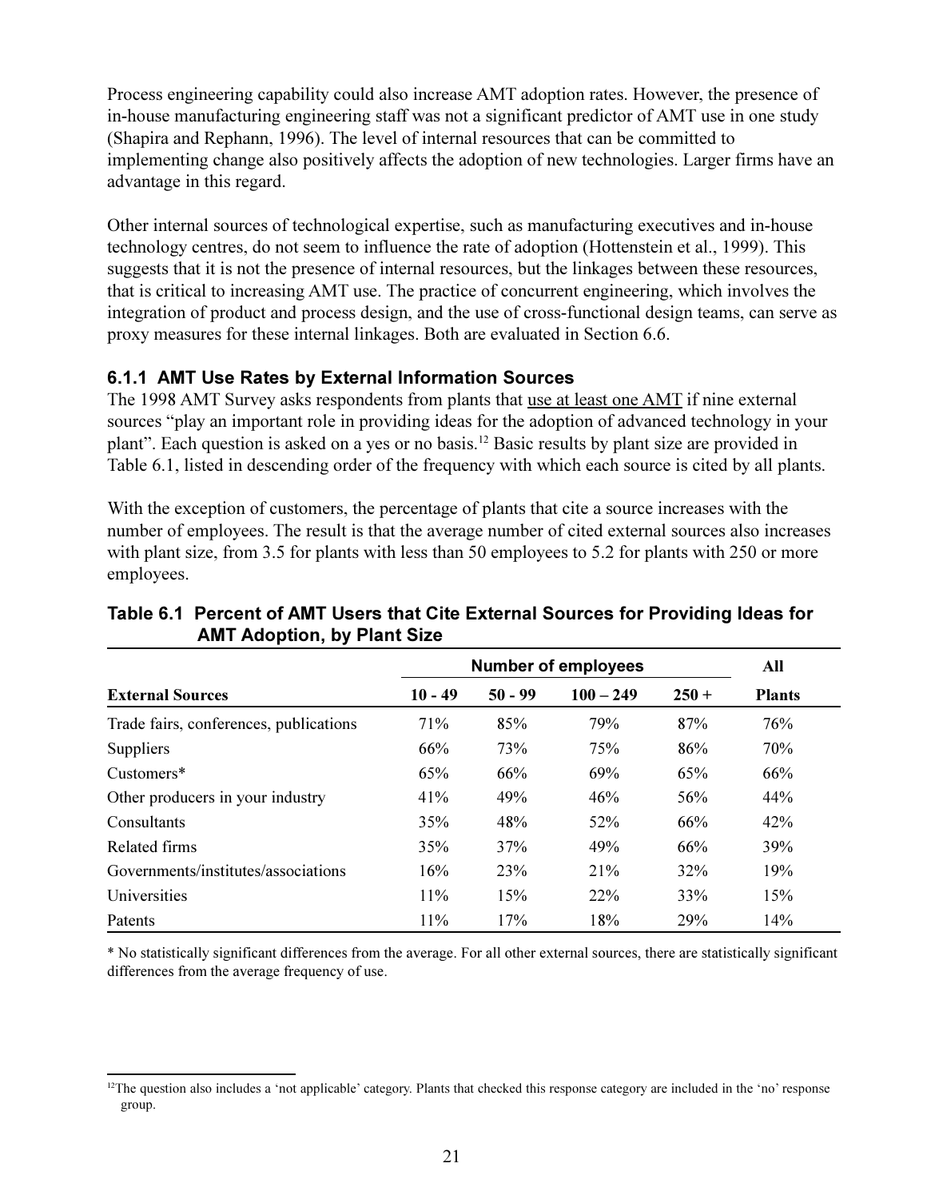Process engineering capability could also increase AMT adoption rates. However, the presence of in-house manufacturing engineering staff was not a significant predictor of AMT use in one study (Shapira and Rephann, 1996). The level of internal resources that can be committed to implementing change also positively affects the adoption of new technologies. Larger firms have an advantage in this regard.

Other internal sources of technological expertise, such as manufacturing executives and in-house technology centres, do not seem to influence the rate of adoption (Hottenstein et al., 1999). This suggests that it is not the presence of internal resources, but the linkages between these resources, that is critical to increasing AMT use. The practice of concurrent engineering, which involves the integration of product and process design, and the use of cross-functional design teams, can serve as proxy measures for these internal linkages. Both are evaluated in Section 6.6.

### 6.1.1 AMT Use Rates by External Information Sources

The 1998 AMT Survey asks respondents from plants that use at least one AMT if nine external sources "play an important role in providing ideas for the adoption of advanced technology in your plant". Each question is asked on a yes or no basis.[12] Basic results by plant size are provided in Table 6.1, listed in descending order of the frequency with which each source is cited by all plants.

With the exception of customers, the percentage of plants that cite a source increases with the number of employees. The result is that the average number of cited external sources also increases with plant size, from 3.5 for plants with less than 50 employees to 5.2 for plants with 250 or more employees.

**Table 6.1 Percent of AMT Users that Cite External Sources for Providing Ideas for AMT Adoption, by Plant Size**

| | Number of employees | | | | All |
|---|---|---|---|---|---|
| **External Sources** | **10 - 49** | **50 - 99** | **100 – 249** | **250 +** | **Plants** |
| Trade fairs, conferences, publications | 71% | 85% | 79% | 87% | 76% |
| Suppliers | 66% | 73% | 75% | 86% | 70% |
| Customers* | 65% | 66% | 69% | 65% | 66% |
| Other producers in your industry | 41% | 49% | 46% | 56% | 44% |
| Consultants | 35% | 48% | 52% | 66% | 42% |
| Related firms | 35% | 37% | 49% | 66% | 39% |
| Governments/institutes/associations | 16% | 23% | 21% | 32% | 19% |
| Universities | 11% | 15% | 22% | 33% | 15% |
| Patents | 11% | 17% | 18% | 29% | 14% |

* No statistically significant differences from the average. For all other external sources, there are statistically significant differences from the average frequency of use.

[12] The question also includes a 'not applicable' category. Plants that checked this response category are included in the 'no' response group.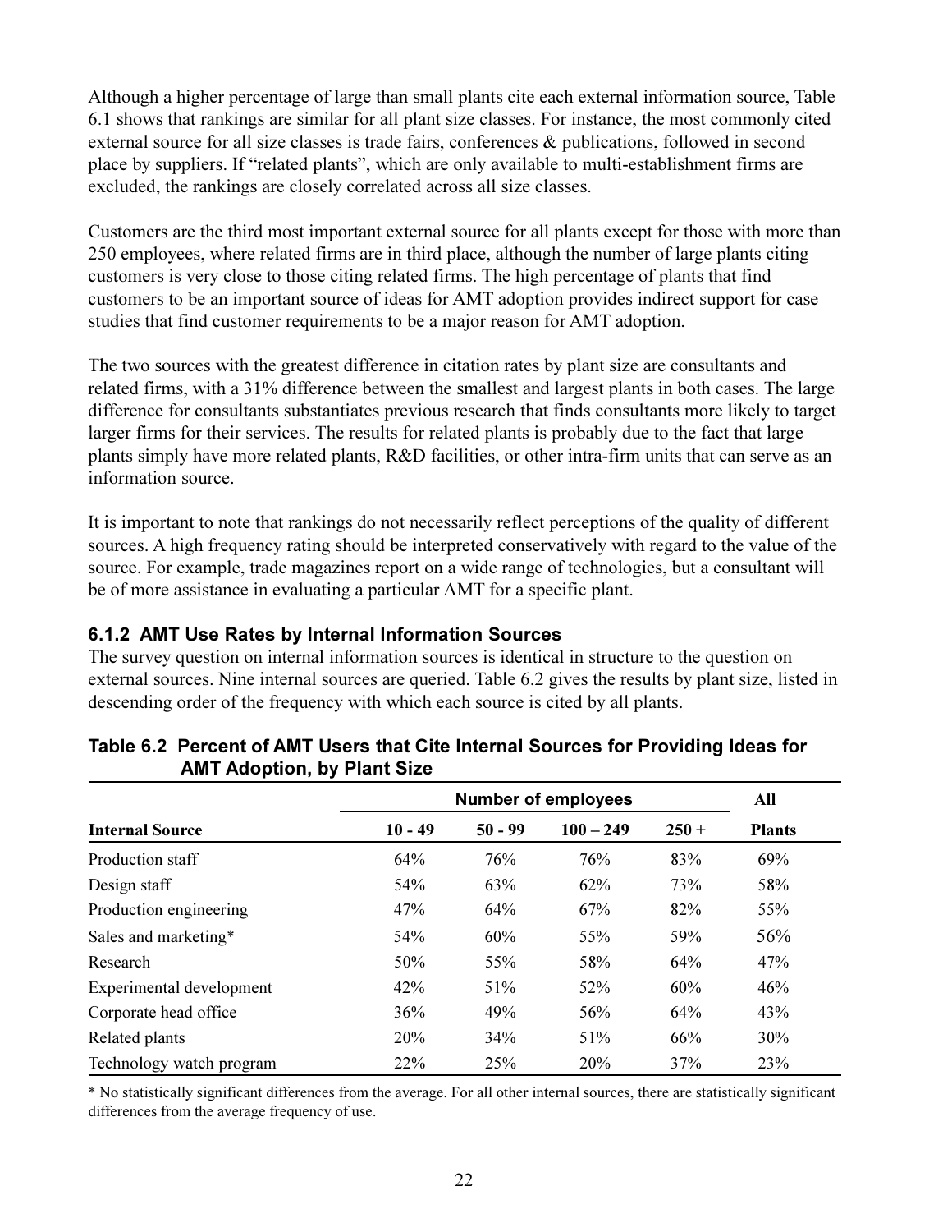Although a higher percentage of large than small plants cite each external information source, Table 6.1 shows that rankings are similar for all plant size classes. For instance, the most commonly cited external source for all size classes is trade fairs, conferences & publications, followed in second place by suppliers. If "related plants", which are only available to multi-establishment firms are excluded, the rankings are closely correlated across all size classes.

Customers are the third most important external source for all plants except for those with more than 250 employees, where related firms are in third place, although the number of large plants citing customers is very close to those citing related firms. The high percentage of plants that find customers to be an important source of ideas for AMT adoption provides indirect support for case studies that find customer requirements to be a major reason for AMT adoption.

The two sources with the greatest difference in citation rates by plant size are consultants and related firms, with a 31% difference between the smallest and largest plants in both cases. The large difference for consultants substantiates previous research that finds consultants more likely to target larger firms for their services. The results for related plants is probably due to the fact that large plants simply have more related plants, R&D facilities, or other intra-firm units that can serve as an information source.

It is important to note that rankings do not necessarily reflect perceptions of the quality of different sources. A high frequency rating should be interpreted conservatively with regard to the value of the source. For example, trade magazines report on a wide range of technologies, but a consultant will be of more assistance in evaluating a particular AMT for a specific plant.

### 6.1.2 AMT Use Rates by Internal Information Sources

The survey question on internal information sources is identical in structure to the question on external sources. Nine internal sources are queried. Table 6.2 gives the results by plant size, listed in descending order of the frequency with which each source is cited by all plants.

**Table 6.2 Percent of AMT Users that Cite Internal Sources for Providing Ideas for AMT Adoption, by Plant Size**

| | Number of employees | | | | All |
|---|---|---|---|---|---|
| **Internal Source** | **10 - 49** | **50 - 99** | **100 – 249** | **250 +** | **Plants** |
| Production staff | 64% | 76% | 76% | 83% | 69% |
| Design staff | 54% | 63% | 62% | 73% | 58% |
| Production engineering | 47% | 64% | 67% | 82% | 55% |
| Sales and marketing* | 54% | 60% | 55% | 59% | 56% |
| Research | 50% | 55% | 58% | 64% | 47% |
| Experimental development | 42% | 51% | 52% | 60% | 46% |
| Corporate head office | 36% | 49% | 56% | 64% | 43% |
| Related plants | 20% | 34% | 51% | 66% | 30% |
| Technology watch program | 22% | 25% | 20% | 37% | 23% |

* No statistically significant differences from the average. For all other internal sources, there are statistically significant differences from the average frequency of use.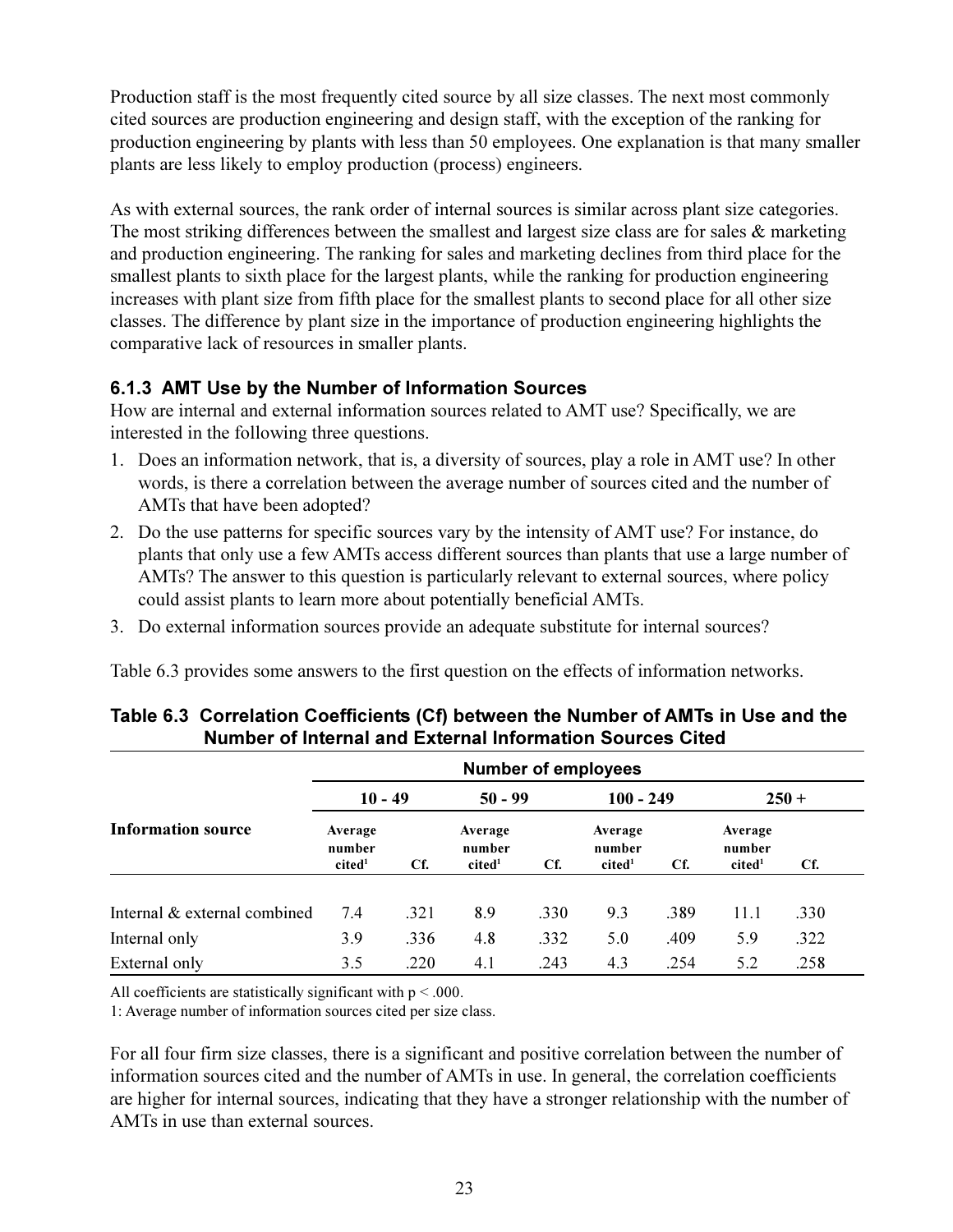Production staff is the most frequently cited source by all size classes. The next most commonly cited sources are production engineering and design staff, with the exception of the ranking for production engineering by plants with less than 50 employees. One explanation is that many smaller plants are less likely to employ production (process) engineers.

As with external sources, the rank order of internal sources is similar across plant size categories. The most striking differences between the smallest and largest size class are for sales & marketing and production engineering. The ranking for sales and marketing declines from third place for the smallest plants to sixth place for the largest plants, while the ranking for production engineering increases with plant size from fifth place for the smallest plants to second place for all other size classes. The difference by plant size in the importance of production engineering highlights the comparative lack of resources in smaller plants.

### 6.1.3 AMT Use by the Number of Information Sources

How are internal and external information sources related to AMT use? Specifically, we are interested in the following three questions.

1. Does an information network, that is, a diversity of sources, play a role in AMT use? In other words, is there a correlation between the average number of sources cited and the number of AMTs that have been adopted?
2. Do the use patterns for specific sources vary by the intensity of AMT use? For instance, do plants that only use a few AMTs access different sources than plants that use a large number of AMTs? The answer to this question is particularly relevant to external sources, where policy could assist plants to learn more about potentially beneficial AMTs.
3. Do external information sources provide an adequate substitute for internal sources?

Table 6.3 provides some answers to the first question on the effects of information networks.

**Table 6.3 Correlation Coefficients (Cf) between the Number of AMTs in Use and the Number of Internal and External Information Sources Cited**

| | Number of employees | | | | | | | |
|---|---|---|---|---|---|---|---|---|
| | 10 - 49 | | 50 - 99 | | 100 - 249 | | 250 + | |
| **Information source** | Average number cited[1] | Cf. | Average number cited[1] | Cf. | Average number cited[1] | Cf. | Average number cited[1] | Cf. |
| Internal & external combined | 7.4 | .321 | 8.9 | .330 | 9.3 | .389 | 11.1 | .330 |
| Internal only | 3.9 | .336 | 4.8 | .332 | 5.0 | .409 | 5.9 | .322 |
| External only | 3.5 | .220 | 4.1 | .243 | 4.3 | .254 | 5.2 | .258 |

All coefficients are statistically significant with $p < .000$.

1: Average number of information sources cited per size class.

For all four firm size classes, there is a significant and positive correlation between the number of information sources cited and the number of AMTs in use. In general, the correlation coefficients are higher for internal sources, indicating that they have a stronger relationship with the number of AMTs in use than external sources.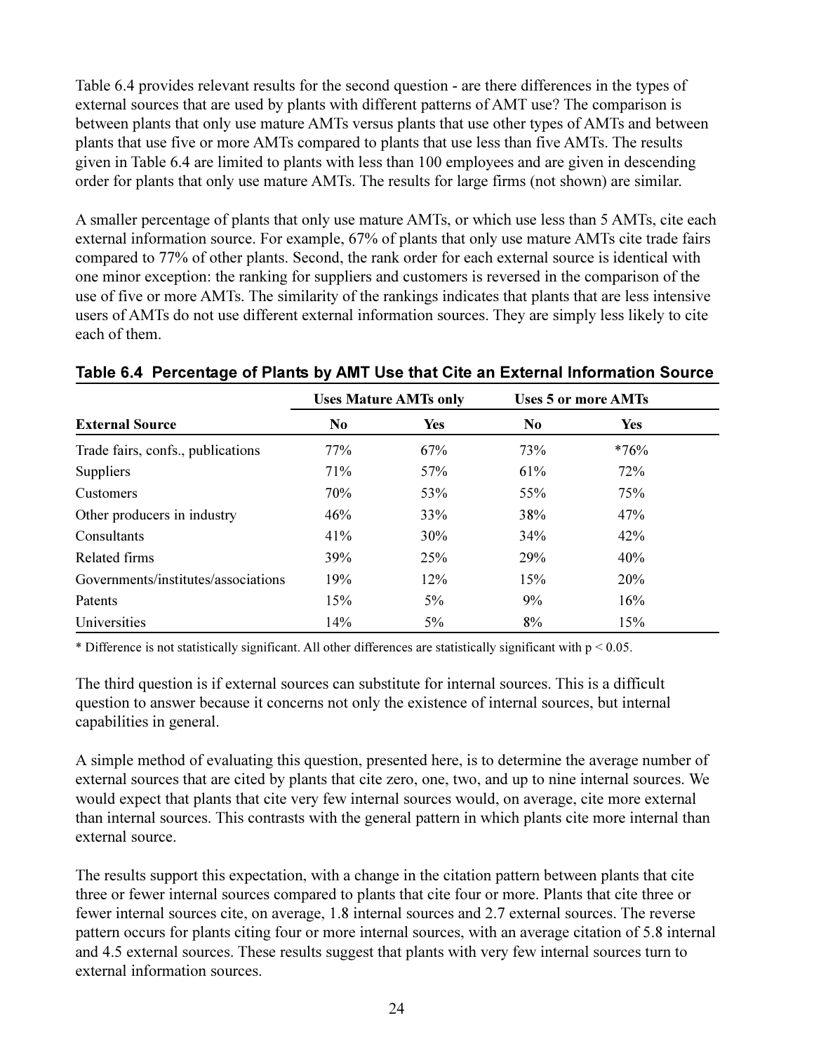Table 6.4 provides relevant results for the second question - are there differences in the types of external sources that are used by plants with different patterns of AMT use? The comparison is between plants that only use mature AMTs versus plants that use other types of AMTs and between plants that use five or more AMTs compared to plants that use less than five AMTs. The results given in Table 6.4 are limited to plants with less than 100 employees and are given in descending order for plants that only use mature AMTs. The results for large firms (not shown) are similar.

A smaller percentage of plants that only use mature AMTs, or which use less than 5 AMTs, cite each external information source. For example, 67% of plants that only use mature AMTs cite trade fairs compared to 77% of other plants. Second, the rank order for each external source is identical with one minor exception: the ranking for suppliers and customers is reversed in the comparison of the use of five or more AMTs. The similarity of the rankings indicates that plants that are less intensive users of AMTs do not use different external information sources. They are simply less likely to cite each of them.

**Table 6.4 Percentage of Plants by AMT Use that Cite an External Information Source**

| | Uses Mature AMTs only | | Uses 5 or more AMTs | |
|---|---|---|---|---|
| **External Source** | **No** | **Yes** | **No** | **Yes** |
| Trade fairs, confs., publications | 77% | 67% | 73% | *76% |
| Suppliers | 71% | 57% | 61% | 72% |
| Customers | 70% | 53% | 55% | 75% |
| Other producers in industry | 46% | 33% | 38% | 47% |
| Consultants | 41% | 30% | 34% | 42% |
| Related firms | 39% | 25% | 29% | 40% |
| Governments/institutes/associations | 19% | 12% | 15% | 20% |
| Patents | 15% | 5% | 9% | 16% |
| Universities | 14% | 5% | 8% | 15% |

* Difference is not statistically significant. All other differences are statistically significant with $p < 0.05$.

The third question is if external sources can substitute for internal sources. This is a difficult question to answer because it concerns not only the existence of internal sources, but internal capabilities in general.

A simple method of evaluating this question, presented here, is to determine the average number of external sources that are cited by plants that cite zero, one, two, and up to nine internal sources. We would expect that plants that cite very few internal sources would, on average, cite more external than internal sources. This contrasts with the general pattern in which plants cite more internal than external source.

The results support this expectation, with a change in the citation pattern between plants that cite three or fewer internal sources compared to plants that cite four or more. Plants that cite three or fewer internal sources cite, on average, 1.8 internal sources and 2.7 external sources. The reverse pattern occurs for plants citing four or more internal sources, with an average citation of 5.8 internal and 4.5 external sources. These results suggest that plants with very few internal sources turn to external information sources.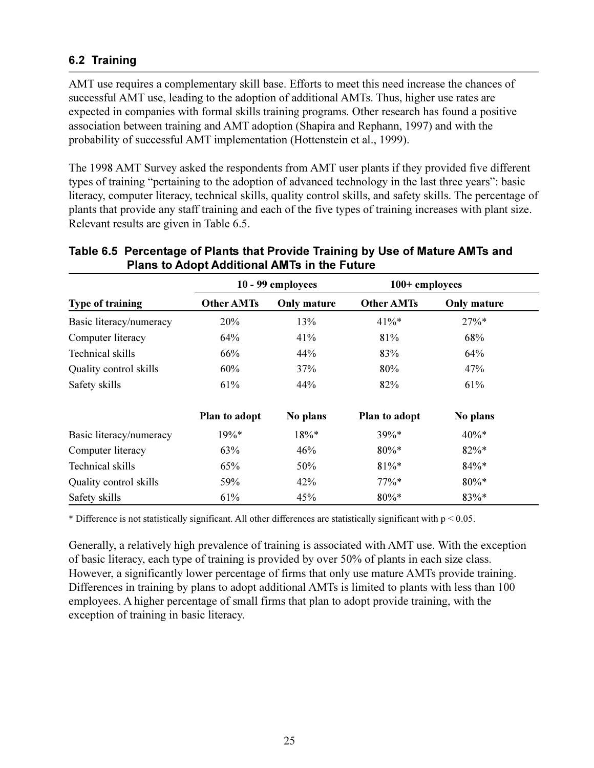### 6.2 Training

AMT use requires a complementary skill base. Efforts to meet this need increase the chances of successful AMT use, leading to the adoption of additional AMTs. Thus, higher use rates are expected in companies with formal skills training programs. Other research has found a positive association between training and AMT adoption (Shapira and Rephann, 1997) and with the probability of successful AMT implementation (Hottenstein et al., 1999).

The 1998 AMT Survey asked the respondents from AMT user plants if they provided five different types of training "pertaining to the adoption of advanced technology in the last three years": basic literacy, computer literacy, technical skills, quality control skills, and safety skills. The percentage of plants that provide any staff training and each of the five types of training increases with plant size. Relevant results are given in Table 6.5.

**Table 6.5 Percentage of Plants that Provide Training by Use of Mature AMTs and Plans to Adopt Additional AMTs in the Future**

| | 10 - 99 employees | | 100+ employees | |
|---|---|---|---|---|
| **Type of training** | **Other AMTs** | **Only mature** | **Other AMTs** | **Only mature** |
| Basic literacy/numeracy | 20% | 13% | 41%* | 27%* |
| Computer literacy | 64% | 41% | 81% | 68% |
| Technical skills | 66% | 44% | 83% | 64% |
| Quality control skills | 60% | 37% | 80% | 47% |
| Safety skills | 61% | 44% | 82% | 61% |
| | **Plan to adopt** | **No plans** | **Plan to adopt** | **No plans** |
| Basic literacy/numeracy | 19%* | 18%* | 39%* | 40%* |
| Computer literacy | 63% | 46% | 80%* | 82%* |
| Technical skills | 65% | 50% | 81%* | 84%* |
| Quality control skills | 59% | 42% | 77%* | 80%* |
| Safety skills | 61% | 45% | 80%* | 83%* |

* Difference is not statistically significant. All other differences are statistically significant with $p < 0.05$.

Generally, a relatively high prevalence of training is associated with AMT use. With the exception of basic literacy, each type of training is provided by over 50% of plants in each size class. However, a significantly lower percentage of firms that only use mature AMTs provide training. Differences in training by plans to adopt additional AMTs is limited to plants with less than 100 employees. A higher percentage of small firms that plan to adopt provide training, with the exception of training in basic literacy.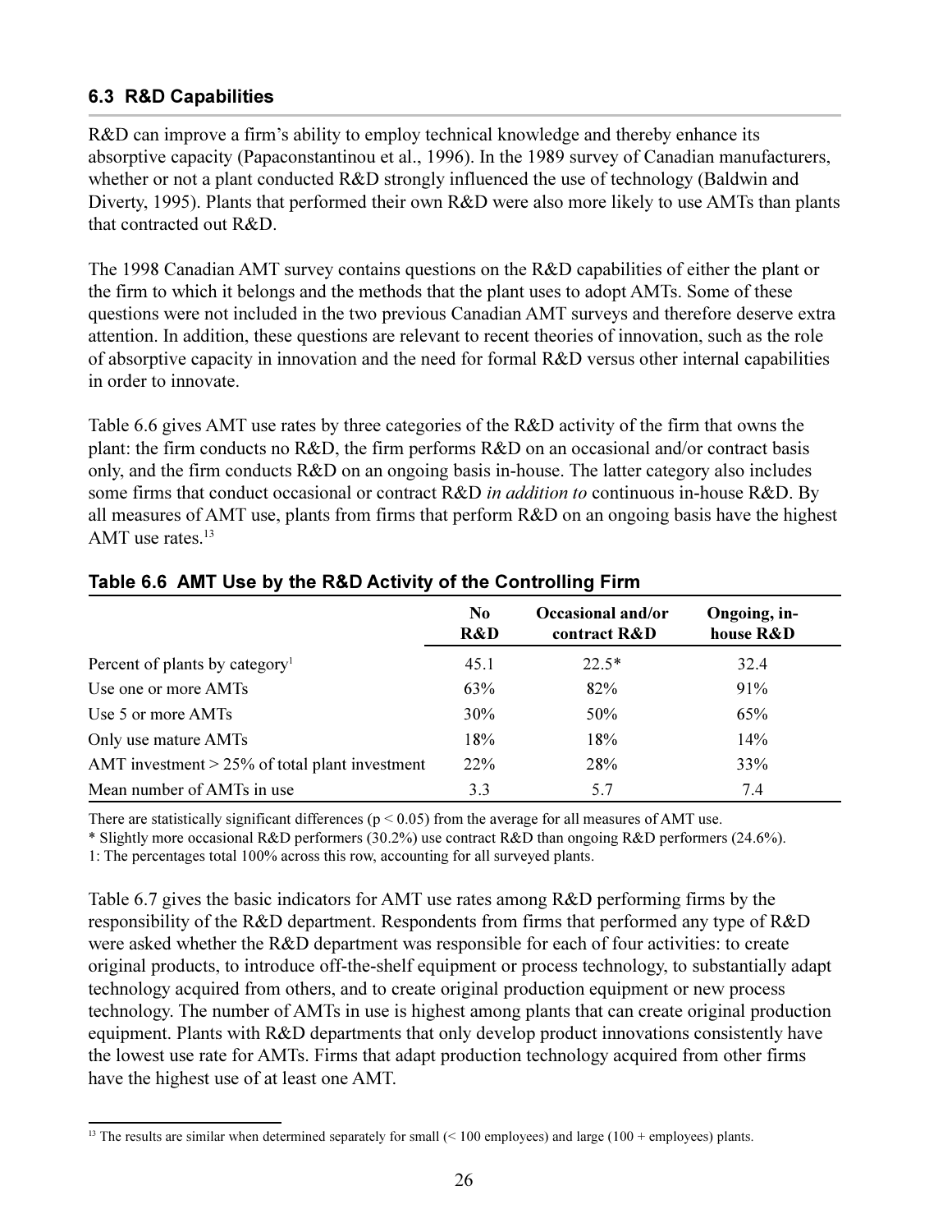### 6.3 R&D Capabilities

R&D can improve a firm's ability to employ technical knowledge and thereby enhance its absorptive capacity (Papaconstantinou et al., 1996). In the 1989 survey of Canadian manufacturers, whether or not a plant conducted R&D strongly influenced the use of technology (Baldwin and Diverty, 1995). Plants that performed their own R&D were also more likely to use AMTs than plants that contracted out R&D.

The 1998 Canadian AMT survey contains questions on the R&D capabilities of either the plant or the firm to which it belongs and the methods that the plant uses to adopt AMTs. Some of these questions were not included in the two previous Canadian AMT surveys and therefore deserve extra attention. In addition, these questions are relevant to recent theories of innovation, such as the role of absorptive capacity in innovation and the need for formal R&D versus other internal capabilities in order to innovate.

Table 6.6 gives AMT use rates by three categories of the R&D activity of the firm that owns the plant: the firm conducts no R&D, the firm performs R&D on an occasional and/or contract basis only, and the firm conducts R&D on an ongoing basis in-house. The latter category also includes some firms that conduct occasional or contract R&D *in addition to* continuous in-house R&D. By all measures of AMT use, plants from firms that perform R&D on an ongoing basis have the highest AMT use rates.[13]

**Table 6.6 AMT Use by the R&D Activity of the Controlling Firm**

| | No R&D | Occasional and/or contract R&D | Ongoing, in-house R&D |
|---|---|---|---|
| Percent of plants by category[1] | 45.1 | 22.5* | 32.4 |
| Use one or more AMTs | 63% | 82% | 91% |
| Use 5 or more AMTs | 30% | 50% | 65% |
| Only use mature AMTs | 18% | 18% | 14% |
| AMT investment > 25% of total plant investment | 22% | 28% | 33% |
| Mean number of AMTs in use | 3.3 | 5.7 | 7.4 |

There are statistically significant differences ($p < 0.05$) from the average for all measures of AMT use.

* Slightly more occasional R&D performers (30.2%) use contract R&D than ongoing R&D performers (24.6%).

1: The percentages total 100% across this row, accounting for all surveyed plants.

Table 6.7 gives the basic indicators for AMT use rates among R&D performing firms by the responsibility of the R&D department. Respondents from firms that performed any type of R&D were asked whether the R&D department was responsible for each of four activities: to create original products, to introduce off-the-shelf equipment or process technology, to substantially adapt technology acquired from others, and to create original production equipment or new process technology. The number of AMTs in use is highest among plants that can create original production equipment. Plants with R&D departments that only develop product innovations consistently have the lowest use rate for AMTs. Firms that adapt production technology acquired from other firms have the highest use of at least one AMT.

[13] The results are similar when determined separately for small (< 100 employees) and large (100 + employees) plants.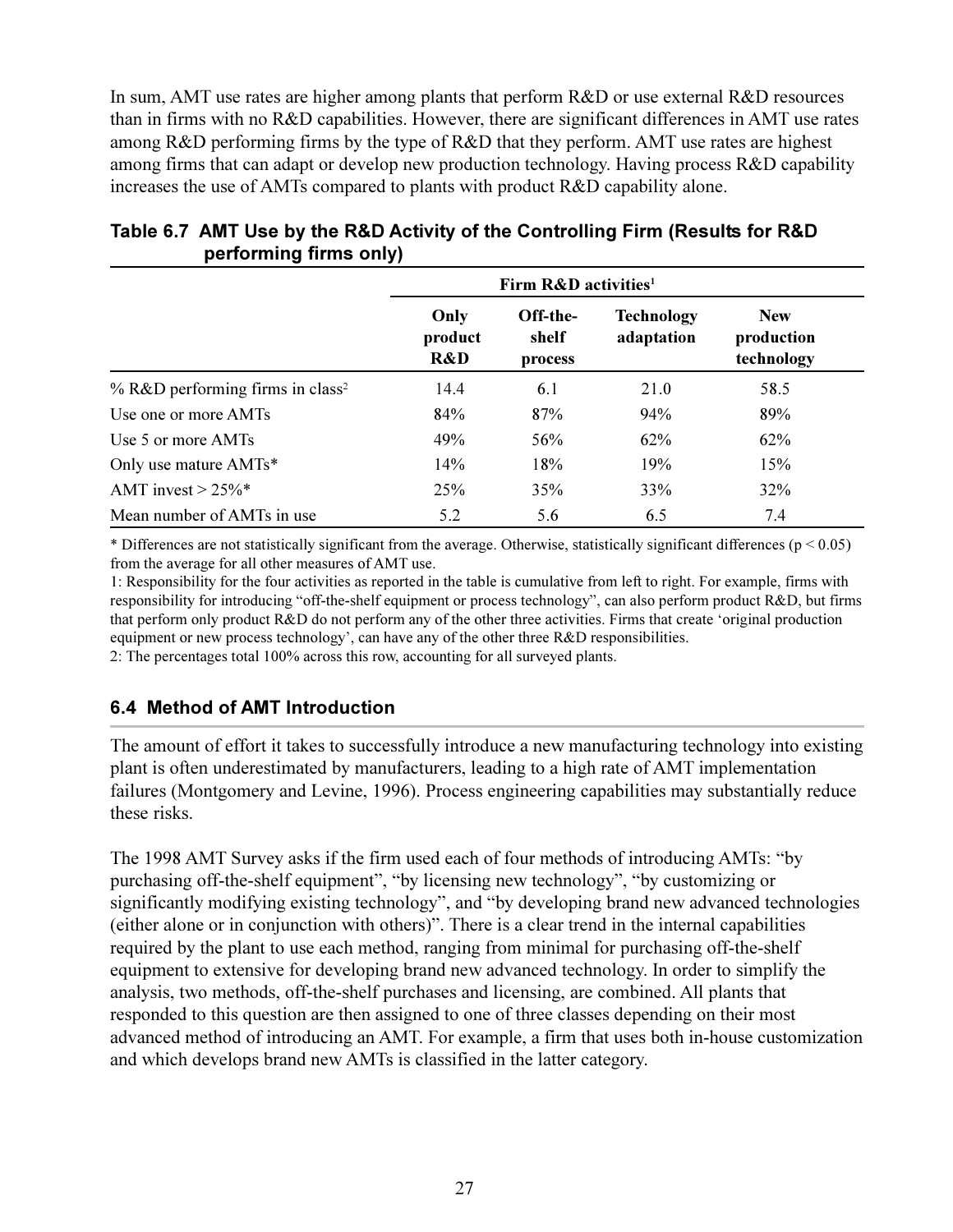In sum, AMT use rates are higher among plants that perform R&D or use external R&D resources than in firms with no R&D capabilities. However, there are significant differences in AMT use rates among R&D performing firms by the type of R&D that they perform. AMT use rates are highest among firms that can adapt or develop new production technology. Having process R&D capability increases the use of AMTs compared to plants with product R&D capability alone.

**Table 6.7 AMT Use by the R&D Activity of the Controlling Firm (Results for R&D performing firms only)**

| | Firm R&D activities[1] | | | |
|---|---|---|---|---|
| | Only product R&D | Off-the-shelf process | Technology adaptation | New production technology |
| % R&D performing firms in class[2] | 14.4 | 6.1 | 21.0 | 58.5 |
| Use one or more AMTs | 84% | 87% | 94% | 89% |
| Use 5 or more AMTs | 49% | 56% | 62% | 62% |
| Only use mature AMTs* | 14% | 18% | 19% | 15% |
| AMT invest > 25%* | 25% | 35% | 33% | 32% |
| Mean number of AMTs in use | 5.2 | 5.6 | 6.5 | 7.4 |

* Differences are not statistically significant from the average. Otherwise, statistically significant differences ($p < 0.05$) from the average for all other measures of AMT use.

1: Responsibility for the four activities as reported in the table is cumulative from left to right. For example, firms with responsibility for introducing "off-the-shelf equipment or process technology", can also perform product R&D, but firms that perform only product R&D do not perform any of the other three activities. Firms that create 'original production equipment or new process technology', can have any of the other three R&D responsibilities.

2: The percentages total 100% across this row, accounting for all surveyed plants.

### 6.4 Method of AMT Introduction

The amount of effort it takes to successfully introduce a new manufacturing technology into existing plant is often underestimated by manufacturers, leading to a high rate of AMT implementation failures (Montgomery and Levine, 1996). Process engineering capabilities may substantially reduce these risks.

The 1998 AMT Survey asks if the firm used each of four methods of introducing AMTs: "by purchasing off-the-shelf equipment", "by licensing new technology", "by customizing or significantly modifying existing technology", and "by developing brand new advanced technologies (either alone or in conjunction with others)". There is a clear trend in the internal capabilities required by the plant to use each method, ranging from minimal for purchasing off-the-shelf equipment to extensive for developing brand new advanced technology. In order to simplify the analysis, two methods, off-the-shelf purchases and licensing, are combined. All plants that responded to this question are then assigned to one of three classes depending on their most advanced method of introducing an AMT. For example, a firm that uses both in-house customization and which develops brand new AMTs is classified in the latter category.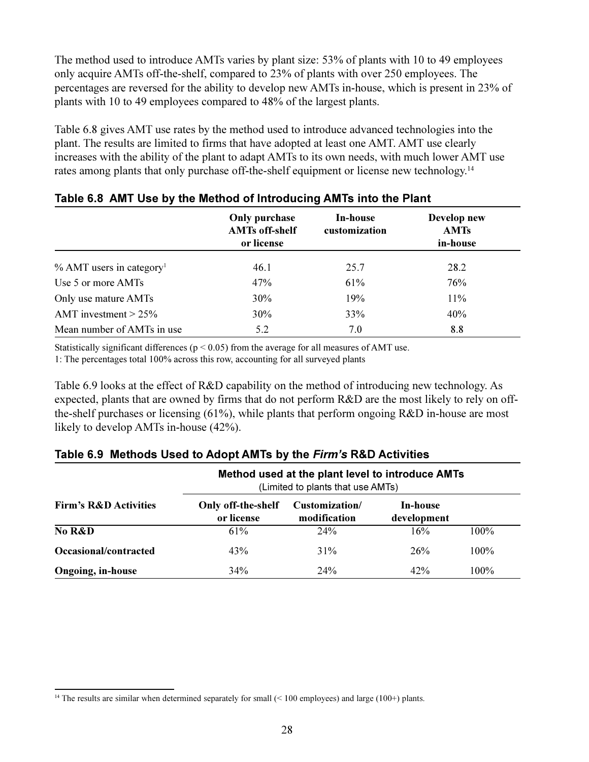The method used to introduce AMTs varies by plant size: 53% of plants with 10 to 49 employees only acquire AMTs off-the-shelf, compared to 23% of plants with over 250 employees. The percentages are reversed for the ability to develop new AMTs in-house, which is present in 23% of plants with 10 to 49 employees compared to 48% of the largest plants.

Table 6.8 gives AMT use rates by the method used to introduce advanced technologies into the plant. The results are limited to firms that have adopted at least one AMT. AMT use clearly increases with the ability of the plant to adapt AMTs to its own needs, with much lower AMT use rates among plants that only purchase off-the-shelf equipment or license new technology.[14]

### Table 6.8 AMT Use by the Method of Introducing AMTs into the Plant

| | Only purchase AMTs off-shelf or license | In-house customization | Develop new AMTs in-house |
|---|---|---|---|
| % AMT users in category[1] | 46.1 | 25.7 | 28.2 |
| Use 5 or more AMTs | 47% | 61% | 76% |
| Only use mature AMTs | 30% | 19% | 11% |
| AMT investment > 25% | 30% | 33% | 40% |
| Mean number of AMTs in use | 5.2 | 7.0 | 8.8 |

Statistically significant differences ($p < 0.05$) from the average for all measures of AMT use.

1: The percentages total 100% across this row, accounting for all surveyed plants

Table 6.9 looks at the effect of R&D capability on the method of introducing new technology. As expected, plants that are owned by firms that do not perform R&D are the most likely to rely on off-the-shelf purchases or licensing (61%), while plants that perform ongoing R&D in-house are most likely to develop AMTs in-house (42%).

### Table 6.9 Methods Used to Adopt AMTs by the *Firm's* R&D Activities

| | Method used at the plant level to introduce AMTs (Limited to plants that use AMTs) | | | |
|---|---|---|---|---|
| **Firm's R&D Activities** | **Only off-the-shelf or license** | **Customization/ modification** | **In-house development** | |
| **No R&D** | 61% | 24% | 16% | 100% |
| **Occasional/contracted** | 43% | 31% | 26% | 100% |
| **Ongoing, in-house** | 34% | 24% | 42% | 100% |

[14] The results are similar when determined separately for small (< 100 employees) and large (100+) plants.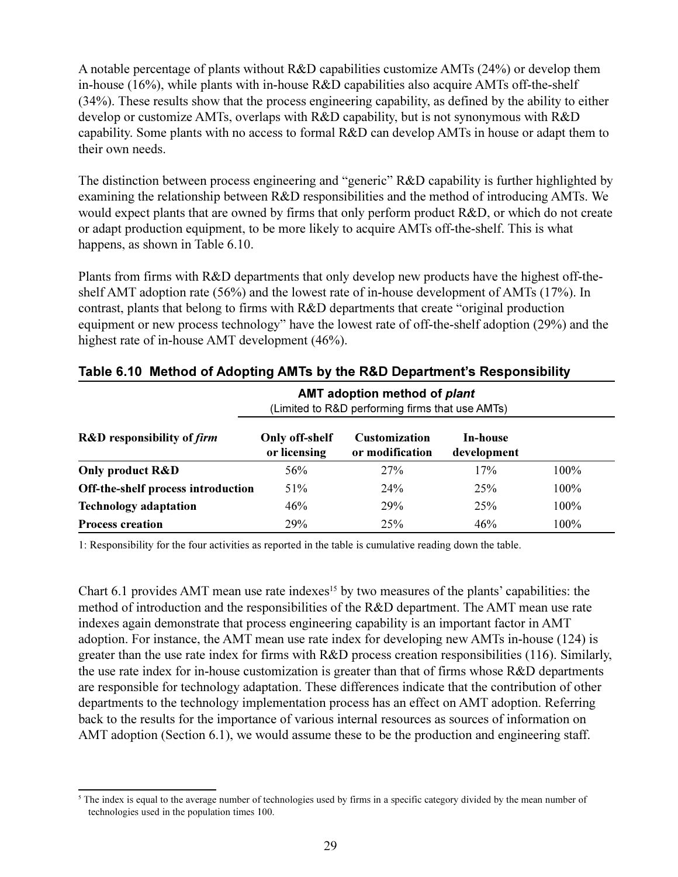A notable percentage of plants without R&D capabilities customize AMTs (24%) or develop them in-house (16%), while plants with in-house R&D capabilities also acquire AMTs off-the-shelf (34%). These results show that the process engineering capability, as defined by the ability to either develop or customize AMTs, overlaps with R&D capability, but is not synonymous with R&D capability. Some plants with no access to formal R&D can develop AMTs in house or adapt them to their own needs.

The distinction between process engineering and "generic" R&D capability is further highlighted by examining the relationship between R&D responsibilities and the method of introducing AMTs. We would expect plants that are owned by firms that only perform product R&D, or which do not create or adapt production equipment, to be more likely to acquire AMTs off-the-shelf. This is what happens, as shown in Table 6.10.

Plants from firms with R&D departments that only develop new products have the highest off-the-shelf AMT adoption rate (56%) and the lowest rate of in-house development of AMTs (17%). In contrast, plants that belong to firms with R&D departments that create "original production equipment or new process technology" have the lowest rate of off-the-shelf adoption (29%) and the highest rate of in-house AMT development (46%).

**Table 6.10 Method of Adopting AMTs by the R&D Department's Responsibility**

| | AMT adoption method of *plant* (Limited to R&D performing firms that use AMTs) | | | |
|---|---|---|---|---|
| **R&D responsibility of *firm*** | **Only off-shelf or licensing** | **Customization or modification** | **In-house development** | |
| **Only product R&D** | 56% | 27% | 17% | 100% |
| **Off-the-shelf process introduction** | 51% | 24% | 25% | 100% |
| **Technology adaptation** | 46% | 29% | 25% | 100% |
| **Process creation** | 29% | 25% | 46% | 100% |

1: Responsibility for the four activities as reported in the table is cumulative reading down the table.

Chart 6.1 provides AMT mean use rate indexes[15] by two measures of the plants' capabilities: the method of introduction and the responsibilities of the R&D department. The AMT mean use rate indexes again demonstrate that process engineering capability is an important factor in AMT adoption. For instance, the AMT mean use rate index for developing new AMTs in-house (124) is greater than the use rate index for firms with R&D process creation responsibilities (116). Similarly, the use rate index for in-house customization is greater than that of firms whose R&D departments are responsible for technology adaptation. These differences indicate that the contribution of other departments to the technology implementation process has an effect on AMT adoption. Referring back to the results for the importance of various internal resources as sources of information on AMT adoption (Section 6.1), we would assume these to be the production and engineering staff.

[5] The index is equal to the average number of technologies used by firms in a specific category divided by the mean number of technologies used in the population times 100.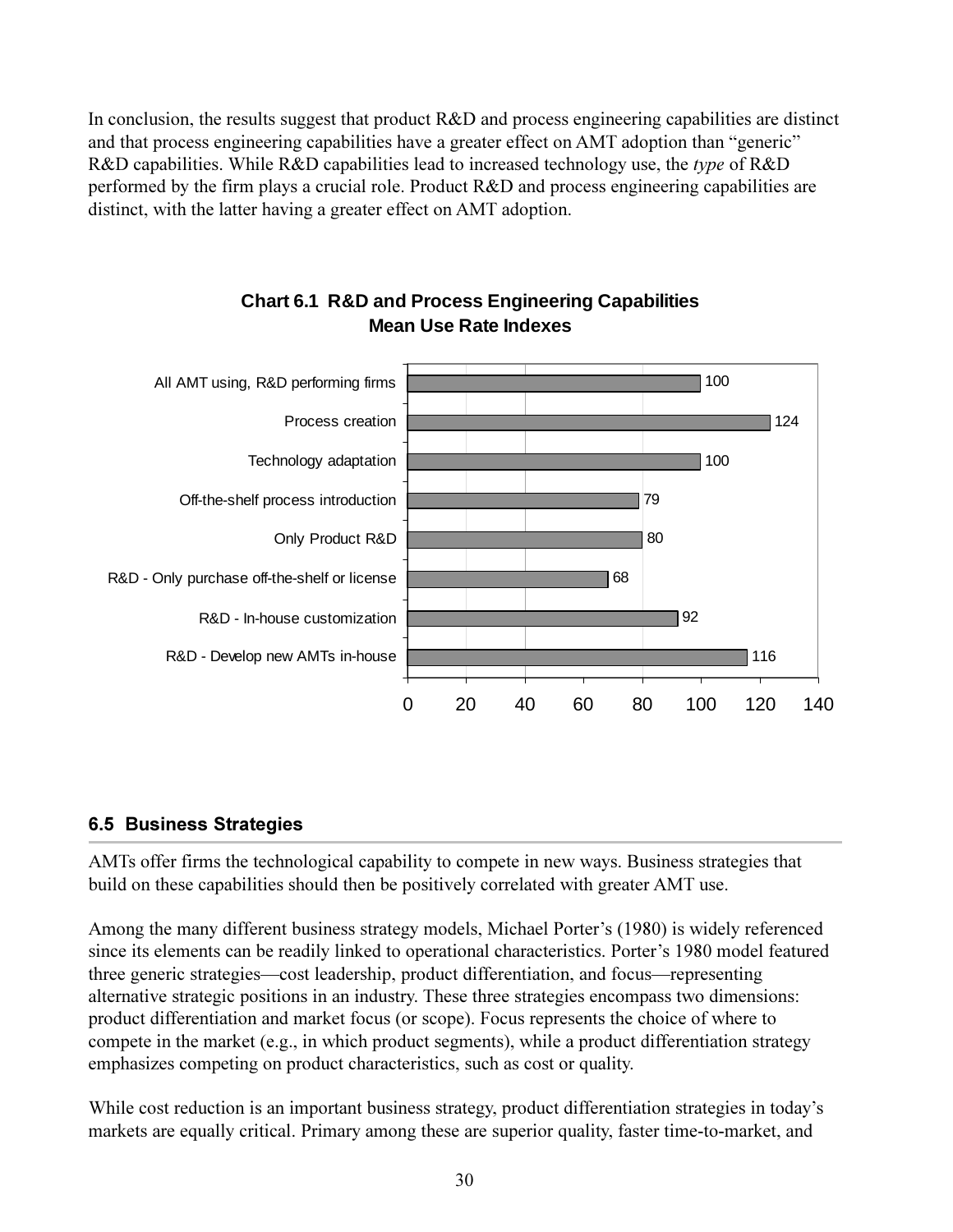In conclusion, the results suggest that product R&D and process engineering capabilities are distinct and that process engineering capabilities have a greater effect on AMT adoption than "generic" R&D capabilities. While R&D capabilities lead to increased technology use, the *type* of R&D performed by the firm plays a crucial role. Product R&D and process engineering capabilities are distinct, with the latter having a greater effect on AMT adoption.

**Chart 6.1 R&D and Process Engineering Capabilities Mean Use Rate Indexes**

| Category | Index |
| --- | --- |
| All AMT using, R&D performing firms | 100 |
| Process creation | 124 |
| Technology adaptation | 100 |
| Off-the-shelf process introduction | 79 |
| Only Product R&D | 80 |
| R&D - Only purchase off-the-shelf or license | 68 |
| R&D - In-house customization | 92 |
| R&D - Develop new AMTs in-house | 116 |

## 6.5 Business Strategies

AMTs offer firms the technological capability to compete in new ways. Business strategies that build on these capabilities should then be positively correlated with greater AMT use.

Among the many different business strategy models, Michael Porter's (1980) is widely referenced since its elements can be readily linked to operational characteristics. Porter's 1980 model featured three generic strategies—cost leadership, product differentiation, and focus—representing alternative strategic positions in an industry. These three strategies encompass two dimensions: product differentiation and market focus (or scope). Focus represents the choice of where to compete in the market (e.g., in which product segments), while a product differentiation strategy emphasizes competing on product characteristics, such as cost or quality.

While cost reduction is an important business strategy, product differentiation strategies in today's markets are equally critical. Primary among these are superior quality, faster time-to-market, and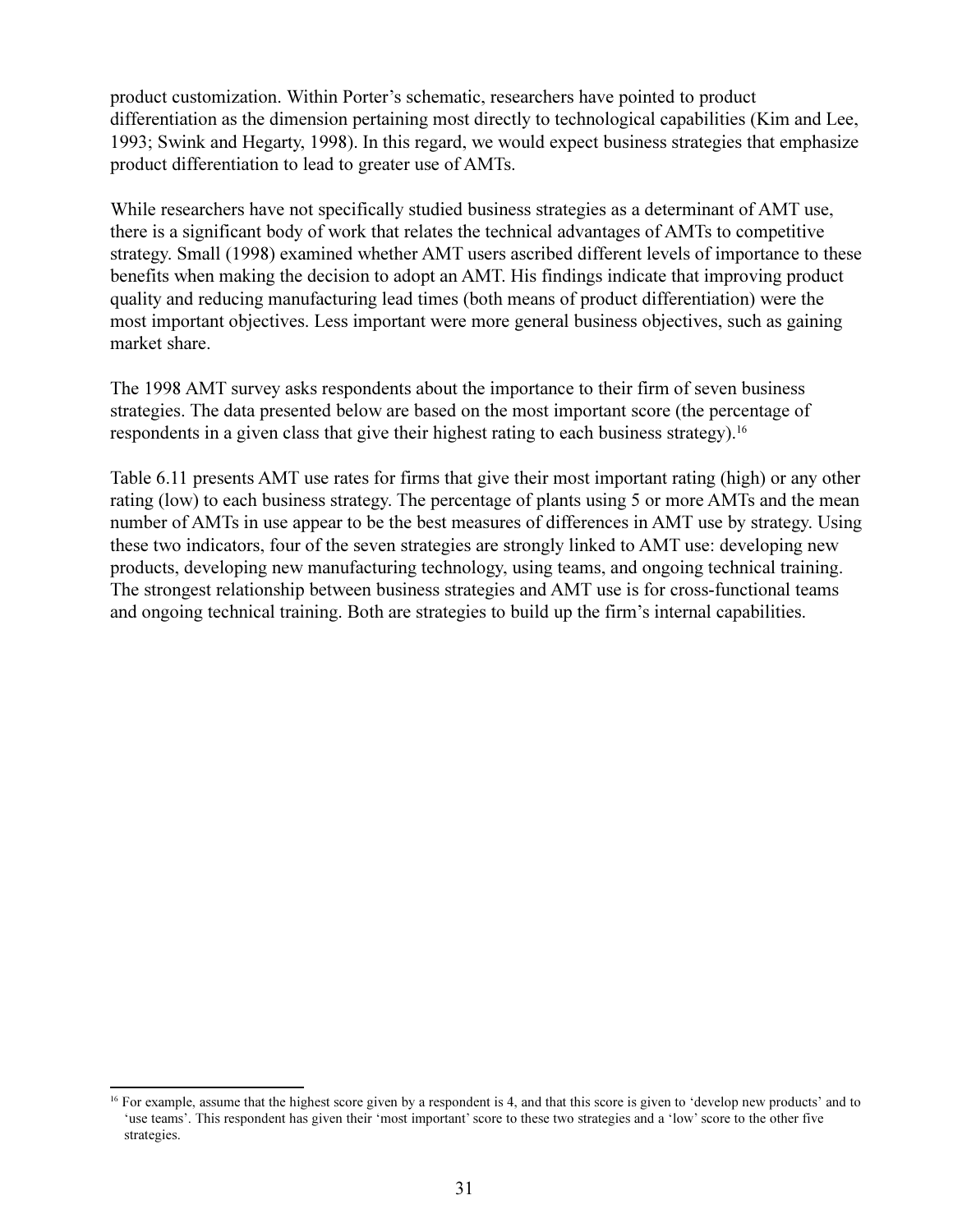product customization. Within Porter's schematic, researchers have pointed to product differentiation as the dimension pertaining most directly to technological capabilities (Kim and Lee, 1993; Swink and Hegarty, 1998). In this regard, we would expect business strategies that emphasize product differentiation to lead to greater use of AMTs.

While researchers have not specifically studied business strategies as a determinant of AMT use, there is a significant body of work that relates the technical advantages of AMTs to competitive strategy. Small (1998) examined whether AMT users ascribed different levels of importance to these benefits when making the decision to adopt an AMT. His findings indicate that improving product quality and reducing manufacturing lead times (both means of product differentiation) were the most important objectives. Less important were more general business objectives, such as gaining market share.

The 1998 AMT survey asks respondents about the importance to their firm of seven business strategies. The data presented below are based on the most important score (the percentage of respondents in a given class that give their highest rating to each business strategy).[16]

Table 6.11 presents AMT use rates for firms that give their most important rating (high) or any other rating (low) to each business strategy. The percentage of plants using 5 or more AMTs and the mean number of AMTs in use appear to be the best measures of differences in AMT use by strategy. Using these two indicators, four of the seven strategies are strongly linked to AMT use: developing new products, developing new manufacturing technology, using teams, and ongoing technical training. The strongest relationship between business strategies and AMT use is for cross-functional teams and ongoing technical training. Both are strategies to build up the firm's internal capabilities.

[16] For example, assume that the highest score given by a respondent is 4, and that this score is given to 'develop new products' and to 'use teams'. This respondent has given their 'most important' score to these two strategies and a 'low' score to the other five strategies.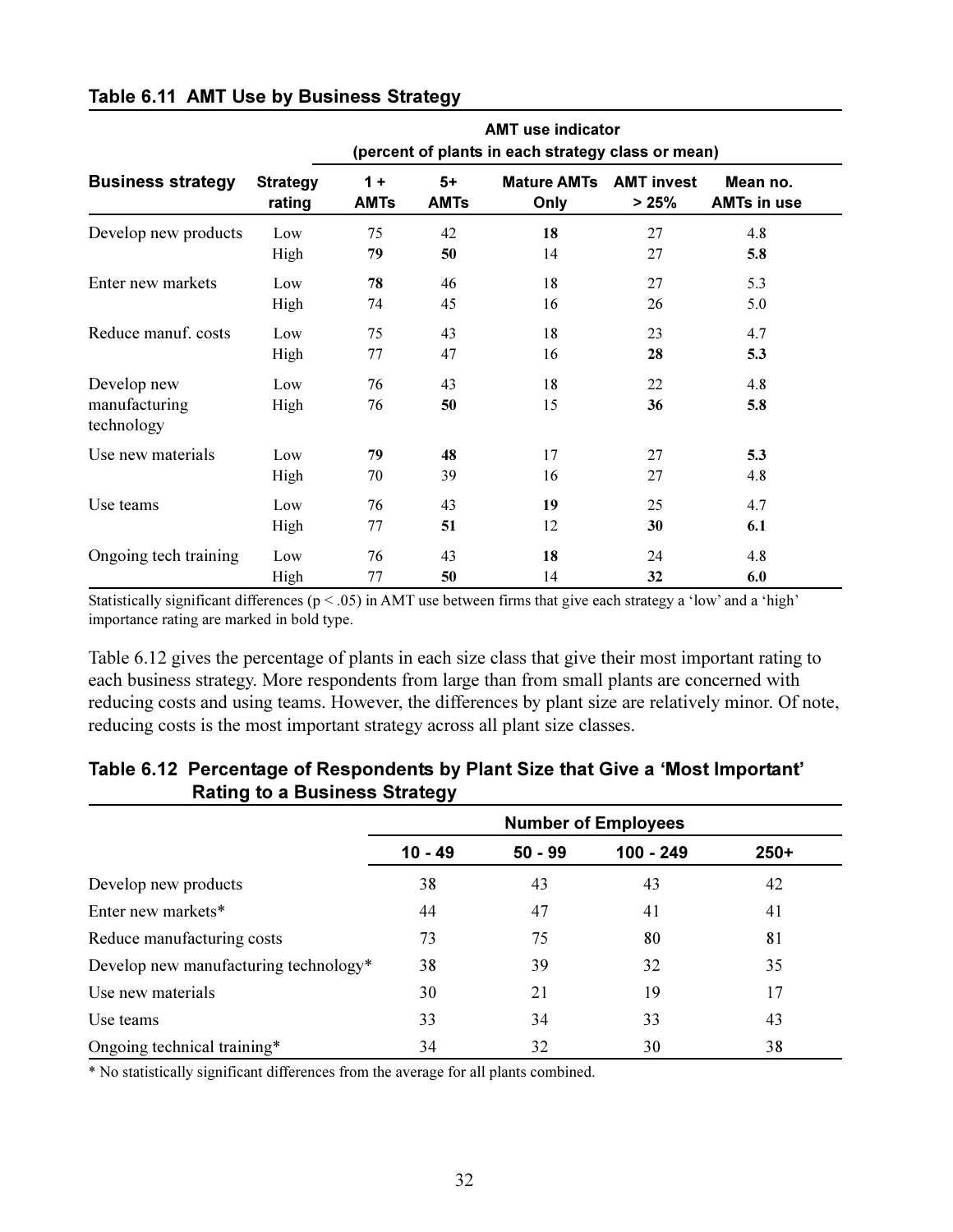**Table 6.11 AMT Use by Business Strategy**

| Business strategy | Strategy rating | AMT use indicator (percent of plants in each strategy class or mean) | | | | |
|---|---|---|---|---|---|---|
| | | 1 + AMTs | 5+ AMTs | Mature AMTs Only | AMT invest > 25% | Mean no. AMTs in use |
| Develop new products | Low | 75 | 42 | **18** | 27 | 4.8 |
| | High | **79** | **50** | 14 | 27 | **5.8** |
| Enter new markets | Low | **78** | 46 | 18 | 27 | 5.3 |
| | High | 74 | 45 | 16 | 26 | 5.0 |
| Reduce manuf. costs | Low | 75 | 43 | 18 | 23 | 4.7 |
| | High | 77 | 47 | 16 | **28** | **5.3** |
| Develop new manufacturing technology | Low | 76 | 43 | 18 | 22 | 4.8 |
| | High | 76 | **50** | 15 | **36** | **5.8** |
| Use new materials | Low | **79** | **48** | 17 | 27 | **5.3** |
| | High | 70 | 39 | 16 | 27 | 4.8 |
| Use teams | Low | 76 | 43 | **19** | 25 | 4.7 |
| | High | 77 | **51** | 12 | **30** | **6.1** |
| Ongoing tech training | Low | 76 | 43 | **18** | 24 | 4.8 |
| | High | 77 | **50** | 14 | **32** | **6.0** |

Statistically significant differences ($p < .05$) in AMT use between firms that give each strategy a 'low' and a 'high' importance rating are marked in bold type.

Table 6.12 gives the percentage of plants in each size class that give their most important rating to each business strategy. More respondents from large than from small plants are concerned with reducing costs and using teams. However, the differences by plant size are relatively minor. Of note, reducing costs is the most important strategy across all plant size classes.

**Table 6.12 Percentage of Respondents by Plant Size that Give a 'Most Important' Rating to a Business Strategy**

| | Number of Employees | | | |
|---|---|---|---|---|
| | 10 - 49 | 50 - 99 | 100 - 249 | 250+ |
| Develop new products | 38 | 43 | 43 | 42 |
| Enter new markets* | 44 | 47 | 41 | 41 |
| Reduce manufacturing costs | 73 | 75 | 80 | 81 |
| Develop new manufacturing technology* | 38 | 39 | 32 | 35 |
| Use new materials | 30 | 21 | 19 | 17 |
| Use teams | 33 | 34 | 33 | 43 |
| Ongoing technical training* | 34 | 32 | 30 | 38 |

* No statistically significant differences from the average for all plants combined.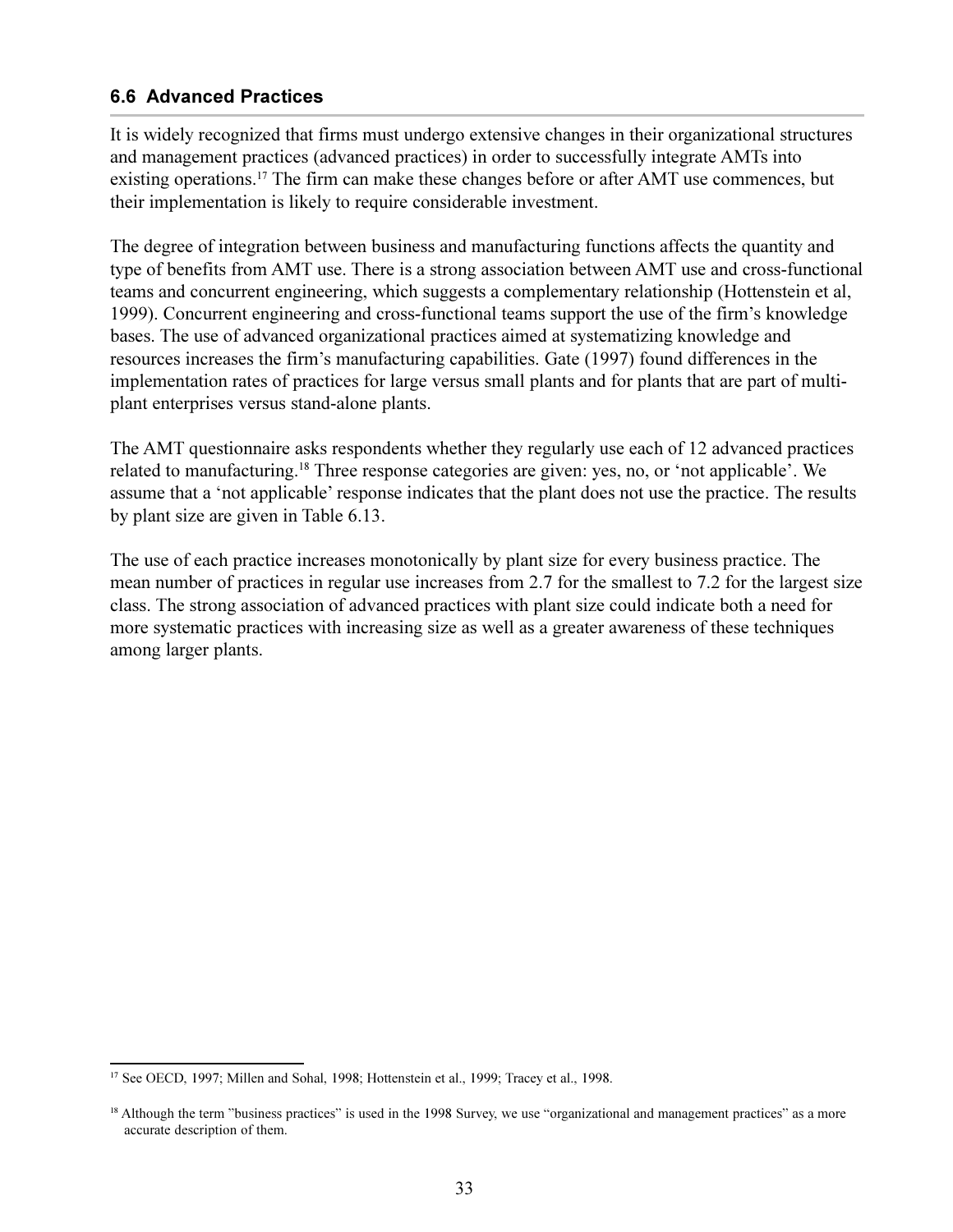### 6.6 Advanced Practices

It is widely recognized that firms must undergo extensive changes in their organizational structures and management practices (advanced practices) in order to successfully integrate AMTs into existing operations.[17] The firm can make these changes before or after AMT use commences, but their implementation is likely to require considerable investment.

The degree of integration between business and manufacturing functions affects the quantity and type of benefits from AMT use. There is a strong association between AMT use and cross-functional teams and concurrent engineering, which suggests a complementary relationship (Hottenstein et al, 1999). Concurrent engineering and cross-functional teams support the use of the firm's knowledge bases. The use of advanced organizational practices aimed at systematizing knowledge and resources increases the firm's manufacturing capabilities. Gate (1997) found differences in the implementation rates of practices for large versus small plants and for plants that are part of multi-plant enterprises versus stand-alone plants.

The AMT questionnaire asks respondents whether they regularly use each of 12 advanced practices related to manufacturing.[18] Three response categories are given: yes, no, or 'not applicable'. We assume that a 'not applicable' response indicates that the plant does not use the practice. The results by plant size are given in Table 6.13.

The use of each practice increases monotonically by plant size for every business practice. The mean number of practices in regular use increases from 2.7 for the smallest to 7.2 for the largest size class. The strong association of advanced practices with plant size could indicate both a need for more systematic practices with increasing size as well as a greater awareness of these techniques among larger plants.

---

[17] See OECD, 1997; Millen and Sohal, 1998; Hottenstein et al., 1999; Tracey et al., 1998.

[18] Although the term "business practices" is used in the 1998 Survey, we use "organizational and management practices" as a more accurate description of them.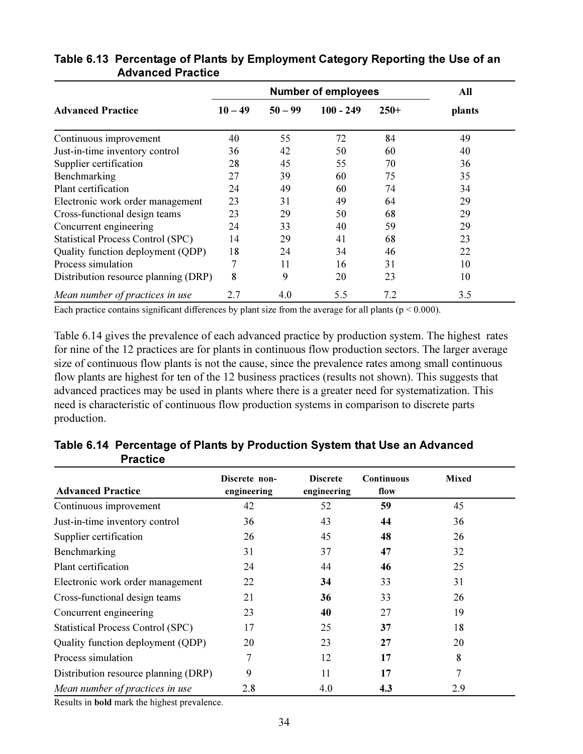**Table 6.13 Percentage of Plants by Employment Category Reporting the Use of an Advanced Practice**

| Advanced Practice | Number of employees 10 – 49 | 50 – 99 | 100 - 249 | 250+ | All plants |
|---|---|---|---|---|---|
| Continuous improvement | 40 | 55 | 72 | 84 | 49 |
| Just-in-time inventory control | 36 | 42 | 50 | 60 | 40 |
| Supplier certification | 28 | 45 | 55 | 70 | 36 |
| Benchmarking | 27 | 39 | 60 | 75 | 35 |
| Plant certification | 24 | 49 | 60 | 74 | 34 |
| Electronic work order management | 23 | 31 | 49 | 64 | 29 |
| Cross-functional design teams | 23 | 29 | 50 | 68 | 29 |
| Concurrent engineering | 24 | 33 | 40 | 59 | 29 |
| Statistical Process Control (SPC) | 14 | 29 | 41 | 68 | 23 |
| Quality function deployment (QDP) | 18 | 24 | 34 | 46 | 22 |
| Process simulation | 7 | 11 | 16 | 31 | 10 |
| Distribution resource planning (DRP) | 8 | 9 | 20 | 23 | 10 |
| *Mean number of practices in use* | 2.7 | 4.0 | 5.5 | 7.2 | 3.5 |

Each practice contains significant differences by plant size from the average for all plants ($p < 0.000$).

Table 6.14 gives the prevalence of each advanced practice by production system. The highest rates for nine of the 12 practices are for plants in continuous flow production sectors. The larger average size of continuous flow plants is not the cause, since the prevalence rates among small continuous flow plants are highest for ten of the 12 business practices (results not shown). This suggests that advanced practices may be used in plants where there is a greater need for systematization. This need is characteristic of continuous flow production systems in comparison to discrete parts production.

**Table 6.14 Percentage of Plants by Production System that Use an Advanced Practice**

| Advanced Practice | Discrete non-engineering | Discrete engineering | Continuous flow | Mixed |
|---|---|---|---|---|
| Continuous improvement | 42 | 52 | **59** | 45 |
| Just-in-time inventory control | 36 | 43 | **44** | 36 |
| Supplier certification | 26 | 45 | **48** | 26 |
| Benchmarking | 31 | 37 | **47** | 32 |
| Plant certification | 24 | 44 | **46** | 25 |
| Electronic work order management | 22 | **34** | 33 | 31 |
| Cross-functional design teams | 21 | **36** | 33 | 26 |
| Concurrent engineering | 23 | **40** | 27 | 19 |
| Statistical Process Control (SPC) | 17 | 25 | **37** | 18 |
| Quality function deployment (QDP) | 20 | 23 | **27** | 20 |
| Process simulation | 7 | 12 | **17** | **8** |
| Distribution resource planning (DRP) | 9 | 11 | **17** | 7 |
| *Mean number of practices in use* | 2.8 | 4.0 | **4.3** | 2.9 |

Results in **bold** mark the highest prevalence.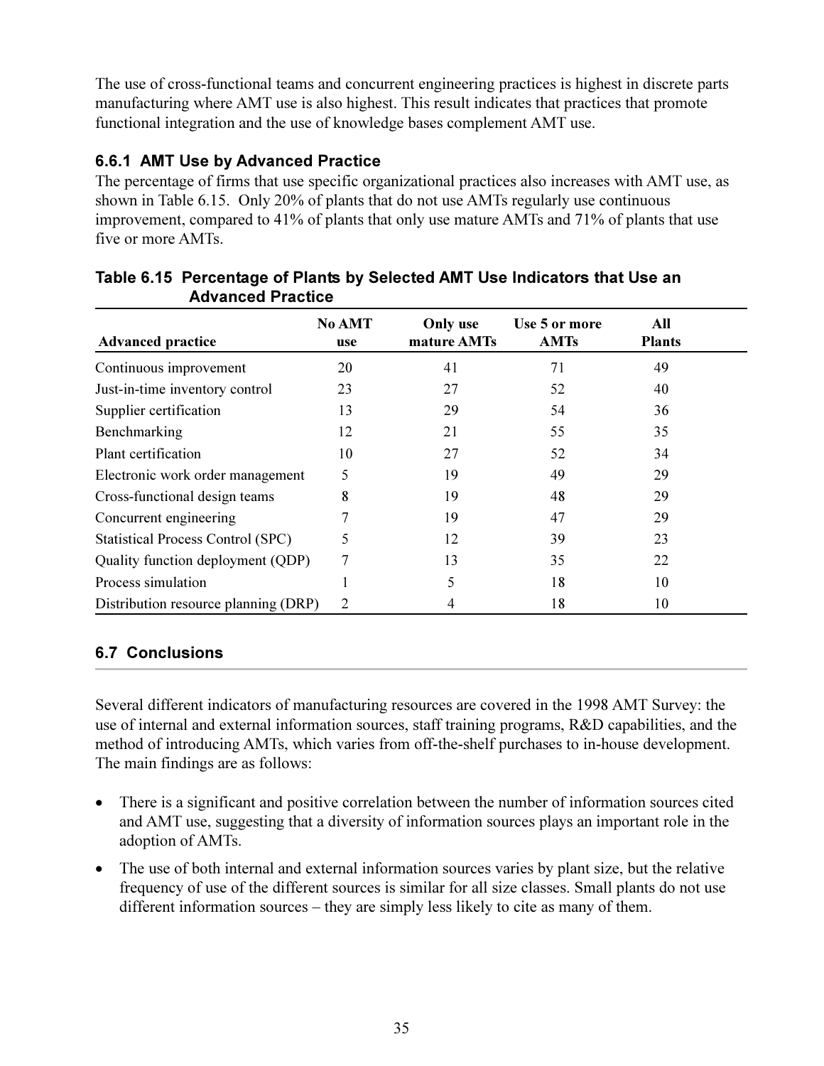The use of cross-functional teams and concurrent engineering practices is highest in discrete parts manufacturing where AMT use is also highest. This result indicates that practices that promote functional integration and the use of knowledge bases complement AMT use.

### 6.6.1 AMT Use by Advanced Practice

The percentage of firms that use specific organizational practices also increases with AMT use, as shown in Table 6.15. Only 20% of plants that do not use AMTs regularly use continuous improvement, compared to 41% of plants that only use mature AMTs and 71% of plants that use five or more AMTs.

**Table 6.15 Percentage of Plants by Selected AMT Use Indicators that Use an Advanced Practice**

| Advanced practice | No AMT use | Only use mature AMTs | Use 5 or more AMTs | All Plants |
|---|---|---|---|---|
| Continuous improvement | 20 | 41 | 71 | 49 |
| Just-in-time inventory control | 23 | 27 | 52 | 40 |
| Supplier certification | 13 | 29 | 54 | 36 |
| Benchmarking | 12 | 21 | 55 | 35 |
| Plant certification | 10 | 27 | 52 | 34 |
| Electronic work order management | 5 | 19 | 49 | 29 |
| Cross-functional design teams | 8 | 19 | 48 | 29 |
| Concurrent engineering | 7 | 19 | 47 | 29 |
| Statistical Process Control (SPC) | 5 | 12 | 39 | 23 |
| Quality function deployment (QDP) | 7 | 13 | 35 | 22 |
| Process simulation | 1 | 5 | 18 | 10 |
| Distribution resource planning (DRP) | 2 | 4 | 18 | 10 |

## 6.7 Conclusions

Several different indicators of manufacturing resources are covered in the 1998 AMT Survey: the use of internal and external information sources, staff training programs, R&D capabilities, and the method of introducing AMTs, which varies from off-the-shelf purchases to in-house development. The main findings are as follows:

- There is a significant and positive correlation between the number of information sources cited and AMT use, suggesting that a diversity of information sources plays an important role in the adoption of AMTs.
- The use of both internal and external information sources varies by plant size, but the relative frequency of use of the different sources is similar for all size classes. Small plants do not use different information sources – they are simply less likely to cite as many of them.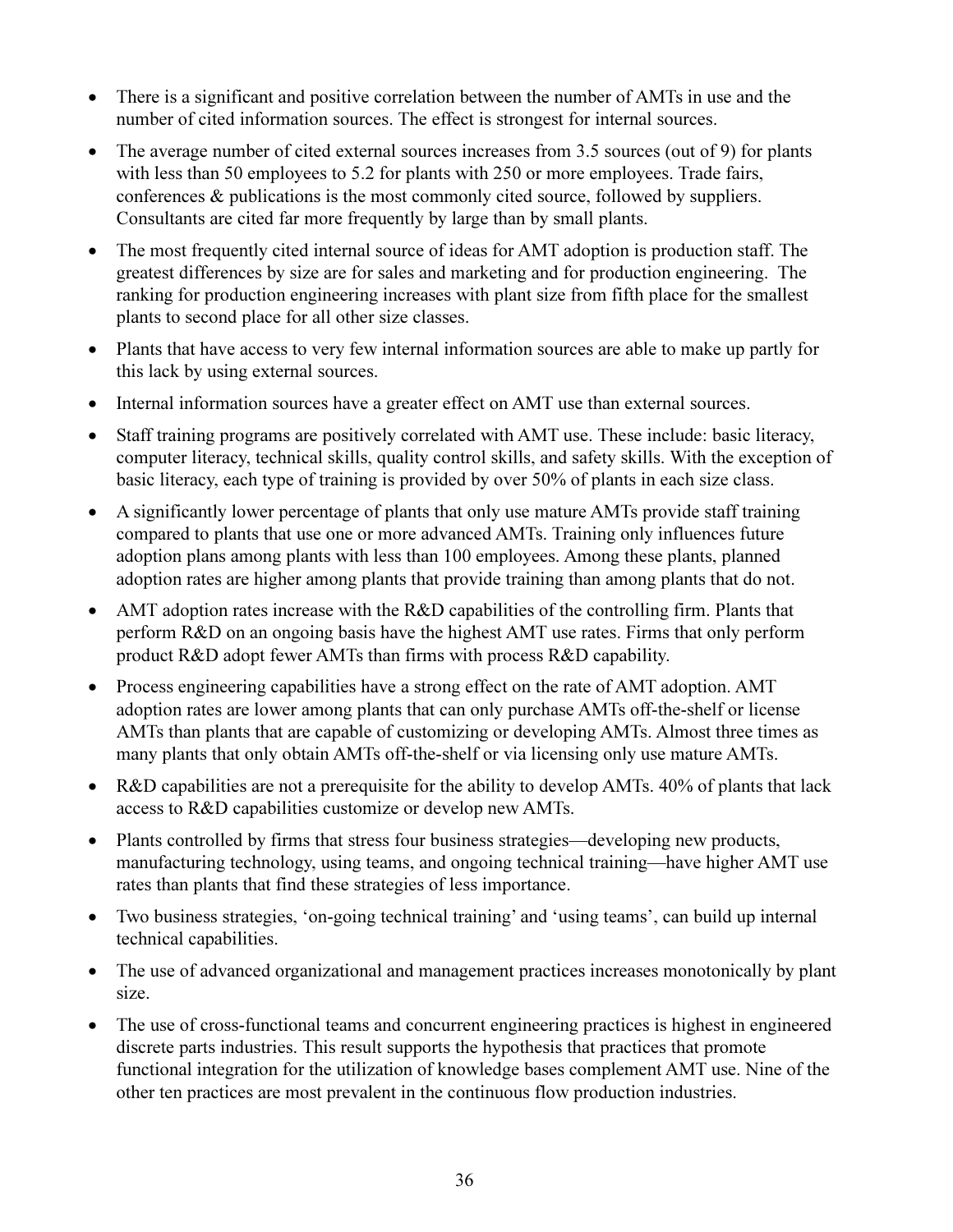- There is a significant and positive correlation between the number of AMTs in use and the number of cited information sources. The effect is strongest for internal sources.
- The average number of cited external sources increases from 3.5 sources (out of 9) for plants with less than 50 employees to 5.2 for plants with 250 or more employees. Trade fairs, conferences & publications is the most commonly cited source, followed by suppliers. Consultants are cited far more frequently by large than by small plants.
- The most frequently cited internal source of ideas for AMT adoption is production staff. The greatest differences by size are for sales and marketing and for production engineering. The ranking for production engineering increases with plant size from fifth place for the smallest plants to second place for all other size classes.
- Plants that have access to very few internal information sources are able to make up partly for this lack by using external sources.
- Internal information sources have a greater effect on AMT use than external sources.
- Staff training programs are positively correlated with AMT use. These include: basic literacy, computer literacy, technical skills, quality control skills, and safety skills. With the exception of basic literacy, each type of training is provided by over 50% of plants in each size class.
- A significantly lower percentage of plants that only use mature AMTs provide staff training compared to plants that use one or more advanced AMTs. Training only influences future adoption plans among plants with less than 100 employees. Among these plants, planned adoption rates are higher among plants that provide training than among plants that do not.
- AMT adoption rates increase with the R&D capabilities of the controlling firm. Plants that perform R&D on an ongoing basis have the highest AMT use rates. Firms that only perform product R&D adopt fewer AMTs than firms with process R&D capability.
- Process engineering capabilities have a strong effect on the rate of AMT adoption. AMT adoption rates are lower among plants that can only purchase AMTs off-the-shelf or license AMTs than plants that are capable of customizing or developing AMTs. Almost three times as many plants that only obtain AMTs off-the-shelf or via licensing only use mature AMTs.
- R&D capabilities are not a prerequisite for the ability to develop AMTs. 40% of plants that lack access to R&D capabilities customize or develop new AMTs.
- Plants controlled by firms that stress four business strategies—developing new products, manufacturing technology, using teams, and ongoing technical training—have higher AMT use rates than plants that find these strategies of less importance.
- Two business strategies, 'on-going technical training' and 'using teams', can build up internal technical capabilities.
- The use of advanced organizational and management practices increases monotonically by plant size.
- The use of cross-functional teams and concurrent engineering practices is highest in engineered discrete parts industries. This result supports the hypothesis that practices that promote functional integration for the utilization of knowledge bases complement AMT use. Nine of the other ten practices are most prevalent in the continuous flow production industries.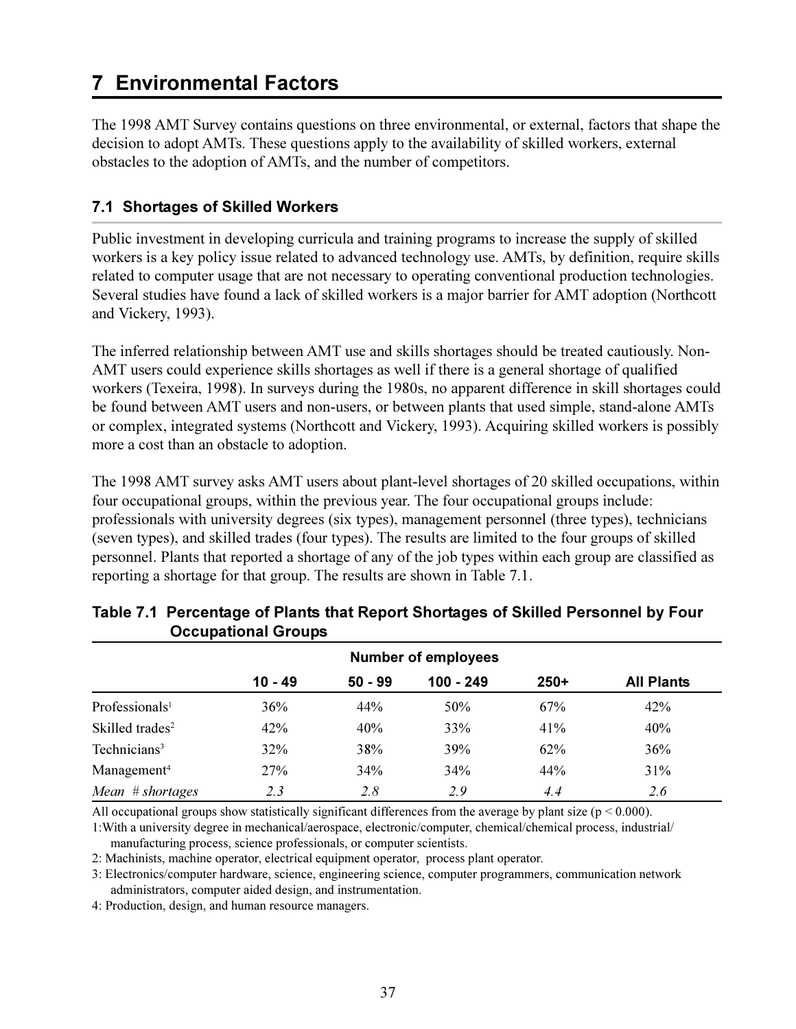# 7 Environmental Factors

The 1998 AMT Survey contains questions on three environmental, or external, factors that shape the decision to adopt AMTs. These questions apply to the availability of skilled workers, external obstacles to the adoption of AMTs, and the number of competitors.

## 7.1 Shortages of Skilled Workers

Public investment in developing curricula and training programs to increase the supply of skilled workers is a key policy issue related to advanced technology use. AMTs, by definition, require skills related to computer usage that are not necessary to operating conventional production technologies. Several studies have found a lack of skilled workers is a major barrier for AMT adoption (Northcott and Vickery, 1993).

The inferred relationship between AMT use and skills shortages should be treated cautiously. Non-AMT users could experience skills shortages as well if there is a general shortage of qualified workers (Texeira, 1998). In surveys during the 1980s, no apparent difference in skill shortages could be found between AMT users and non-users, or between plants that used simple, stand-alone AMTs or complex, integrated systems (Northcott and Vickery, 1993). Acquiring skilled workers is possibly more a cost than an obstacle to adoption.

The 1998 AMT survey asks AMT users about plant-level shortages of 20 skilled occupations, within four occupational groups, within the previous year. The four occupational groups include: professionals with university degrees (six types), management personnel (three types), technicians (seven types), and skilled trades (four types). The results are limited to the four groups of skilled personnel. Plants that reported a shortage of any of the job types within each group are classified as reporting a shortage for that group. The results are shown in Table 7.1.

**Table 7.1 Percentage of Plants that Report Shortages of Skilled Personnel by Four Occupational Groups**

| | Number of employees | | | | |
|---|---|---|---|---|---|
| | **10 - 49** | **50 - 99** | **100 - 249** | **250+** | **All Plants** |
| Professionals[1] | 36% | 44% | 50% | 67% | 42% |
| Skilled trades[2] | 42% | 40% | 33% | 41% | 40% |
| Technicians[3] | 32% | 38% | 39% | 62% | 36% |
| Management[4] | 27% | 34% | 34% | 44% | 31% |
| *Mean # shortages* | *2.3* | *2.8* | *2.9* | *4.4* | *2.6* |

All occupational groups show statistically significant differences from the average by plant size ($p < 0.000$).

1: With a university degree in mechanical/aerospace, electronic/computer, chemical/chemical process, industrial/manufacturing process, science professionals, or computer scientists.

2: Machinists, machine operator, electrical equipment operator, process plant operator.

3: Electronics/computer hardware, science, engineering science, computer programmers, communication network administrators, computer aided design, and instrumentation.

4: Production, design, and human resource managers.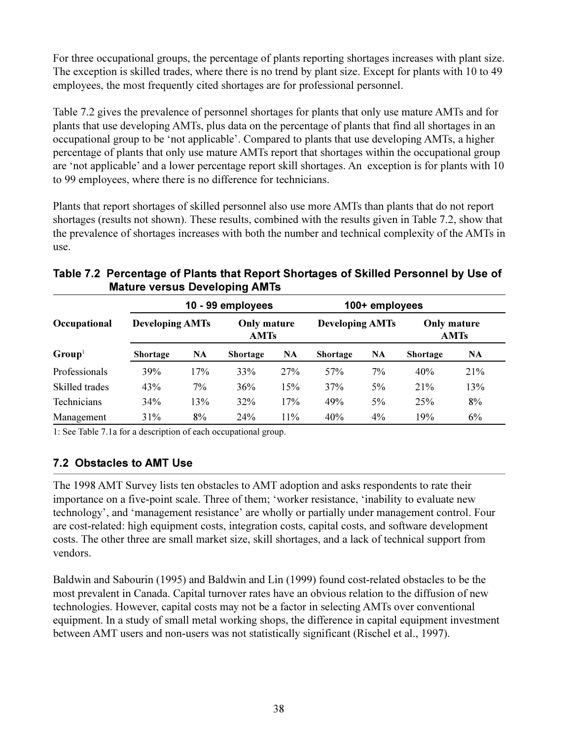For three occupational groups, the percentage of plants reporting shortages increases with plant size. The exception is skilled trades, where there is no trend by plant size. Except for plants with 10 to 49 employees, the most frequently cited shortages are for professional personnel.

Table 7.2 gives the prevalence of personnel shortages for plants that only use mature AMTs and for plants that use developing AMTs, plus data on the percentage of plants that find all shortages in an occupational group to be 'not applicable'. Compared to plants that use developing AMTs, a higher percentage of plants that only use mature AMTs report that shortages within the occupational group are 'not applicable' and a lower percentage report skill shortages. An exception is for plants with 10 to 99 employees, where there is no difference for technicians.

Plants that report shortages of skilled personnel also use more AMTs than plants that do not report shortages (results not shown). These results, combined with the results given in Table 7.2, show that the prevalence of shortages increases with both the number and technical complexity of the AMTs in use.

**Table 7.2 Percentage of Plants that Report Shortages of Skilled Personnel by Use of Mature versus Developing AMTs**

| | 10 - 99 employees | | | | 100+ employees | | | |
|---|---|---|---|---|---|---|---|---|
| **Occupational** | **Developing AMTs** | | **Only mature AMTs** | | **Developing AMTs** | | **Only mature AMTs** | |
| **Group**[1] | **Shortage** | **NA** | **Shortage** | **NA** | **Shortage** | **NA** | **Shortage** | **NA** |
| Professionals | 39% | 17% | 33% | 27% | 57% | 7% | 40% | 21% |
| Skilled trades | 43% | 7% | 36% | 15% | 37% | 5% | 21% | 13% |
| Technicians | 34% | 13% | 32% | 17% | 49% | 5% | 25% | 8% |
| Management | 31% | 8% | 24% | 11% | 40% | 4% | 19% | 6% |

1: See Table 7.1a for a description of each occupational group.

## 7.2 Obstacles to AMT Use

The 1998 AMT Survey lists ten obstacles to AMT adoption and asks respondents to rate their importance on a five-point scale. Three of them; 'worker resistance, 'inability to evaluate new technology', and 'management resistance' are wholly or partially under management control. Four are cost-related: high equipment costs, integration costs, capital costs, and software development costs. The other three are small market size, skill shortages, and a lack of technical support from vendors.

Baldwin and Sabourin (1995) and Baldwin and Lin (1999) found cost-related obstacles to be the most prevalent in Canada. Capital turnover rates have an obvious relation to the diffusion of new technologies. However, capital costs may not be a factor in selecting AMTs over conventional equipment. In a study of small metal working shops, the difference in capital equipment investment between AMT users and non-users was not statistically significant (Rischel et al., 1997).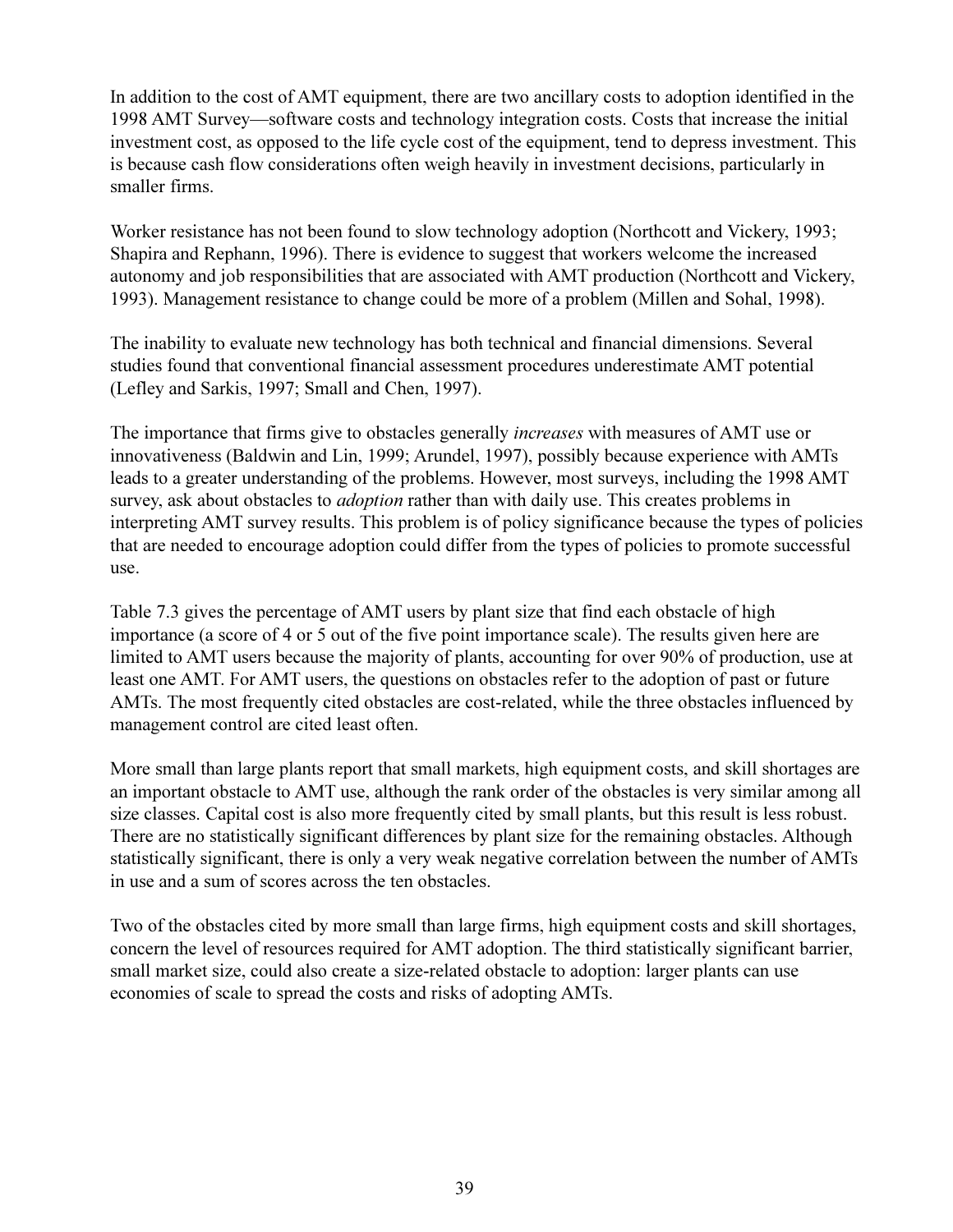In addition to the cost of AMT equipment, there are two ancillary costs to adoption identified in the 1998 AMT Survey—software costs and technology integration costs. Costs that increase the initial investment cost, as opposed to the life cycle cost of the equipment, tend to depress investment. This is because cash flow considerations often weigh heavily in investment decisions, particularly in smaller firms.

Worker resistance has not been found to slow technology adoption (Northcott and Vickery, 1993; Shapira and Rephann, 1996). There is evidence to suggest that workers welcome the increased autonomy and job responsibilities that are associated with AMT production (Northcott and Vickery, 1993). Management resistance to change could be more of a problem (Millen and Sohal, 1998).

The inability to evaluate new technology has both technical and financial dimensions. Several studies found that conventional financial assessment procedures underestimate AMT potential (Lefley and Sarkis, 1997; Small and Chen, 1997).

The importance that firms give to obstacles generally *increases* with measures of AMT use or innovativeness (Baldwin and Lin, 1999; Arundel, 1997), possibly because experience with AMTs leads to a greater understanding of the problems. However, most surveys, including the 1998 AMT survey, ask about obstacles to *adoption* rather than with daily use. This creates problems in interpreting AMT survey results. This problem is of policy significance because the types of policies that are needed to encourage adoption could differ from the types of policies to promote successful use.

Table 7.3 gives the percentage of AMT users by plant size that find each obstacle of high importance (a score of 4 or 5 out of the five point importance scale). The results given here are limited to AMT users because the majority of plants, accounting for over 90% of production, use at least one AMT. For AMT users, the questions on obstacles refer to the adoption of past or future AMTs. The most frequently cited obstacles are cost-related, while the three obstacles influenced by management control are cited least often.

More small than large plants report that small markets, high equipment costs, and skill shortages are an important obstacle to AMT use, although the rank order of the obstacles is very similar among all size classes. Capital cost is also more frequently cited by small plants, but this result is less robust. There are no statistically significant differences by plant size for the remaining obstacles. Although statistically significant, there is only a very weak negative correlation between the number of AMTs in use and a sum of scores across the ten obstacles.

Two of the obstacles cited by more small than large firms, high equipment costs and skill shortages, concern the level of resources required for AMT adoption. The third statistically significant barrier, small market size, could also create a size-related obstacle to adoption: larger plants can use economies of scale to spread the costs and risks of adopting AMTs.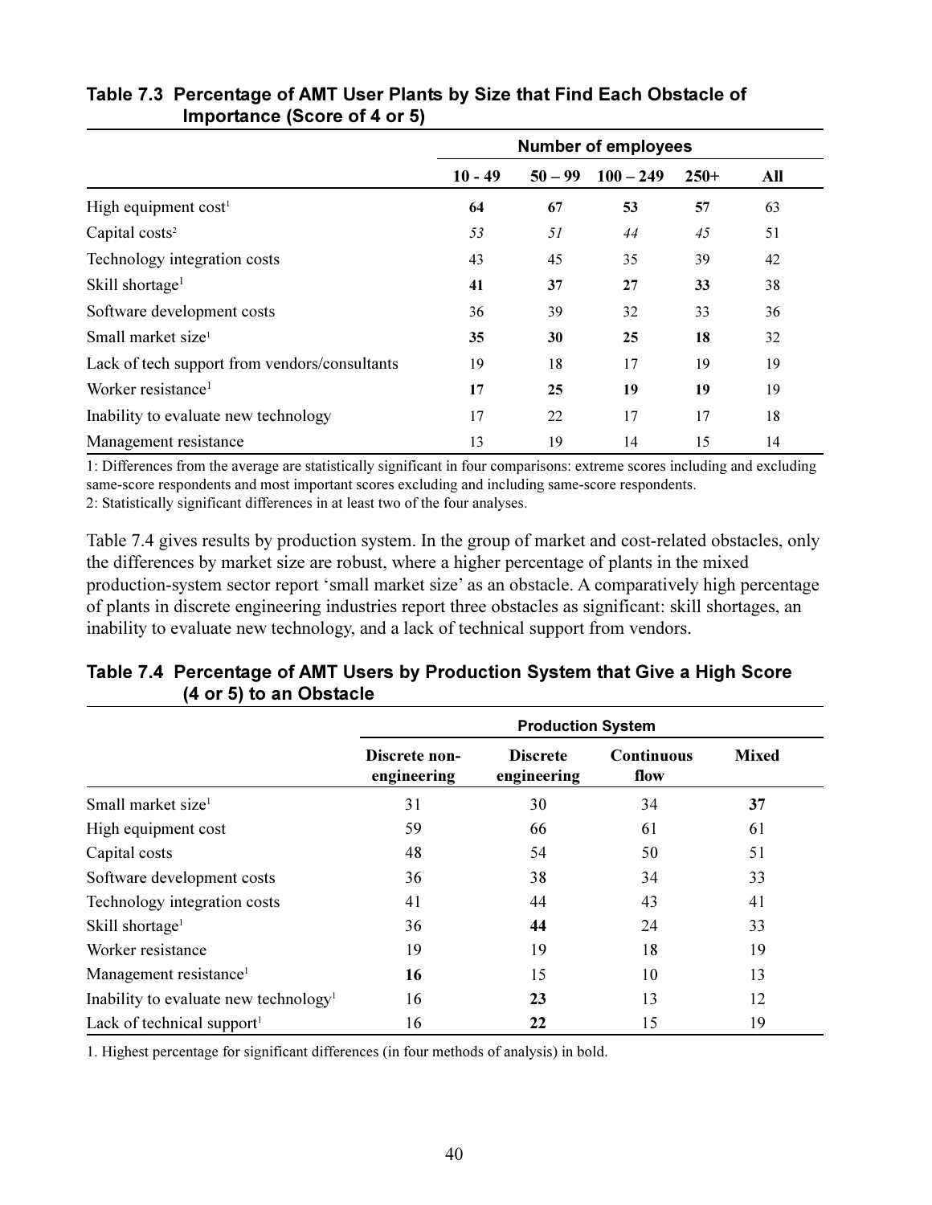**Table 7.3 Percentage of AMT User Plants by Size that Find Each Obstacle of Importance (Score of 4 or 5)**

| | Number of employees | | | | |
|---|---|---|---|---|---|
| | 10 - 49 | 50 – 99 | 100 – 249 | 250+ | All |
| High equipment cost[1] | **64** | **67** | **53** | **57** | 63 |
| Capital costs[2] | *53* | *51* | *44* | *45* | 51 |
| Technology integration costs | 43 | 45 | 35 | 39 | 42 |
| Skill shortage[1] | **41** | **37** | **27** | **33** | 38 |
| Software development costs | 36 | 39 | 32 | 33 | 36 |
| Small market size[1] | **35** | **30** | **25** | **18** | 32 |
| Lack of tech support from vendors/consultants | 19 | 18 | 17 | 19 | 19 |
| Worker resistance[1] | **17** | **25** | **19** | **19** | 19 |
| Inability to evaluate new technology | 17 | 22 | 17 | 17 | 18 |
| Management resistance | 13 | 19 | 14 | 15 | 14 |

1: Differences from the average are statistically significant in four comparisons: extreme scores including and excluding same-score respondents and most important scores excluding and including same-score respondents.
2: Statistically significant differences in at least two of the four analyses.

Table 7.4 gives results by production system. In the group of market and cost-related obstacles, only the differences by market size are robust, where a higher percentage of plants in the mixed production-system sector report 'small market size' as an obstacle. A comparatively high percentage of plants in discrete engineering industries report three obstacles as significant: skill shortages, an inability to evaluate new technology, and a lack of technical support from vendors.

**Table 7.4 Percentage of AMT Users by Production System that Give a High Score (4 or 5) to an Obstacle**

| | Production System | | | |
|---|---|---|---|---|
| | Discrete non-engineering | Discrete engineering | Continuous flow | Mixed |
| Small market size[1] | 31 | 30 | 34 | **37** |
| High equipment cost | 59 | 66 | 61 | 61 |
| Capital costs | 48 | 54 | 50 | 51 |
| Software development costs | 36 | 38 | 34 | 33 |
| Technology integration costs | 41 | 44 | 43 | 41 |
| Skill shortage[1] | 36 | **44** | 24 | 33 |
| Worker resistance | 19 | 19 | 18 | 19 |
| Management resistance[1] | **16** | 15 | 10 | 13 |
| Inability to evaluate new technology[1] | 16 | **23** | 13 | 12 |
| Lack of technical support[1] | 16 | **22** | 15 | 19 |

1. Highest percentage for significant differences (in four methods of analysis) in bold.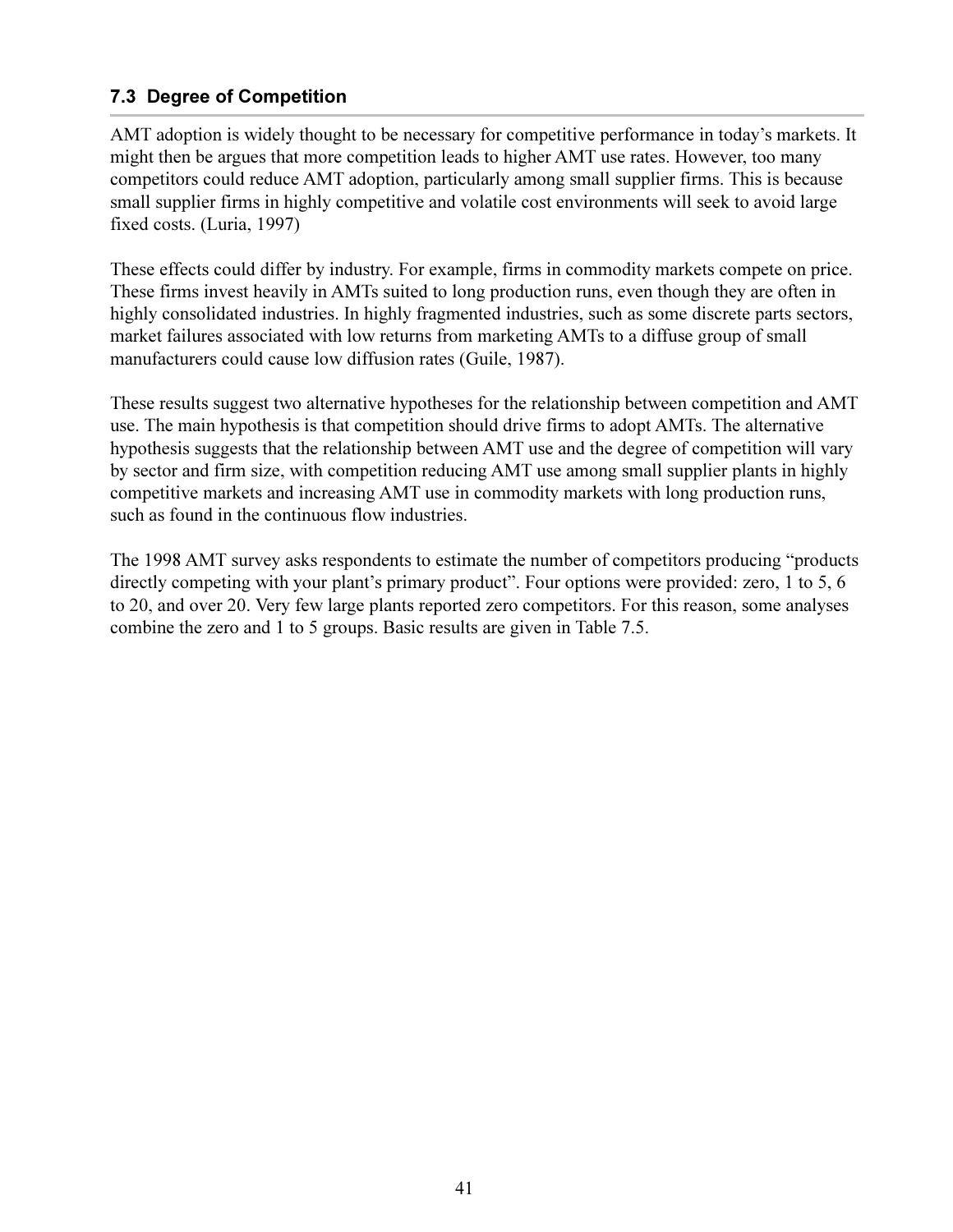### 7.3 Degree of Competition

AMT adoption is widely thought to be necessary for competitive performance in today's markets. It might then be argues that more competition leads to higher AMT use rates. However, too many competitors could reduce AMT adoption, particularly among small supplier firms. This is because small supplier firms in highly competitive and volatile cost environments will seek to avoid large fixed costs. (Luria, 1997)

These effects could differ by industry. For example, firms in commodity markets compete on price. These firms invest heavily in AMTs suited to long production runs, even though they are often in highly consolidated industries. In highly fragmented industries, such as some discrete parts sectors, market failures associated with low returns from marketing AMTs to a diffuse group of small manufacturers could cause low diffusion rates (Guile, 1987).

These results suggest two alternative hypotheses for the relationship between competition and AMT use. The main hypothesis is that competition should drive firms to adopt AMTs. The alternative hypothesis suggests that the relationship between AMT use and the degree of competition will vary by sector and firm size, with competition reducing AMT use among small supplier plants in highly competitive markets and increasing AMT use in commodity markets with long production runs, such as found in the continuous flow industries.

The 1998 AMT survey asks respondents to estimate the number of competitors producing "products directly competing with your plant's primary product". Four options were provided: zero, 1 to 5, 6 to 20, and over 20. Very few large plants reported zero competitors. For this reason, some analyses combine the zero and 1 to 5 groups. Basic results are given in Table 7.5.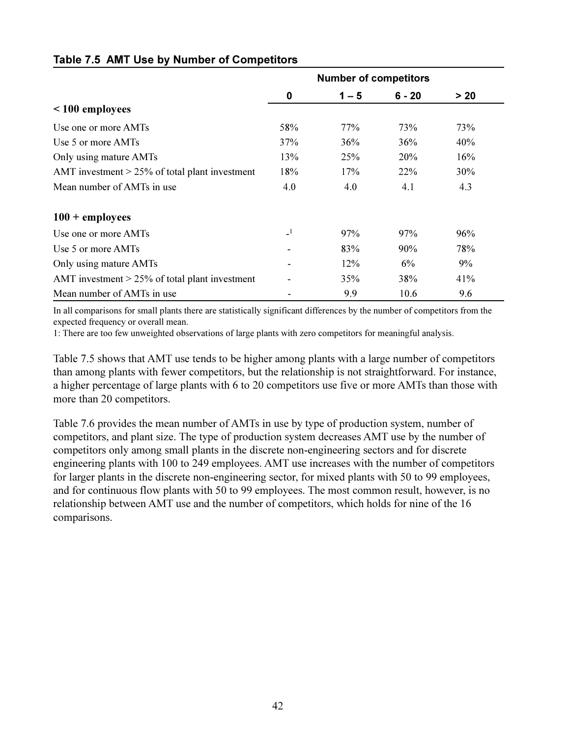**Table 7.5 AMT Use by Number of Competitors**

| | Number of competitors | | | |
|---|---|---|---|---|
| | 0 | 1 – 5 | 6 - 20 | > 20 |
| **< 100 employees** | | | | |
| Use one or more AMTs | 58% | 77% | 73% | 73% |
| Use 5 or more AMTs | 37% | 36% | 36% | 40% |
| Only using mature AMTs | 13% | 25% | 20% | 16% |
| AMT investment > 25% of total plant investment | 18% | 17% | 22% | 30% |
| Mean number of AMTs in use | 4.0 | 4.0 | 4.1 | 4.3 |
| **100 + employees** | | | | |
| Use one or more AMTs | -[1] | 97% | 97% | 96% |
| Use 5 or more AMTs | - | 83% | 90% | 78% |
| Only using mature AMTs | - | 12% | 6% | 9% |
| AMT investment > 25% of total plant investment | - | 35% | 38% | 41% |
| Mean number of AMTs in use | - | 9.9 | 10.6 | 9.6 |

In all comparisons for small plants there are statistically significant differences by the number of competitors from the expected frequency or overall mean.

1: There are too few unweighted observations of large plants with zero competitors for meaningful analysis.

Table 7.5 shows that AMT use tends to be higher among plants with a large number of competitors than among plants with fewer competitors, but the relationship is not straightforward. For instance, a higher percentage of large plants with 6 to 20 competitors use five or more AMTs than those with more than 20 competitors.

Table 7.6 provides the mean number of AMTs in use by type of production system, number of competitors, and plant size. The type of production system decreases AMT use by the number of competitors only among small plants in the discrete non-engineering sectors and for discrete engineering plants with 100 to 249 employees. AMT use increases with the number of competitors for larger plants in the discrete non-engineering sector, for mixed plants with 50 to 99 employees, and for continuous flow plants with 50 to 99 employees. The most common result, however, is no relationship between AMT use and the number of competitors, which holds for nine of the 16 comparisons.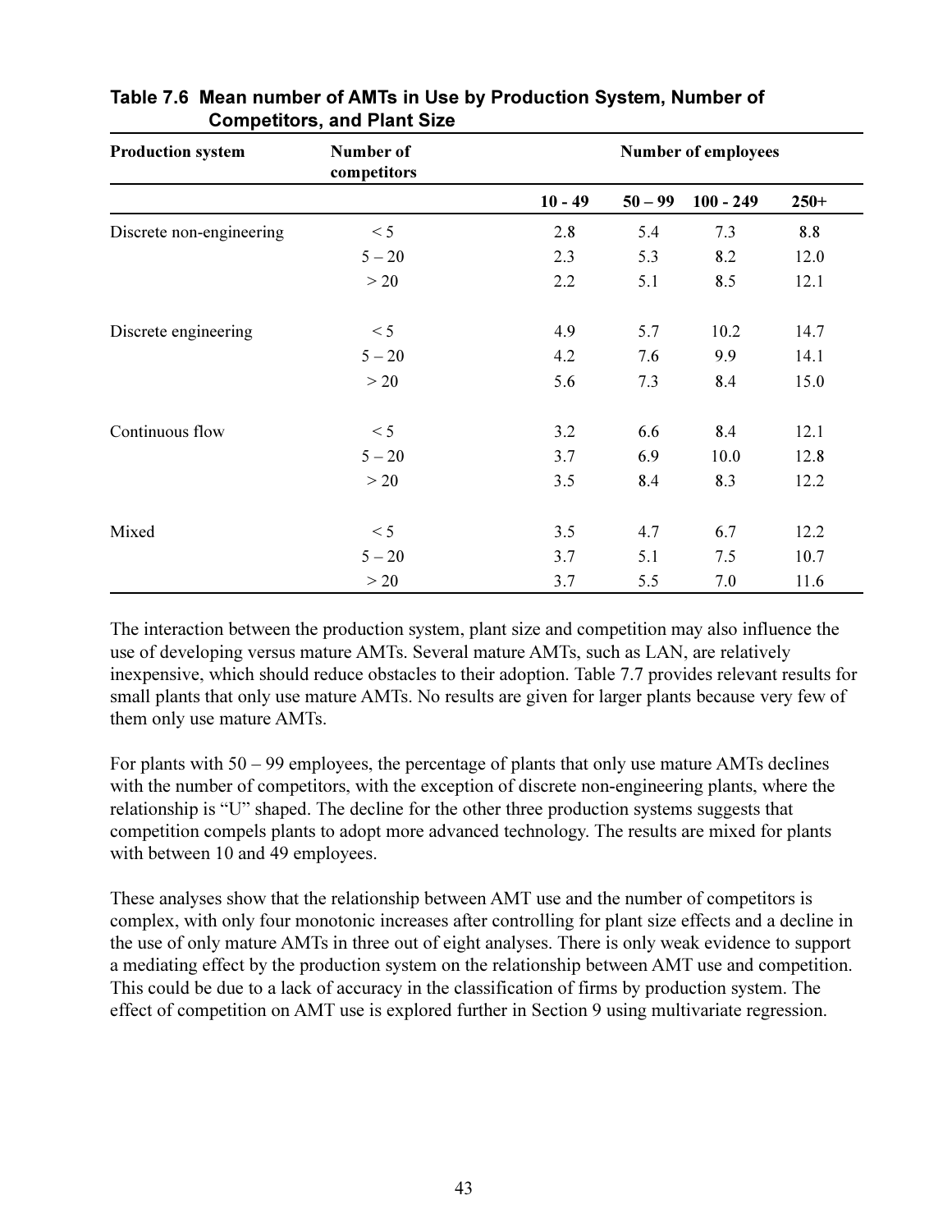**Table 7.6 Mean number of AMTs in Use by Production System, Number of Competitors, and Plant Size**

| Production system | Number of competitors | Number of employees | | | |
|---|---|---|---|---|---|
| | | 10 - 49 | 50 – 99 | 100 - 249 | 250+ |
| Discrete non-engineering | < 5 | 2.8 | 5.4 | 7.3 | 8.8 |
| | 5 – 20 | 2.3 | 5.3 | 8.2 | 12.0 |
| | > 20 | 2.2 | 5.1 | 8.5 | 12.1 |
| Discrete engineering | < 5 | 4.9 | 5.7 | 10.2 | 14.7 |
| | 5 – 20 | 4.2 | 7.6 | 9.9 | 14.1 |
| | > 20 | 5.6 | 7.3 | 8.4 | 15.0 |
| Continuous flow | < 5 | 3.2 | 6.6 | 8.4 | 12.1 |
| | 5 – 20 | 3.7 | 6.9 | 10.0 | 12.8 |
| | > 20 | 3.5 | 8.4 | 8.3 | 12.2 |
| Mixed | < 5 | 3.5 | 4.7 | 6.7 | 12.2 |
| | 5 – 20 | 3.7 | 5.1 | 7.5 | 10.7 |
| | > 20 | 3.7 | 5.5 | 7.0 | 11.6 |

The interaction between the production system, plant size and competition may also influence the use of developing versus mature AMTs. Several mature AMTs, such as LAN, are relatively inexpensive, which should reduce obstacles to their adoption. Table 7.7 provides relevant results for small plants that only use mature AMTs. No results are given for larger plants because very few of them only use mature AMTs.

For plants with 50 – 99 employees, the percentage of plants that only use mature AMTs declines with the number of competitors, with the exception of discrete non-engineering plants, where the relationship is "U" shaped. The decline for the other three production systems suggests that competition compels plants to adopt more advanced technology. The results are mixed for plants with between 10 and 49 employees.

These analyses show that the relationship between AMT use and the number of competitors is complex, with only four monotonic increases after controlling for plant size effects and a decline in the use of only mature AMTs in three out of eight analyses. There is only weak evidence to support a mediating effect by the production system on the relationship between AMT use and competition. This could be due to a lack of accuracy in the classification of firms by production system. The effect of competition on AMT use is explored further in Section 9 using multivariate regression.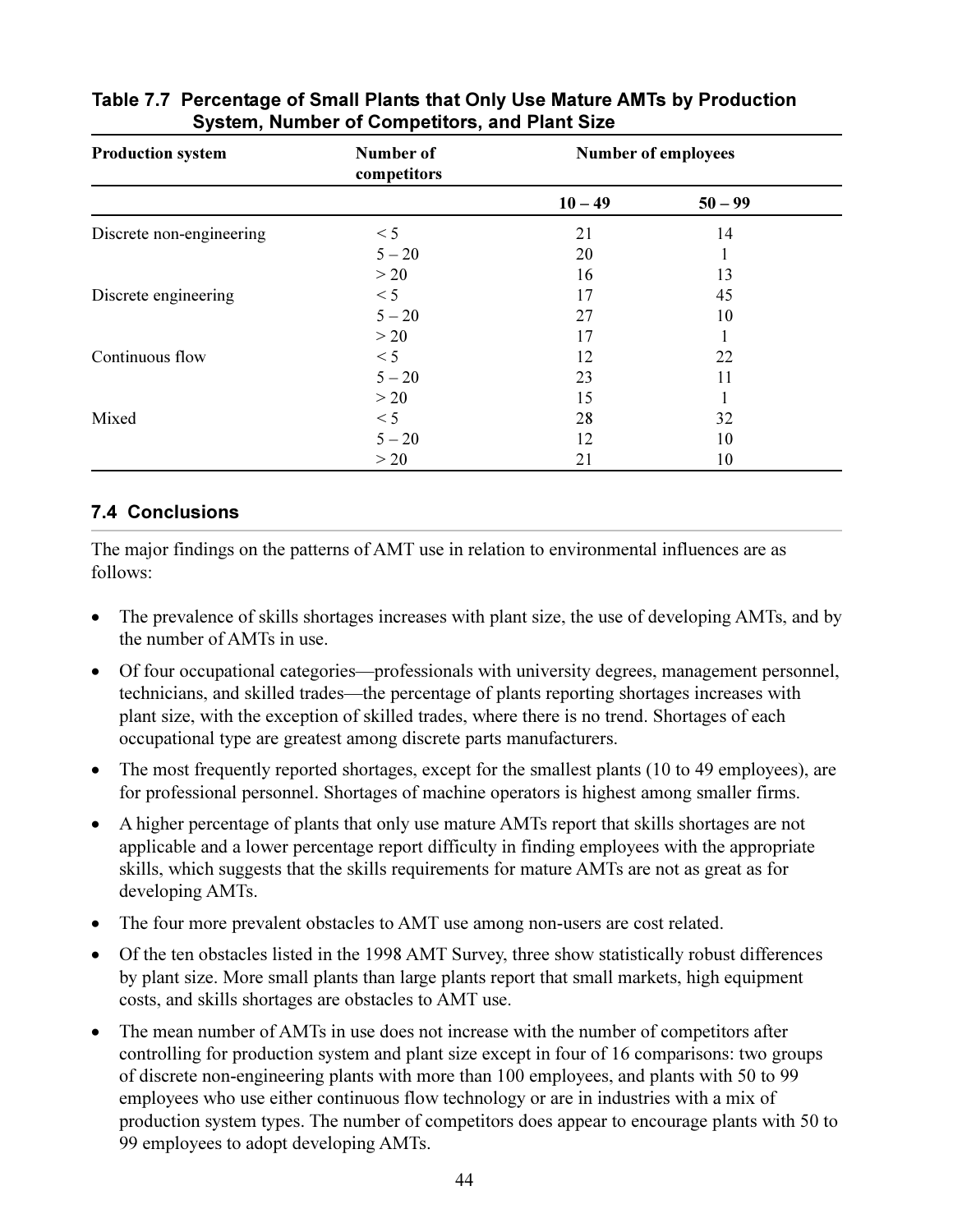**Table 7.7 Percentage of Small Plants that Only Use Mature AMTs by Production System, Number of Competitors, and Plant Size**

| Production system | Number of competitors | Number of employees | |
|---|---|---|---|
| | | 10 – 49 | 50 – 99 |
| Discrete non-engineering | < 5 | 21 | 14 |
| | 5 – 20 | 20 | 1 |
| | > 20 | 16 | 13 |
| Discrete engineering | < 5 | 17 | 45 |
| | 5 – 20 | 27 | 10 |
| | > 20 | 17 | 1 |
| Continuous flow | < 5 | 12 | 22 |
| | 5 – 20 | 23 | 11 |
| | > 20 | 15 | 1 |
| Mixed | < 5 | 28 | 32 |
| | 5 – 20 | 12 | 10 |
| | > 20 | 21 | 10 |

## 7.4 Conclusions

The major findings on the patterns of AMT use in relation to environmental influences are as follows:

- The prevalence of skills shortages increases with plant size, the use of developing AMTs, and by the number of AMTs in use.
- Of four occupational categories—professionals with university degrees, management personnel, technicians, and skilled trades—the percentage of plants reporting shortages increases with plant size, with the exception of skilled trades, where there is no trend. Shortages of each occupational type are greatest among discrete parts manufacturers.
- The most frequently reported shortages, except for the smallest plants (10 to 49 employees), are for professional personnel. Shortages of machine operators is highest among smaller firms.
- A higher percentage of plants that only use mature AMTs report that skills shortages are not applicable and a lower percentage report difficulty in finding employees with the appropriate skills, which suggests that the skills requirements for mature AMTs are not as great as for developing AMTs.
- The four more prevalent obstacles to AMT use among non-users are cost related.
- Of the ten obstacles listed in the 1998 AMT Survey, three show statistically robust differences by plant size. More small plants than large plants report that small markets, high equipment costs, and skills shortages are obstacles to AMT use.
- The mean number of AMTs in use does not increase with the number of competitors after controlling for production system and plant size except in four of 16 comparisons: two groups of discrete non-engineering plants with more than 100 employees, and plants with 50 to 99 employees who use either continuous flow technology or are in industries with a mix of production system types. The number of competitors does appear to encourage plants with 50 to 99 employees to adopt developing AMTs.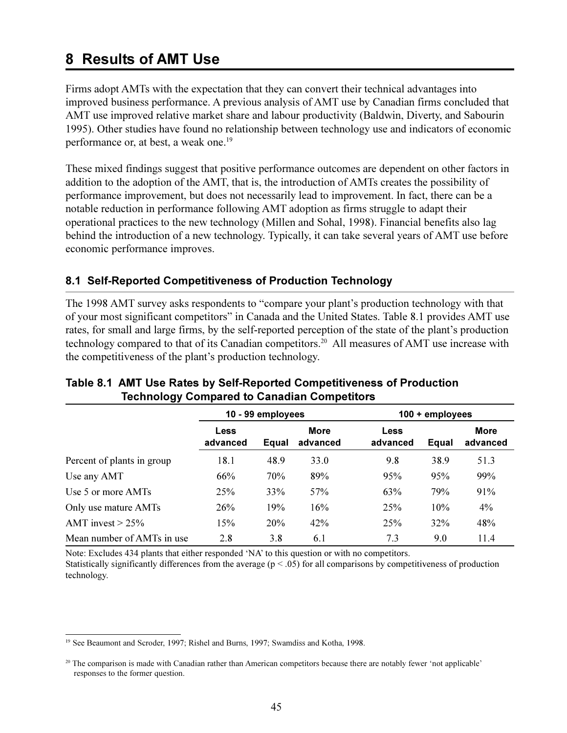# 8 Results of AMT Use

Firms adopt AMTs with the expectation that they can convert their technical advantages into improved business performance. A previous analysis of AMT use by Canadian firms concluded that AMT use improved relative market share and labour productivity (Baldwin, Diverty, and Sabourin 1995). Other studies have found no relationship between technology use and indicators of economic performance or, at best, a weak one.[19]

These mixed findings suggest that positive performance outcomes are dependent on other factors in addition to the adoption of the AMT, that is, the introduction of AMTs creates the possibility of performance improvement, but does not necessarily lead to improvement. In fact, there can be a notable reduction in performance following AMT adoption as firms struggle to adapt their operational practices to the new technology (Millen and Sohal, 1998). Financial benefits also lag behind the introduction of a new technology. Typically, it can take several years of AMT use before economic performance improves.

## 8.1 Self-Reported Competitiveness of Production Technology

The 1998 AMT survey asks respondents to "compare your plant's production technology with that of your most significant competitors" in Canada and the United States. Table 8.1 provides AMT use rates, for small and large firms, by the self-reported perception of the state of the plant's production technology compared to that of its Canadian competitors.[20] All measures of AMT use increase with the competitiveness of the plant's production technology.

**Table 8.1 AMT Use Rates by Self-Reported Competitiveness of Production Technology Compared to Canadian Competitors**

| | 10 - 99 employees | | | 100 + employees | | |
|---|---|---|---|---|---|---|
| | Less advanced | Equal | More advanced | Less advanced | Equal | More advanced |
| Percent of plants in group | 18.1 | 48.9 | 33.0 | 9.8 | 38.9 | 51.3 |
| Use any AMT | 66% | 70% | 89% | 95% | 95% | 99% |
| Use 5 or more AMTs | 25% | 33% | 57% | 63% | 79% | 91% |
| Only use mature AMTs | 26% | 19% | 16% | 25% | 10% | 4% |
| AMT invest > 25% | 15% | 20% | 42% | 25% | 32% | 48% |
| Mean number of AMTs in use | 2.8 | 3.8 | 6.1 | 7.3 | 9.0 | 11.4 |

Note: Excludes 434 plants that either responded 'NA' to this question or with no competitors.
Statistically significantly differences from the average ($p < .05$) for all comparisons by competitiveness of production technology.

[19] See Beaumont and Scroder, 1997; Rishel and Burns, 1997; Swamdiss and Kotha, 1998.

[20] The comparison is made with Canadian rather than American competitors because there are notably fewer 'not applicable' responses to the former question.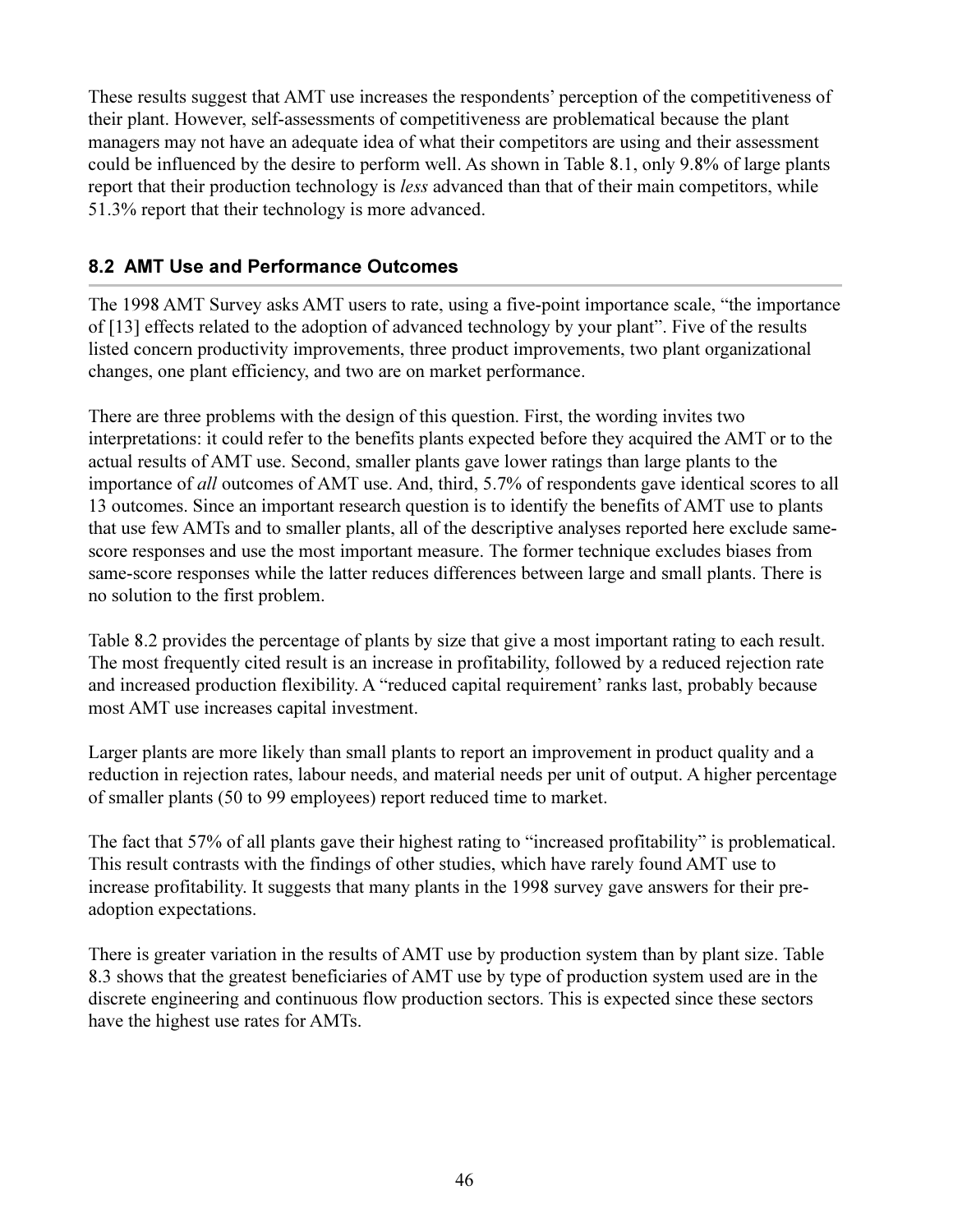These results suggest that AMT use increases the respondents' perception of the competitiveness of their plant. However, self-assessments of competitiveness are problematical because the plant managers may not have an adequate idea of what their competitors are using and their assessment could be influenced by the desire to perform well. As shown in Table 8.1, only 9.8% of large plants report that their production technology is *less* advanced than that of their main competitors, while 51.3% report that their technology is more advanced.

## 8.2 AMT Use and Performance Outcomes

The 1998 AMT Survey asks AMT users to rate, using a five-point importance scale, "the importance of [13] effects related to the adoption of advanced technology by your plant". Five of the results listed concern productivity improvements, three product improvements, two plant organizational changes, one plant efficiency, and two are on market performance.

There are three problems with the design of this question. First, the wording invites two interpretations: it could refer to the benefits plants expected before they acquired the AMT or to the actual results of AMT use. Second, smaller plants gave lower ratings than large plants to the importance of *all* outcomes of AMT use. And, third, 5.7% of respondents gave identical scores to all 13 outcomes. Since an important research question is to identify the benefits of AMT use to plants that use few AMTs and to smaller plants, all of the descriptive analyses reported here exclude same-score responses and use the most important measure. The former technique excludes biases from same-score responses while the latter reduces differences between large and small plants. There is no solution to the first problem.

Table 8.2 provides the percentage of plants by size that give a most important rating to each result. The most frequently cited result is an increase in profitability, followed by a reduced rejection rate and increased production flexibility. A "reduced capital requirement' ranks last, probably because most AMT use increases capital investment.

Larger plants are more likely than small plants to report an improvement in product quality and a reduction in rejection rates, labour needs, and material needs per unit of output. A higher percentage of smaller plants (50 to 99 employees) report reduced time to market.

The fact that 57% of all plants gave their highest rating to "increased profitability" is problematical. This result contrasts with the findings of other studies, which have rarely found AMT use to increase profitability. It suggests that many plants in the 1998 survey gave answers for their pre-adoption expectations.

There is greater variation in the results of AMT use by production system than by plant size. Table 8.3 shows that the greatest beneficiaries of AMT use by type of production system used are in the discrete engineering and continuous flow production sectors. This is expected since these sectors have the highest use rates for AMTs.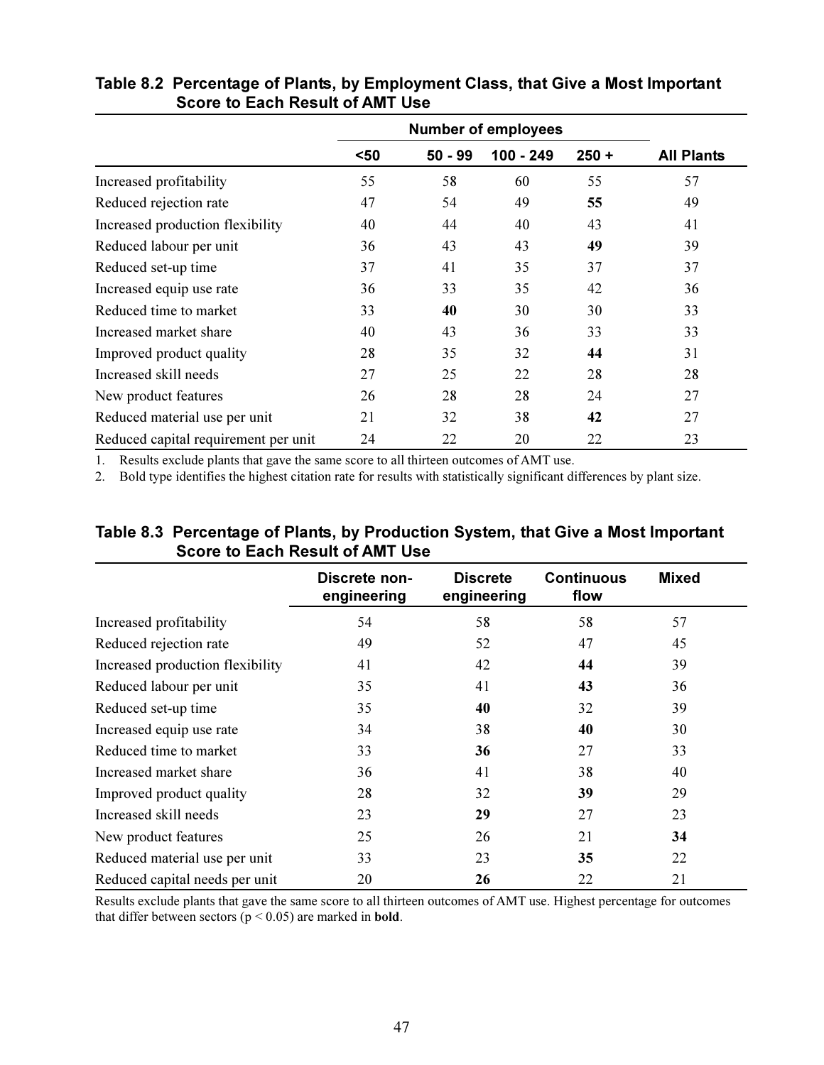### Table 8.2 Percentage of Plants, by Employment Class, that Give a Most Important Score to Each Result of AMT Use

| | Number of employees | | | | |
|---|---|---|---|---|---|
| | **<50** | **50 - 99** | **100 - 249** | **250 +** | **All Plants** |
| Increased profitability | 55 | 58 | 60 | 55 | 57 |
| Reduced rejection rate | 47 | 54 | 49 | **55** | 49 |
| Increased production flexibility | 40 | 44 | 40 | 43 | 41 |
| Reduced labour per unit | 36 | 43 | 43 | **49** | 39 |
| Reduced set-up time | 37 | 41 | 35 | 37 | 37 |
| Increased equip use rate | 36 | 33 | 35 | 42 | 36 |
| Reduced time to market | 33 | **40** | 30 | 30 | 33 |
| Increased market share | 40 | 43 | 36 | 33 | 33 |
| Improved product quality | 28 | 35 | 32 | **44** | 31 |
| Increased skill needs | 27 | 25 | 22 | 28 | 28 |
| New product features | 26 | 28 | 28 | 24 | 27 |
| Reduced material use per unit | 21 | 32 | 38 | **42** | 27 |
| Reduced capital requirement per unit | 24 | 22 | 20 | 22 | 23 |

1. Results exclude plants that gave the same score to all thirteen outcomes of AMT use.
2. Bold type identifies the highest citation rate for results with statistically significant differences by plant size.

### Table 8.3 Percentage of Plants, by Production System, that Give a Most Important Score to Each Result of AMT Use

| | Discrete non-engineering | Discrete engineering | Continuous flow | Mixed |
|---|---|---|---|---|
| Increased profitability | 54 | 58 | 58 | 57 |
| Reduced rejection rate | 49 | 52 | 47 | 45 |
| Increased production flexibility | 41 | 42 | **44** | 39 |
| Reduced labour per unit | 35 | 41 | **43** | 36 |
| Reduced set-up time | 35 | **40** | 32 | 39 |
| Increased equip use rate | 34 | 38 | **40** | 30 |
| Reduced time to market | 33 | **36** | 27 | 33 |
| Increased market share | 36 | 41 | 38 | 40 |
| Improved product quality | 28 | 32 | **39** | 29 |
| Increased skill needs | 23 | **29** | 27 | 23 |
| New product features | 25 | 26 | 21 | **34** |
| Reduced material use per unit | 33 | 23 | **35** | 22 |
| Reduced capital needs per unit | 20 | **26** | 22 | 21 |

Results exclude plants that gave the same score to all thirteen outcomes of AMT use. Highest percentage for outcomes that differ between sectors ($p < 0.05$) are marked in **bold**.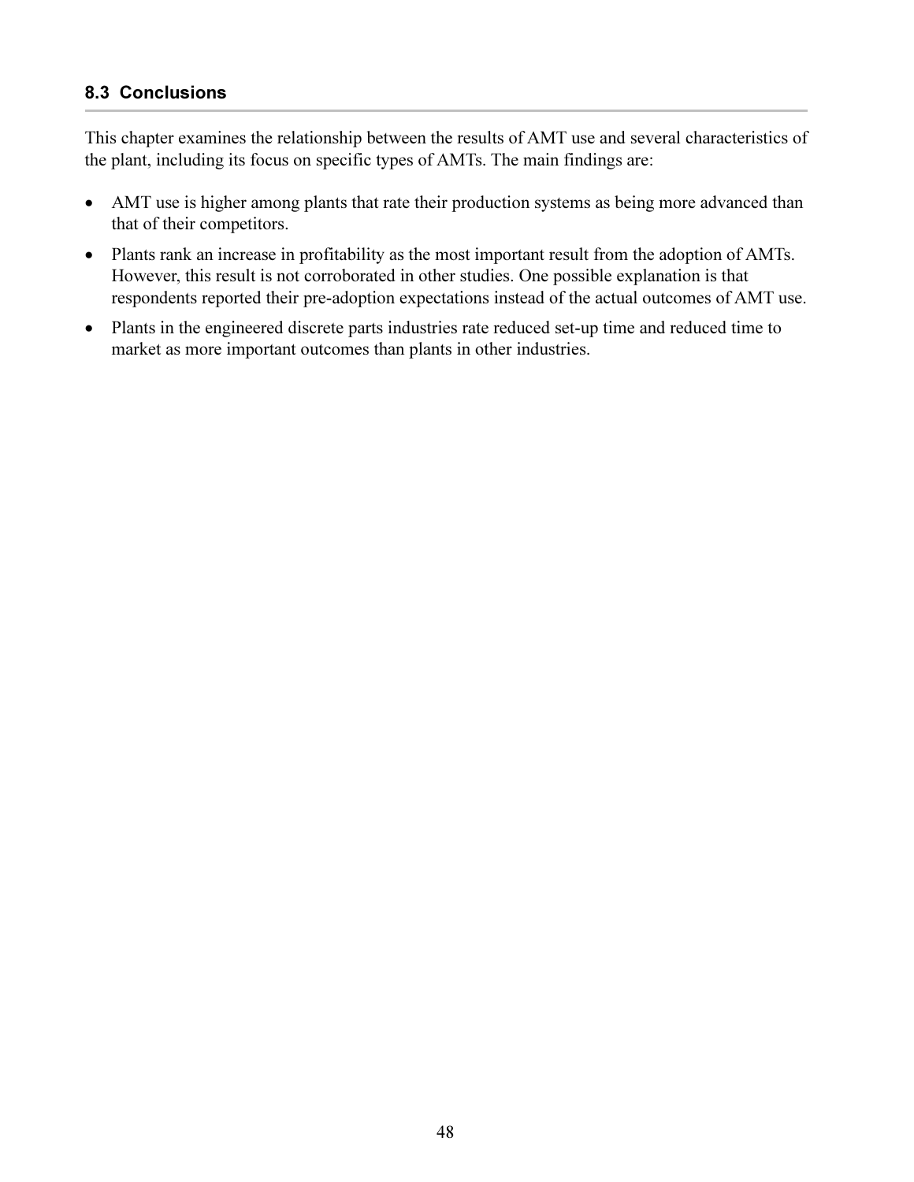### 8.3 Conclusions

This chapter examines the relationship between the results of AMT use and several characteristics of the plant, including its focus on specific types of AMTs. The main findings are:

- AMT use is higher among plants that rate their production systems as being more advanced than that of their competitors.
- Plants rank an increase in profitability as the most important result from the adoption of AMTs. However, this result is not corroborated in other studies. One possible explanation is that respondents reported their pre-adoption expectations instead of the actual outcomes of AMT use.
- Plants in the engineered discrete parts industries rate reduced set-up time and reduced time to market as more important outcomes than plants in other industries.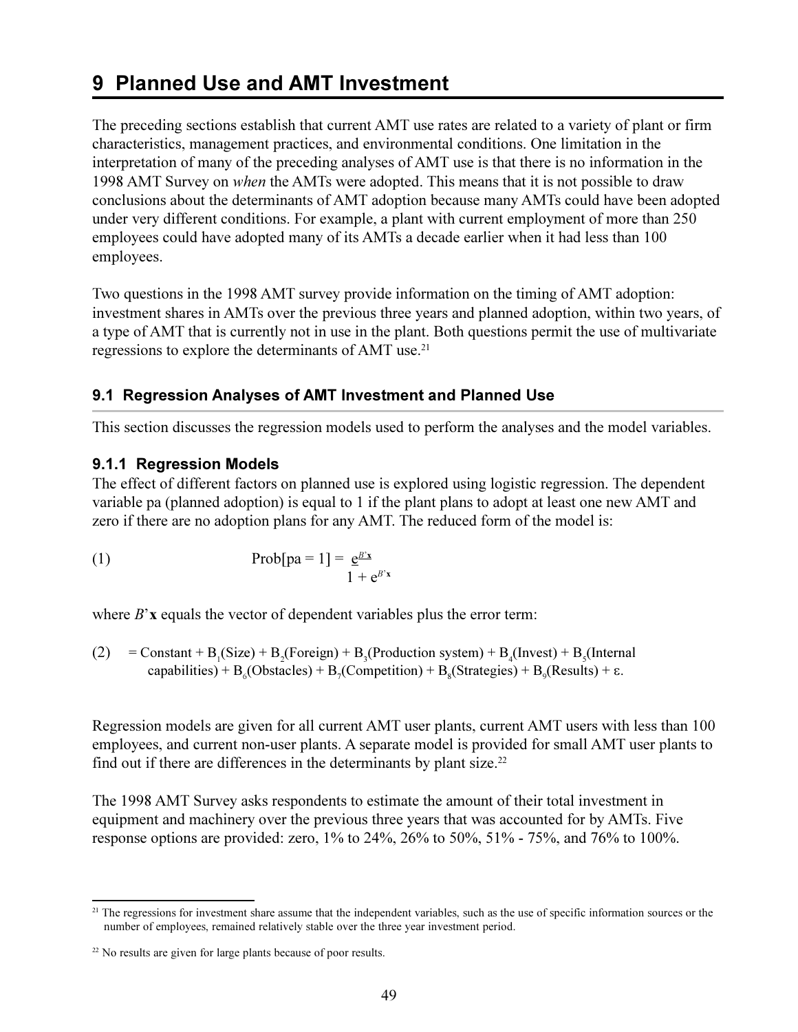# 9 Planned Use and AMT Investment

The preceding sections establish that current AMT use rates are related to a variety of plant or firm characteristics, management practices, and environmental conditions. One limitation in the interpretation of many of the preceding analyses of AMT use is that there is no information in the 1998 AMT Survey on *when* the AMTs were adopted. This means that it is not possible to draw conclusions about the determinants of AMT adoption because many AMTs could have been adopted under very different conditions. For example, a plant with current employment of more than 250 employees could have adopted many of its AMTs a decade earlier when it had less than 100 employees.

Two questions in the 1998 AMT survey provide information on the timing of AMT adoption: investment shares in AMTs over the previous three years and planned adoption, within two years, of a type of AMT that is currently not in use in the plant. Both questions permit the use of multivariate regressions to explore the determinants of AMT use.[21]

## 9.1 Regression Analyses of AMT Investment and Planned Use

This section discusses the regression models used to perform the analyses and the model variables.

### 9.1.1 Regression Models

The effect of different factors on planned use is explored using logistic regression. The dependent variable pa (planned adoption) is equal to 1 if the plant plans to adopt at least one new AMT and zero if there are no adoption plans for any AMT. The reduced form of the model is:

$$\text{(1)} \qquad \text{Prob[pa = 1]} = \frac{e^{B'\mathbf{x}}}{1 + e^{B'\mathbf{x}}}$$

where $B'\mathbf{x}$ equals the vector of dependent variables plus the error term:

$$\text{(2)} \quad = \text{Constant} + B_1\text{(Size)} + B_2\text{(Foreign)} + B_3\text{(Production system)} + B_4\text{(Invest)} + B_5\text{(Internal capabilities)} + B_6\text{(Obstacles)} + B_7\text{(Competition)} + B_8\text{(Strategies)} + B_9\text{(Results)} + \varepsilon.$$

Regression models are given for all current AMT user plants, current AMT users with less than 100 employees, and current non-user plants. A separate model is provided for small AMT user plants to find out if there are differences in the determinants by plant size.[22]

The 1998 AMT Survey asks respondents to estimate the amount of their total investment in equipment and machinery over the previous three years that was accounted for by AMTs. Five response options are provided: zero, 1% to 24%, 26% to 50%, 51% - 75%, and 76% to 100%.

---

[21] The regressions for investment share assume that the independent variables, such as the use of specific information sources or the number of employees, remained relatively stable over the three year investment period.

[22] No results are given for large plants because of poor results.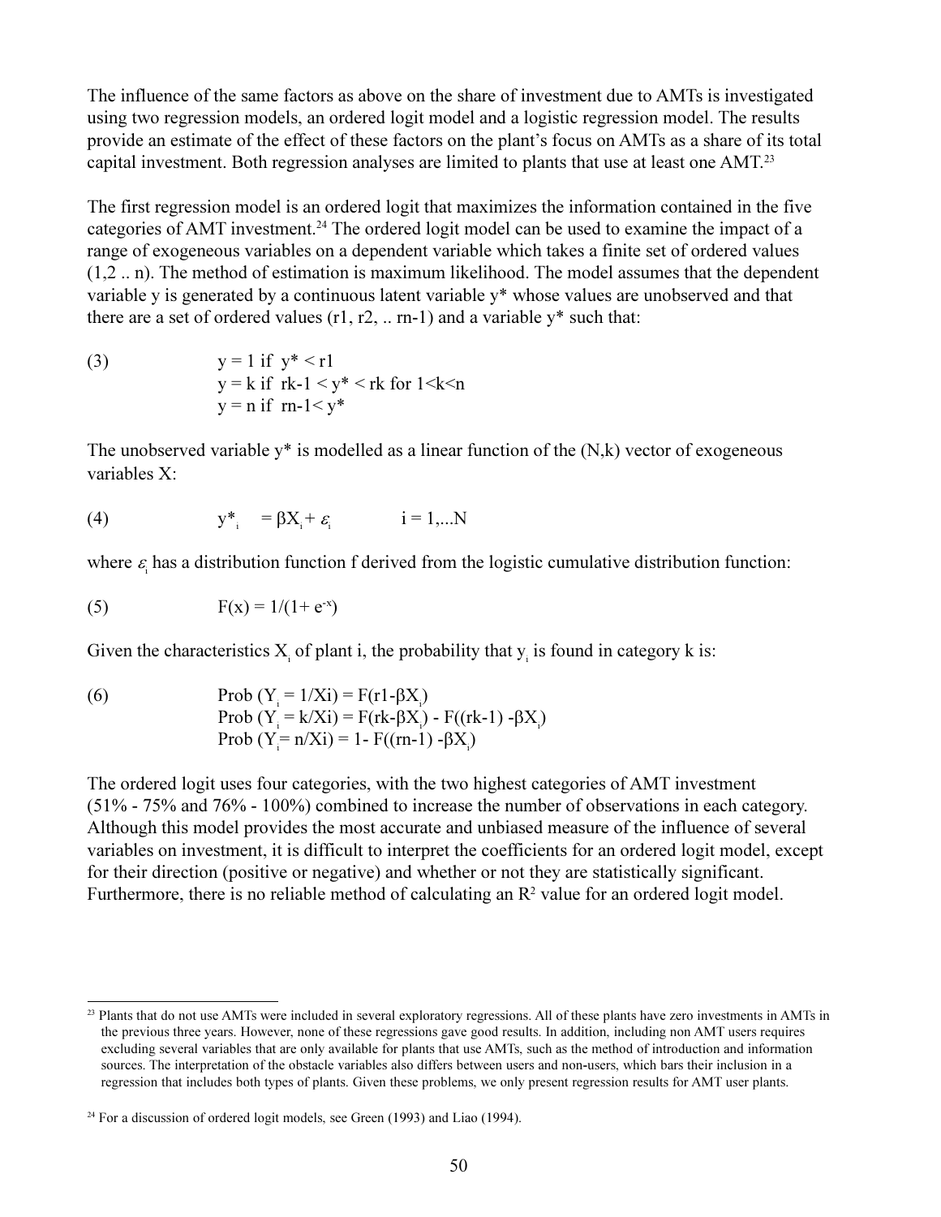The influence of the same factors as above on the share of investment due to AMTs is investigated using two regression models, an ordered logit model and a logistic regression model. The results provide an estimate of the effect of these factors on the plant's focus on AMTs as a share of its total capital investment. Both regression analyses are limited to plants that use at least one AMT.[23]

The first regression model is an ordered logit that maximizes the information contained in the five categories of AMT investment.[24] The ordered logit model can be used to examine the impact of a range of exogeneous variables on a dependent variable which takes a finite set of ordered values (1,2 .. n). The method of estimation is maximum likelihood. The model assumes that the dependent variable y is generated by a continuous latent variable y* whose values are unobserved and that there are a set of ordered values (r1, r2, .. rn-1) and a variable y* such that:

$$
\begin{aligned}
(3) \qquad & y = 1 \text{ if } y^* < r1 \\
& y = k \text{ if } rk\text{-}1 < y^* < rk \text{ for } 1<k<n \\
& y = n \text{ if } rn\text{-}1 < y^*
\end{aligned}
$$

The unobserved variable y* is modelled as a linear function of the (N,k) vector of exogeneous variables X:

$$
(4) \qquad y^*_i = \beta X_i + \varepsilon_i \qquad i = 1,...N
$$

where $\varepsilon_i$ has a distribution function f derived from the logistic cumulative distribution function:

$$
(5) \qquad F(x) = 1/(1+ e^{-x})
$$

Given the characteristics $X_i$ of plant i, the probability that $y_i$ is found in category k is:

$$
\begin{aligned}
(6) \qquad & \text{Prob}(Y_i = 1/Xi) = F(r1\text{-}\beta X_i) \\
& \text{Prob}(Y_i = k/Xi) = F(rk\text{-}\beta X_i) - F((rk\text{-}1) \text{-}\beta X_i) \\
& \text{Prob}(Y_i = n/Xi) = 1 - F((rn\text{-}1) \text{-}\beta X_i)
\end{aligned}
$$

The ordered logit uses four categories, with the two highest categories of AMT investment (51% - 75% and 76% - 100%) combined to increase the number of observations in each category. Although this model provides the most accurate and unbiased measure of the influence of several variables on investment, it is difficult to interpret the coefficients for an ordered logit model, except for their direction (positive or negative) and whether or not they are statistically significant. Furthermore, there is no reliable method of calculating an $R^2$ value for an ordered logit model.

---

[23] Plants that do not use AMTs were included in several exploratory regressions. All of these plants have zero investments in AMTs in the previous three years. However, none of these regressions gave good results. In addition, including non AMT users requires excluding several variables that are only available for plants that use AMTs, such as the method of introduction and information sources. The interpretation of the obstacle variables also differs between users and non-users, which bars their inclusion in a regression that includes both types of plants. Given these problems, we only present regression results for AMT user plants.

[24] For a discussion of ordered logit models, see Green (1993) and Liao (1994).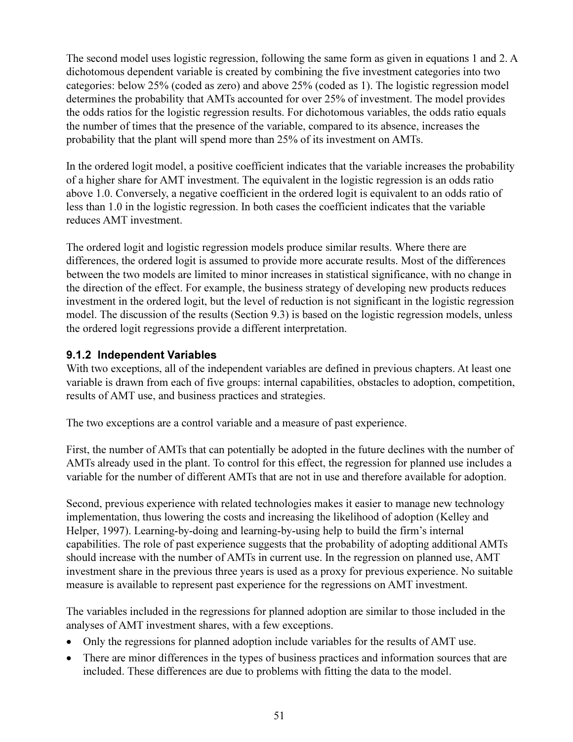The second model uses logistic regression, following the same form as given in equations 1 and 2. A dichotomous dependent variable is created by combining the five investment categories into two categories: below 25% (coded as zero) and above 25% (coded as 1). The logistic regression model determines the probability that AMTs accounted for over 25% of investment. The model provides the odds ratios for the logistic regression results. For dichotomous variables, the odds ratio equals the number of times that the presence of the variable, compared to its absence, increases the probability that the plant will spend more than 25% of its investment on AMTs.

In the ordered logit model, a positive coefficient indicates that the variable increases the probability of a higher share for AMT investment. The equivalent in the logistic regression is an odds ratio above 1.0. Conversely, a negative coefficient in the ordered logit is equivalent to an odds ratio of less than 1.0 in the logistic regression. In both cases the coefficient indicates that the variable reduces AMT investment.

The ordered logit and logistic regression models produce similar results. Where there are differences, the ordered logit is assumed to provide more accurate results. Most of the differences between the two models are limited to minor increases in statistical significance, with no change in the direction of the effect. For example, the business strategy of developing new products reduces investment in the ordered logit, but the level of reduction is not significant in the logistic regression model. The discussion of the results (Section 9.3) is based on the logistic regression models, unless the ordered logit regressions provide a different interpretation.

### 9.1.2 Independent Variables

With two exceptions, all of the independent variables are defined in previous chapters. At least one variable is drawn from each of five groups: internal capabilities, obstacles to adoption, competition, results of AMT use, and business practices and strategies.

The two exceptions are a control variable and a measure of past experience.

First, the number of AMTs that can potentially be adopted in the future declines with the number of AMTs already used in the plant. To control for this effect, the regression for planned use includes a variable for the number of different AMTs that are not in use and therefore available for adoption.

Second, previous experience with related technologies makes it easier to manage new technology implementation, thus lowering the costs and increasing the likelihood of adoption (Kelley and Helper, 1997). Learning-by-doing and learning-by-using help to build the firm's internal capabilities. The role of past experience suggests that the probability of adopting additional AMTs should increase with the number of AMTs in current use. In the regression on planned use, AMT investment share in the previous three years is used as a proxy for previous experience. No suitable measure is available to represent past experience for the regressions on AMT investment.

The variables included in the regressions for planned adoption are similar to those included in the analyses of AMT investment shares, with a few exceptions.

- Only the regressions for planned adoption include variables for the results of AMT use.
- There are minor differences in the types of business practices and information sources that are included. These differences are due to problems with fitting the data to the model.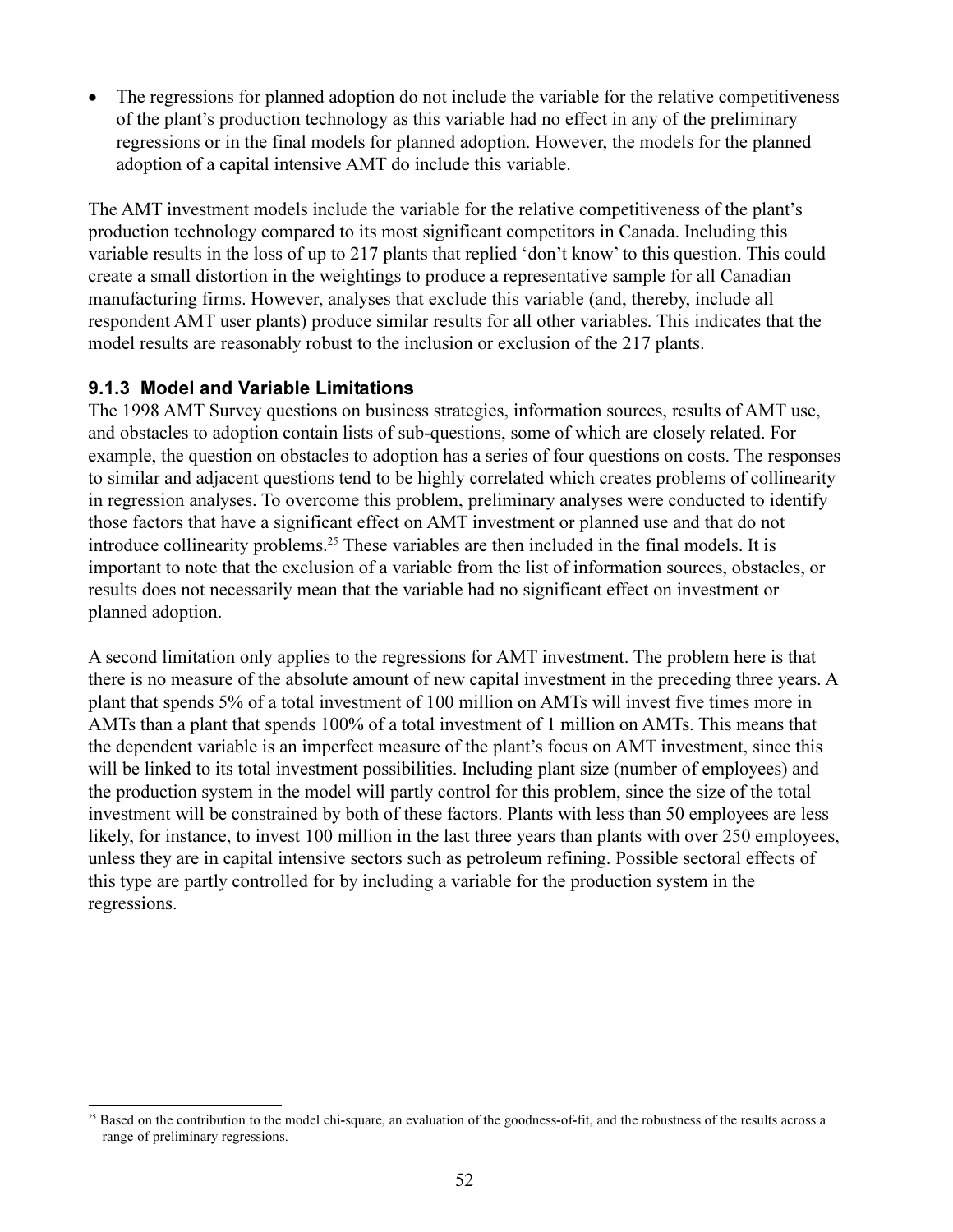- The regressions for planned adoption do not include the variable for the relative competitiveness of the plant's production technology as this variable had no effect in any of the preliminary regressions or in the final models for planned adoption. However, the models for the planned adoption of a capital intensive AMT do include this variable.

The AMT investment models include the variable for the relative competitiveness of the plant's production technology compared to its most significant competitors in Canada. Including this variable results in the loss of up to 217 plants that replied 'don't know' to this question. This could create a small distortion in the weightings to produce a representative sample for all Canadian manufacturing firms. However, analyses that exclude this variable (and, thereby, include all respondent AMT user plants) produce similar results for all other variables. This indicates that the model results are reasonably robust to the inclusion or exclusion of the 217 plants.

### 9.1.3 Model and Variable Limitations

The 1998 AMT Survey questions on business strategies, information sources, results of AMT use, and obstacles to adoption contain lists of sub-questions, some of which are closely related. For example, the question on obstacles to adoption has a series of four questions on costs. The responses to similar and adjacent questions tend to be highly correlated which creates problems of collinearity in regression analyses. To overcome this problem, preliminary analyses were conducted to identify those factors that have a significant effect on AMT investment or planned use and that do not introduce collinearity problems.[25] These variables are then included in the final models. It is important to note that the exclusion of a variable from the list of information sources, obstacles, or results does not necessarily mean that the variable had no significant effect on investment or planned adoption.

A second limitation only applies to the regressions for AMT investment. The problem here is that there is no measure of the absolute amount of new capital investment in the preceding three years. A plant that spends 5% of a total investment of 100 million on AMTs will invest five times more in AMTs than a plant that spends 100% of a total investment of 1 million on AMTs. This means that the dependent variable is an imperfect measure of the plant's focus on AMT investment, since this will be linked to its total investment possibilities. Including plant size (number of employees) and the production system in the model will partly control for this problem, since the size of the total investment will be constrained by both of these factors. Plants with less than 50 employees are less likely, for instance, to invest 100 million in the last three years than plants with over 250 employees, unless they are in capital intensive sectors such as petroleum refining. Possible sectoral effects of this type are partly controlled for by including a variable for the production system in the regressions.

[25] Based on the contribution to the model chi-square, an evaluation of the goodness-of-fit, and the robustness of the results across a range of preliminary regressions.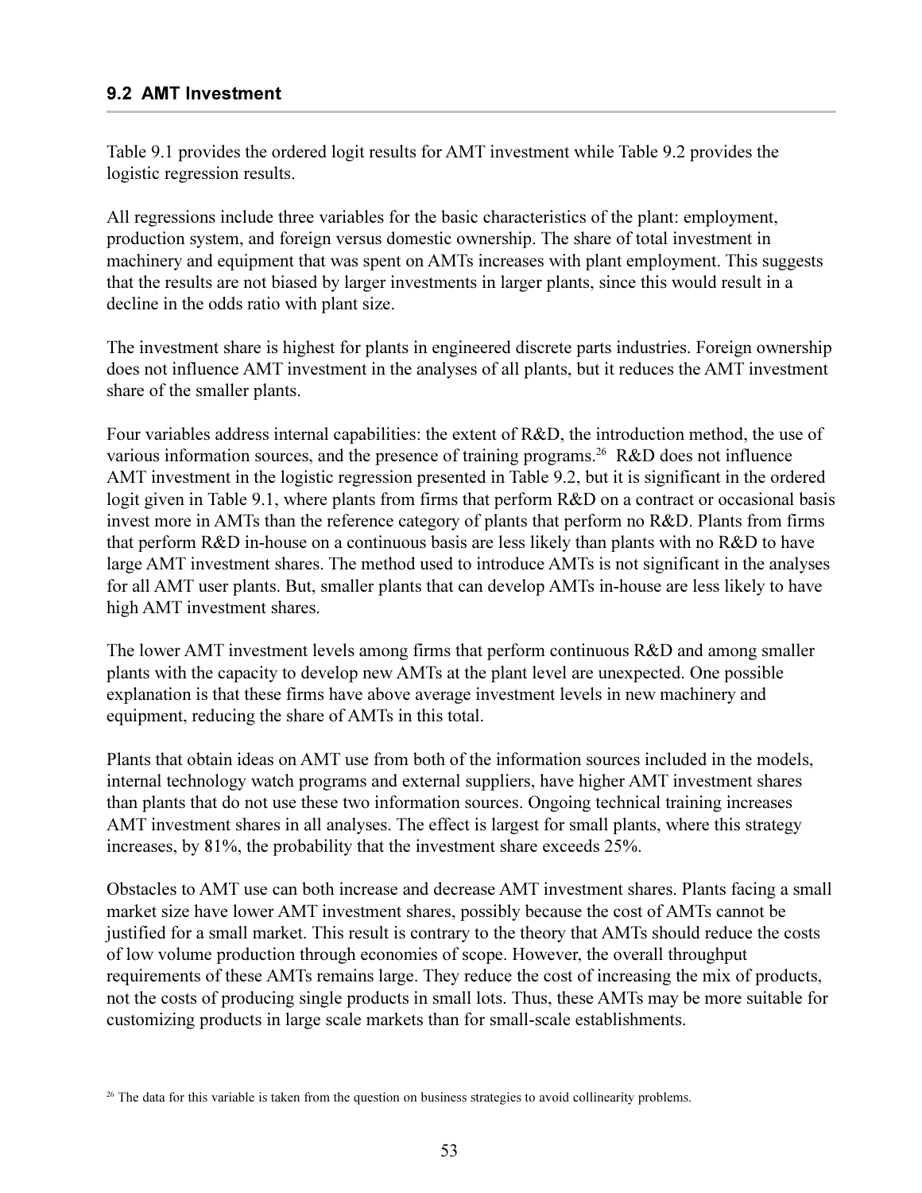## 9.2 AMT Investment

Table 9.1 provides the ordered logit results for AMT investment while Table 9.2 provides the logistic regression results.

All regressions include three variables for the basic characteristics of the plant: employment, production system, and foreign versus domestic ownership. The share of total investment in machinery and equipment that was spent on AMTs increases with plant employment. This suggests that the results are not biased by larger investments in larger plants, since this would result in a decline in the odds ratio with plant size.

The investment share is highest for plants in engineered discrete parts industries. Foreign ownership does not influence AMT investment in the analyses of all plants, but it reduces the AMT investment share of the smaller plants.

Four variables address internal capabilities: the extent of R&D, the introduction method, the use of various information sources, and the presence of training programs.[26] R&D does not influence AMT investment in the logistic regression presented in Table 9.2, but it is significant in the ordered logit given in Table 9.1, where plants from firms that perform R&D on a contract or occasional basis invest more in AMTs than the reference category of plants that perform no R&D. Plants from firms that perform R&D in-house on a continuous basis are less likely than plants with no R&D to have large AMT investment shares. The method used to introduce AMTs is not significant in the analyses for all AMT user plants. But, smaller plants that can develop AMTs in-house are less likely to have high AMT investment shares.

The lower AMT investment levels among firms that perform continuous R&D and among smaller plants with the capacity to develop new AMTs at the plant level are unexpected. One possible explanation is that these firms have above average investment levels in new machinery and equipment, reducing the share of AMTs in this total.

Plants that obtain ideas on AMT use from both of the information sources included in the models, internal technology watch programs and external suppliers, have higher AMT investment shares than plants that do not use these two information sources. Ongoing technical training increases AMT investment shares in all analyses. The effect is largest for small plants, where this strategy increases, by 81%, the probability that the investment share exceeds 25%.

Obstacles to AMT use can both increase and decrease AMT investment shares. Plants facing a small market size have lower AMT investment shares, possibly because the cost of AMTs cannot be justified for a small market. This result is contrary to the theory that AMTs should reduce the costs of low volume production through economies of scope. However, the overall throughput requirements of these AMTs remains large. They reduce the cost of increasing the mix of products, not the costs of producing single products in small lots. Thus, these AMTs may be more suitable for customizing products in large scale markets than for small-scale establishments.

[26] The data for this variable is taken from the question on business strategies to avoid collinearity problems.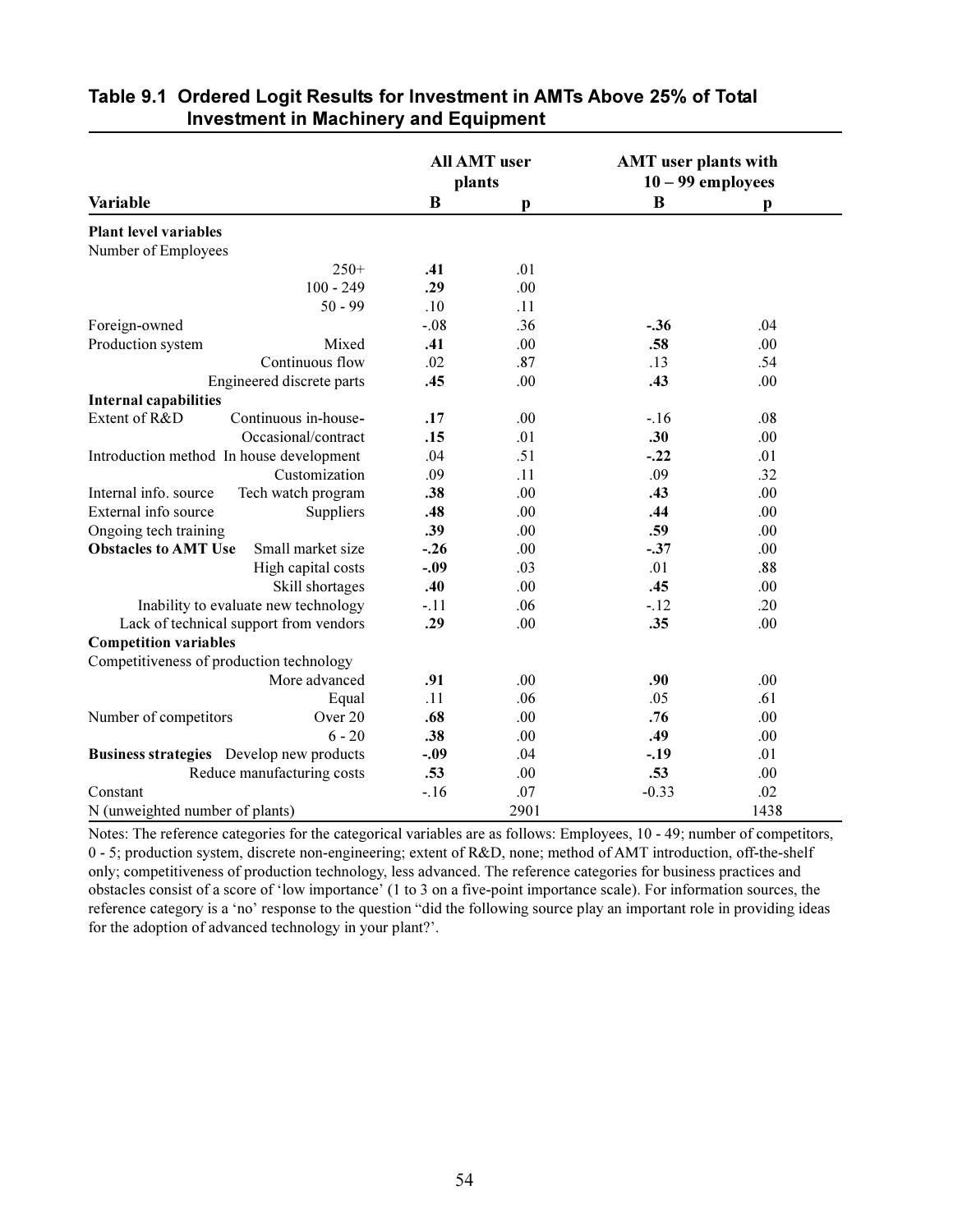## Table 9.1 Ordered Logit Results for Investment in AMTs Above 25% of Total Investment in Machinery and Equipment

| Variable | | All AMT user plants | | AMT user plants with 10 – 99 employees | |
|---|---|---|---|---|---|
| | | **B** | **p** | **B** | **p** |
| **Plant level variables** | | | | | |
| Number of Employees | | | | | |
| | 250+ | **.41** | .01 | | |
| | 100 - 249 | **.29** | .00 | | |
| | 50 - 99 | .10 | .11 | | |
| Foreign-owned | | -.08 | .36 | **-.36** | .04 |
| Production system | Mixed | **.41** | .00 | **.58** | .00 |
| | Continuous flow | .02 | .87 | .13 | .54 |
| | Engineered discrete parts | **.45** | .00 | **.43** | .00 |
| **Internal capabilities** | | | | | |
| Extent of R&D | Continuous in-house- | **.17** | .00 | -.16 | .08 |
| | Occasional/contract | **.15** | .01 | **.30** | .00 |
| Introduction method | In house development | .04 | .51 | **-.22** | .01 |
| | Customization | .09 | .11 | .09 | .32 |
| Internal info. source | Tech watch program | **.38** | .00 | **.43** | .00 |
| External info source | Suppliers | **.48** | .00 | **.44** | .00 |
| Ongoing tech training | | **.39** | .00 | **.59** | .00 |
| **Obstacles to AMT Use** | Small market size | **-.26** | .00 | **-.37** | .00 |
| | High capital costs | **-.09** | .03 | .01 | .88 |
| | Skill shortages | **.40** | .00 | **.45** | .00 |
| | Inability to evaluate new technology | -.11 | .06 | -.12 | .20 |
| | Lack of technical support from vendors | **.29** | .00 | **.35** | .00 |
| **Competition variables** | | | | | |
| Competitiveness of production technology | | | | | |
| | More advanced | **.91** | .00 | **.90** | .00 |
| | Equal | .11 | .06 | .05 | .61 |
| Number of competitors | Over 20 | **.68** | .00 | **.76** | .00 |
| | 6 - 20 | **.38** | .00 | **.49** | .00 |
| **Business strategies** | Develop new products | **-.09** | .04 | **-.19** | .01 |
| | Reduce manufacturing costs | **.53** | .00 | **.53** | .00 |
| Constant | | -.16 | .07 | -0.33 | .02 |
| N (unweighted number of plants) | | | 2901 | | 1438 |

Notes: The reference categories for the categorical variables are as follows: Employees, 10 - 49; number of competitors, 0 - 5; production system, discrete non-engineering; extent of R&D, none; method of AMT introduction, off-the-shelf only; competitiveness of production technology, less advanced. The reference categories for business practices and obstacles consist of a score of 'low importance' (1 to 3 on a five-point importance scale). For information sources, the reference category is a 'no' response to the question "did the following source play an important role in providing ideas for the adoption of advanced technology in your plant?'.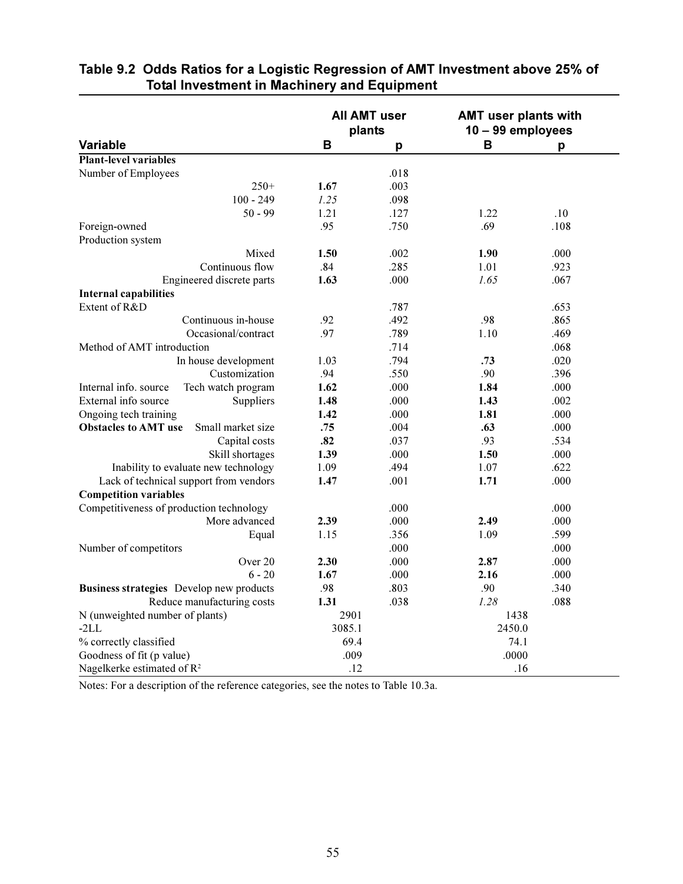## Table 9.2 Odds Ratios for a Logistic Regression of AMT Investment above 25% of Total Investment in Machinery and Equipment

| Variable | | All AMT user plants B | All AMT user plants p | AMT user plants with 10 – 99 employees B | AMT user plants with 10 – 99 employees p |
|---|---|---|---|---|---|
| **Plant-level variables** | | | | | |
| Number of Employees | | | .018 | | |
| | 250+ | **1.67** | .003 | | |
| | 100 - 249 | *1.25* | .098 | | |
| | 50 - 99 | 1.21 | .127 | 1.22 | .10 |
| Foreign-owned | | .95 | .750 | .69 | .108 |
| Production system | | | | | |
| | Mixed | **1.50** | .002 | **1.90** | .000 |
| | Continuous flow | .84 | .285 | 1.01 | .923 |
| | Engineered discrete parts | **1.63** | .000 | *1.65* | .067 |
| **Internal capabilities** | | | | | |
| Extent of R&D | | | .787 | | .653 |
| | Continuous in-house | .92 | .492 | .98 | .865 |
| | Occasional/contract | .97 | .789 | 1.10 | .469 |
| Method of AMT introduction | | | .714 | | .068 |
| | In house development | 1.03 | .794 | **.73** | .020 |
| | Customization | .94 | .550 | .90 | .396 |
| Internal info. source | Tech watch program | **1.62** | .000 | **1.84** | .000 |
| External info source | Suppliers | **1.48** | .000 | **1.43** | .002 |
| Ongoing tech training | | **1.42** | .000 | **1.81** | .000 |
| **Obstacles to AMT use** | Small market size | **.75** | .004 | **.63** | .000 |
| | Capital costs | **.82** | .037 | .93 | .534 |
| | Skill shortages | **1.39** | .000 | **1.50** | .000 |
| | Inability to evaluate new technology | 1.09 | .494 | 1.07 | .622 |
| | Lack of technical support from vendors | **1.47** | .001 | **1.71** | .000 |
| **Competition variables** | | | | | |
| Competitiveness of production technology | | | .000 | | .000 |
| | More advanced | **2.39** | .000 | **2.49** | .000 |
| | Equal | 1.15 | .356 | 1.09 | .599 |
| Number of competitors | | | .000 | | .000 |
| | Over 20 | **2.30** | .000 | **2.87** | .000 |
| | 6 - 20 | **1.67** | .000 | **2.16** | .000 |
| **Business strategies** | Develop new products | .98 | .803 | .90 | .340 |
| | Reduce manufacturing costs | **1.31** | .038 | *1.28* | .088 |
| N (unweighted number of plants) | | 2901 | | 1438 | |
| -2LL | | 3085.1 | | 2450.0 | |
| % correctly classified | | 69.4 | | 74.1 | |
| Goodness of fit (p value) | | .009 | | .0000 | |
| Nagelkerke estimated of $R^2$ | | .12 | | .16 | |

Notes: For a description of the reference categories, see the notes to Table 10.3a.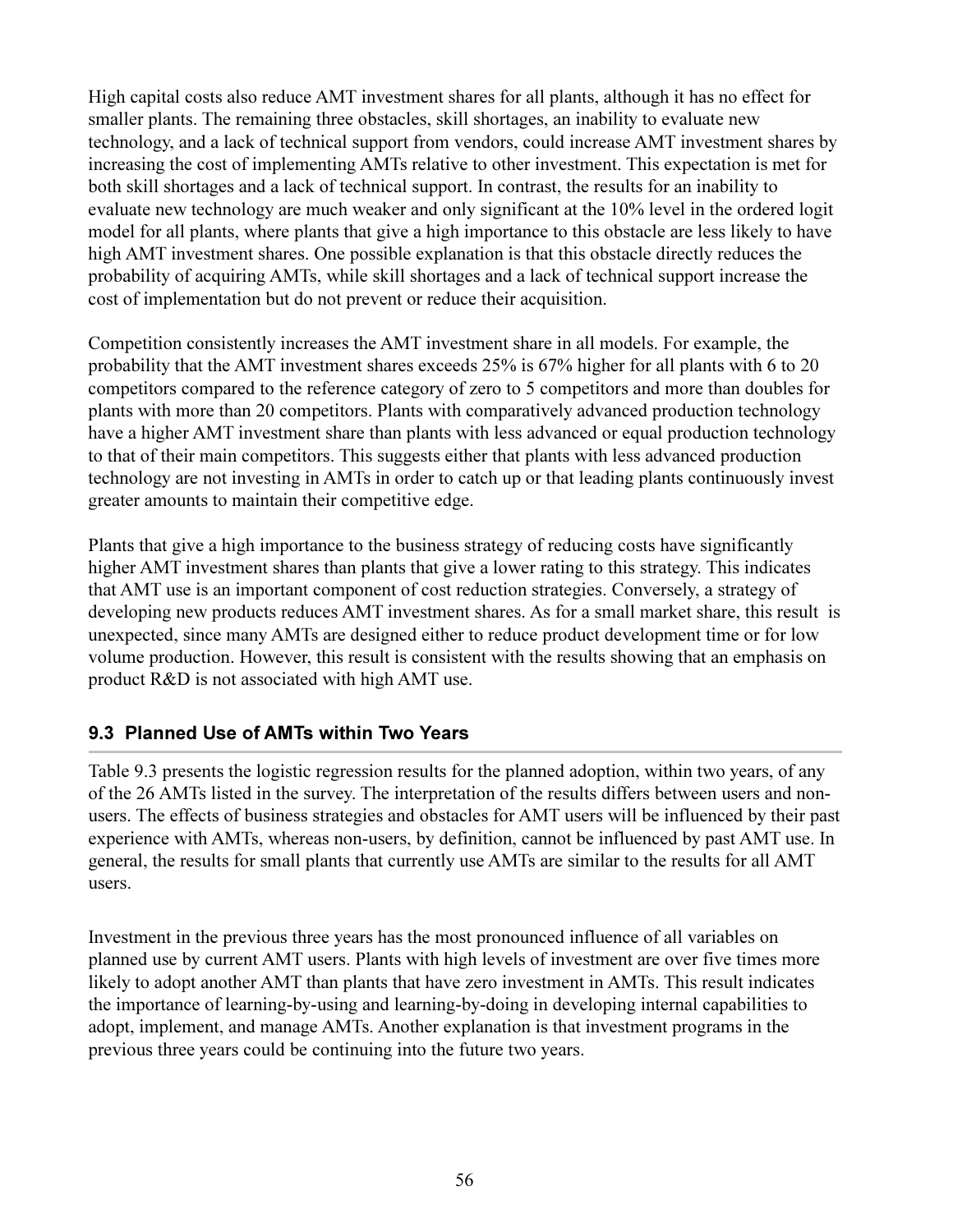High capital costs also reduce AMT investment shares for all plants, although it has no effect for smaller plants. The remaining three obstacles, skill shortages, an inability to evaluate new technology, and a lack of technical support from vendors, could increase AMT investment shares by increasing the cost of implementing AMTs relative to other investment. This expectation is met for both skill shortages and a lack of technical support. In contrast, the results for an inability to evaluate new technology are much weaker and only significant at the 10% level in the ordered logit model for all plants, where plants that give a high importance to this obstacle are less likely to have high AMT investment shares. One possible explanation is that this obstacle directly reduces the probability of acquiring AMTs, while skill shortages and a lack of technical support increase the cost of implementation but do not prevent or reduce their acquisition.

Competition consistently increases the AMT investment share in all models. For example, the probability that the AMT investment shares exceeds 25% is 67% higher for all plants with 6 to 20 competitors compared to the reference category of zero to 5 competitors and more than doubles for plants with more than 20 competitors. Plants with comparatively advanced production technology have a higher AMT investment share than plants with less advanced or equal production technology to that of their main competitors. This suggests either that plants with less advanced production technology are not investing in AMTs in order to catch up or that leading plants continuously invest greater amounts to maintain their competitive edge.

Plants that give a high importance to the business strategy of reducing costs have significantly higher AMT investment shares than plants that give a lower rating to this strategy. This indicates that AMT use is an important component of cost reduction strategies. Conversely, a strategy of developing new products reduces AMT investment shares. As for a small market share, this result is unexpected, since many AMTs are designed either to reduce product development time or for low volume production. However, this result is consistent with the results showing that an emphasis on product R&D is not associated with high AMT use.

## 9.3 Planned Use of AMTs within Two Years

Table 9.3 presents the logistic regression results for the planned adoption, within two years, of any of the 26 AMTs listed in the survey. The interpretation of the results differs between users and non-users. The effects of business strategies and obstacles for AMT users will be influenced by their past experience with AMTs, whereas non-users, by definition, cannot be influenced by past AMT use. In general, the results for small plants that currently use AMTs are similar to the results for all AMT users.

Investment in the previous three years has the most pronounced influence of all variables on planned use by current AMT users. Plants with high levels of investment are over five times more likely to adopt another AMT than plants that have zero investment in AMTs. This result indicates the importance of learning-by-using and learning-by-doing in developing internal capabilities to adopt, implement, and manage AMTs. Another explanation is that investment programs in the previous three years could be continuing into the future two years.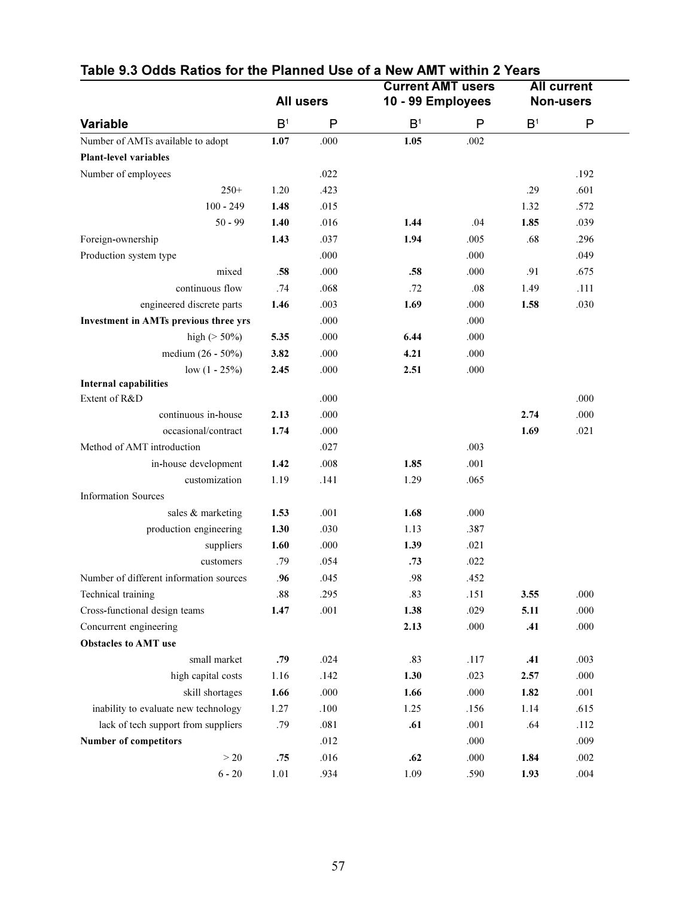## Table 9.3 Odds Ratios for the Planned Use of a New AMT within 2 Years

| Variable | All users | | Current AMT users 10 - 99 Employees | | All current Non-users | |
|---|---|---|---|---|---|---|
| | B[1] | P | B[1] | P | B[1] | P |
| Number of AMTs available to adopt | **1.07** | .000 | **1.05** | .002 | | |
| **Plant-level variables** | | | | | | |
| Number of employees | | .022 | | | | .192 |
| 250+ | 1.20 | .423 | | | .29 | .601 |
| 100 - 249 | **1.48** | .015 | | | 1.32 | .572 |
| 50 - 99 | **1.40** | .016 | **1.44** | .04 | **1.85** | .039 |
| Foreign-ownership | **1.43** | .037 | **1.94** | .005 | .68 | .296 |
| Production system type | | .000 | | .000 | | .049 |
| mixed | **.58** | .000 | **.58** | .000 | .91 | .675 |
| continuous flow | .74 | .068 | .72 | .08 | 1.49 | .111 |
| engineered discrete parts | **1.46** | .003 | **1.69** | .000 | **1.58** | .030 |
| **Investment in AMTs previous three yrs** | | .000 | | .000 | | |
| high (> 50%) | **5.35** | .000 | **6.44** | .000 | | |
| medium (26 - 50%) | **3.82** | .000 | **4.21** | .000 | | |
| low (1 - 25%) | **2.45** | .000 | **2.51** | .000 | | |
| **Internal capabilities** | | | | | | |
| Extent of R&D | | .000 | | | | .000 |
| continuous in-house | **2.13** | .000 | | | **2.74** | .000 |
| occasional/contract | **1.74** | .000 | | | **1.69** | .021 |
| Method of AMT introduction | | .027 | | .003 | | |
| in-house development | **1.42** | .008 | **1.85** | .001 | | |
| customization | 1.19 | .141 | 1.29 | .065 | | |
| Information Sources | | | | | | |
| sales & marketing | **1.53** | .001 | **1.68** | .000 | | |
| production engineering | **1.30** | .030 | 1.13 | .387 | | |
| suppliers | **1.60** | .000 | **1.39** | .021 | | |
| customers | .79 | .054 | **.73** | .022 | | |
| Number of different information sources | **.96** | .045 | .98 | .452 | | |
| Technical training | .88 | .295 | .83 | .151 | **3.55** | .000 |
| Cross-functional design teams | **1.47** | .001 | **1.38** | .029 | **5.11** | .000 |
| Concurrent engineering | | | **2.13** | .000 | **.41** | .000 |
| **Obstacles to AMT use** | | | | | | |
| small market | **.79** | .024 | .83 | .117 | **.41** | .003 |
| high capital costs | 1.16 | .142 | **1.30** | .023 | **2.57** | .000 |
| skill shortages | **1.66** | .000 | **1.66** | .000 | **1.82** | .001 |
| inability to evaluate new technology | 1.27 | .100 | 1.25 | .156 | 1.14 | .615 |
| lack of tech support from suppliers | .79 | .081 | **.61** | .001 | .64 | .112 |
| **Number of competitors** | | .012 | | .000 | | .009 |
| > 20 | **.75** | .016 | **.62** | .000 | **1.84** | .002 |
| 6 - 20 | 1.01 | .934 | 1.09 | .590 | **1.93** | .004 |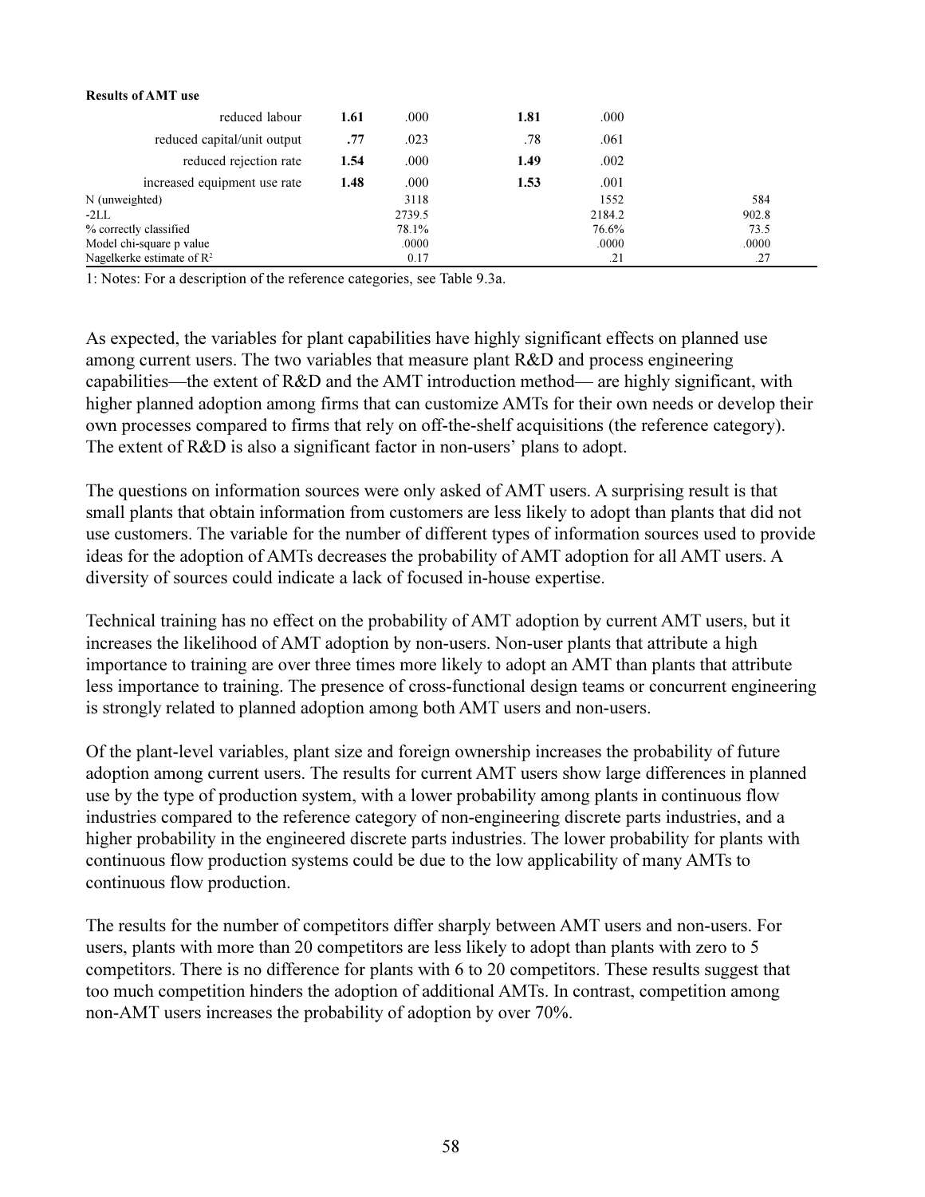| **Results of AMT use** | | | | | |
|---|---|---|---|---|---|
| reduced labour | **1.61** | .000 | **1.81** | .000 | |
| reduced capital/unit output | **.77** | .023 | .78 | .061 | |
| reduced rejection rate | **1.54** | .000 | **1.49** | .002 | |
| increased equipment use rate | **1.48** | .000 | **1.53** | .001 | |
| N (unweighted) | | 3118 | | 1552 | 584 |
| -2LL | | 2739.5 | | 2184.2 | 902.8 |
| % correctly classified | | 78.1% | | 76.6% | 73.5 |
| Model chi-square p value | | .0000 | | .0000 | .0000 |
| Nagelkerke estimate of $R^2$ | | 0.17 | | .21 | .27 |

1: Notes: For a description of the reference categories, see Table 9.3a.

As expected, the variables for plant capabilities have highly significant effects on planned use among current users. The two variables that measure plant R&D and process engineering capabilities—the extent of R&D and the AMT introduction method— are highly significant, with higher planned adoption among firms that can customize AMTs for their own needs or develop their own processes compared to firms that rely on off-the-shelf acquisitions (the reference category). The extent of R&D is also a significant factor in non-users' plans to adopt.

The questions on information sources were only asked of AMT users. A surprising result is that small plants that obtain information from customers are less likely to adopt than plants that did not use customers. The variable for the number of different types of information sources used to provide ideas for the adoption of AMTs decreases the probability of AMT adoption for all AMT users. A diversity of sources could indicate a lack of focused in-house expertise.

Technical training has no effect on the probability of AMT adoption by current AMT users, but it increases the likelihood of AMT adoption by non-users. Non-user plants that attribute a high importance to training are over three times more likely to adopt an AMT than plants that attribute less importance to training. The presence of cross-functional design teams or concurrent engineering is strongly related to planned adoption among both AMT users and non-users.

Of the plant-level variables, plant size and foreign ownership increases the probability of future adoption among current users. The results for current AMT users show large differences in planned use by the type of production system, with a lower probability among plants in continuous flow industries compared to the reference category of non-engineering discrete parts industries, and a higher probability in the engineered discrete parts industries. The lower probability for plants with continuous flow production systems could be due to the low applicability of many AMTs to continuous flow production.

The results for the number of competitors differ sharply between AMT users and non-users. For users, plants with more than 20 competitors are less likely to adopt than plants with zero to 5 competitors. There is no difference for plants with 6 to 20 competitors. These results suggest that too much competition hinders the adoption of additional AMTs. In contrast, competition among non-AMT users increases the probability of adoption by over 70%.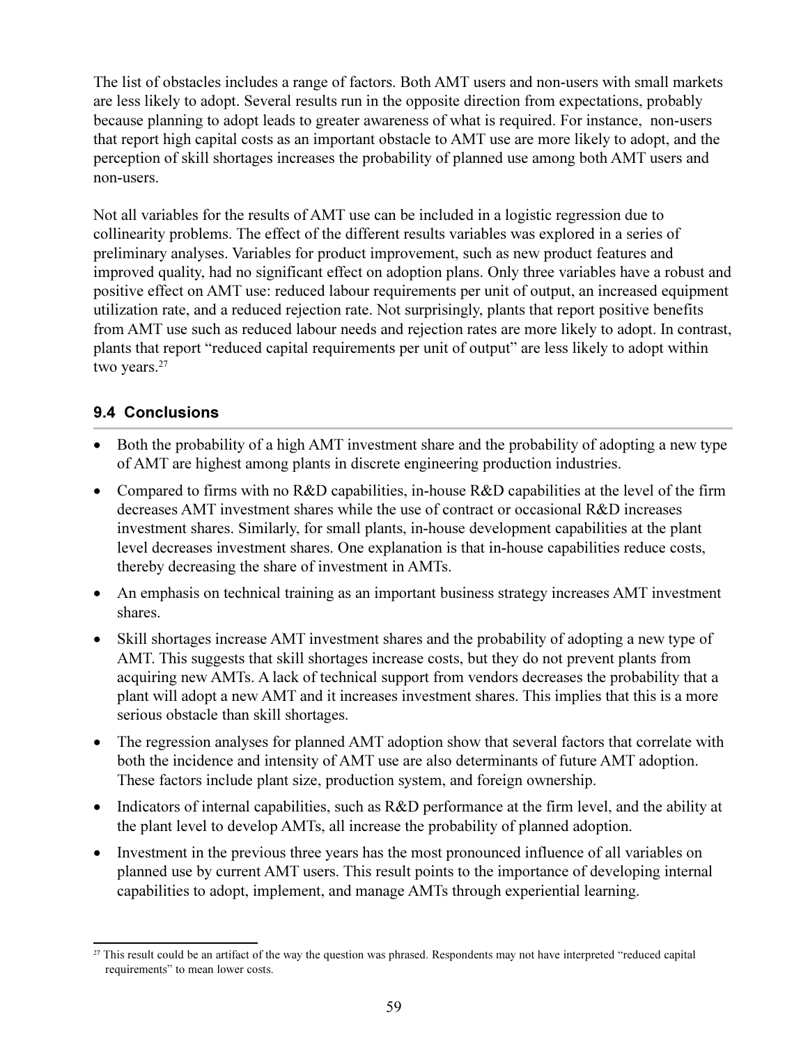The list of obstacles includes a range of factors. Both AMT users and non-users with small markets are less likely to adopt. Several results run in the opposite direction from expectations, probably because planning to adopt leads to greater awareness of what is required. For instance, non-users that report high capital costs as an important obstacle to AMT use are more likely to adopt, and the perception of skill shortages increases the probability of planned use among both AMT users and non-users.

Not all variables for the results of AMT use can be included in a logistic regression due to collinearity problems. The effect of the different results variables was explored in a series of preliminary analyses. Variables for product improvement, such as new product features and improved quality, had no significant effect on adoption plans. Only three variables have a robust and positive effect on AMT use: reduced labour requirements per unit of output, an increased equipment utilization rate, and a reduced rejection rate. Not surprisingly, plants that report positive benefits from AMT use such as reduced labour needs and rejection rates are more likely to adopt. In contrast, plants that report "reduced capital requirements per unit of output" are less likely to adopt within two years.[27]

## 9.4 Conclusions

- Both the probability of a high AMT investment share and the probability of adopting a new type of AMT are highest among plants in discrete engineering production industries.
- Compared to firms with no R&D capabilities, in-house R&D capabilities at the level of the firm decreases AMT investment shares while the use of contract or occasional R&D increases investment shares. Similarly, for small plants, in-house development capabilities at the plant level decreases investment shares. One explanation is that in-house capabilities reduce costs, thereby decreasing the share of investment in AMTs.
- An emphasis on technical training as an important business strategy increases AMT investment shares.
- Skill shortages increase AMT investment shares and the probability of adopting a new type of AMT. This suggests that skill shortages increase costs, but they do not prevent plants from acquiring new AMTs. A lack of technical support from vendors decreases the probability that a plant will adopt a new AMT and it increases investment shares. This implies that this is a more serious obstacle than skill shortages.
- The regression analyses for planned AMT adoption show that several factors that correlate with both the incidence and intensity of AMT use are also determinants of future AMT adoption. These factors include plant size, production system, and foreign ownership.
- Indicators of internal capabilities, such as R&D performance at the firm level, and the ability at the plant level to develop AMTs, all increase the probability of planned adoption.
- Investment in the previous three years has the most pronounced influence of all variables on planned use by current AMT users. This result points to the importance of developing internal capabilities to adopt, implement, and manage AMTs through experiential learning.

[27] This result could be an artifact of the way the question was phrased. Respondents may not have interpreted "reduced capital requirements" to mean lower costs.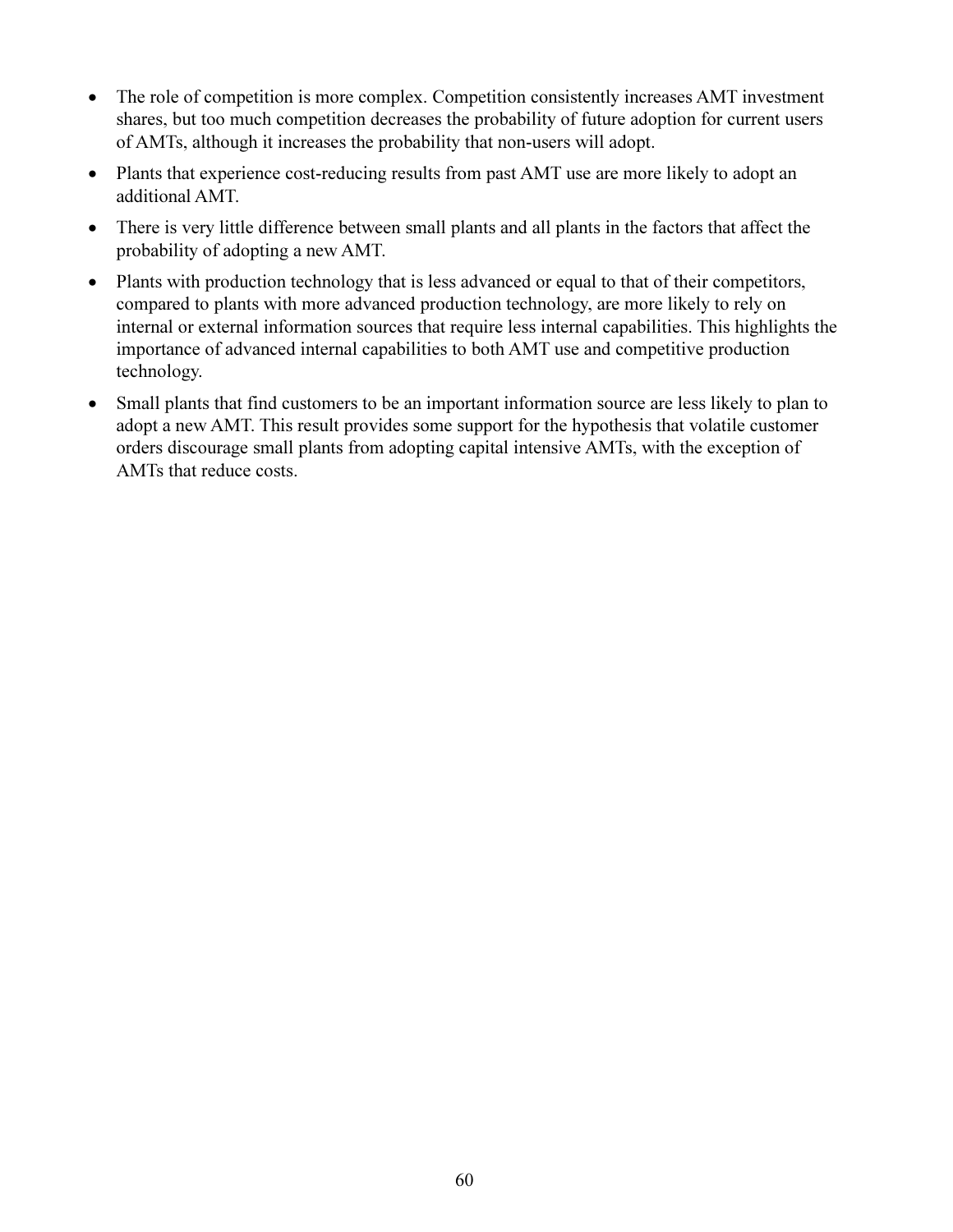- The role of competition is more complex. Competition consistently increases AMT investment shares, but too much competition decreases the probability of future adoption for current users of AMTs, although it increases the probability that non-users will adopt.
- Plants that experience cost-reducing results from past AMT use are more likely to adopt an additional AMT.
- There is very little difference between small plants and all plants in the factors that affect the probability of adopting a new AMT.
- Plants with production technology that is less advanced or equal to that of their competitors, compared to plants with more advanced production technology, are more likely to rely on internal or external information sources that require less internal capabilities. This highlights the importance of advanced internal capabilities to both AMT use and competitive production technology.
- Small plants that find customers to be an important information source are less likely to plan to adopt a new AMT. This result provides some support for the hypothesis that volatile customer orders discourage small plants from adopting capital intensive AMTs, with the exception of AMTs that reduce costs.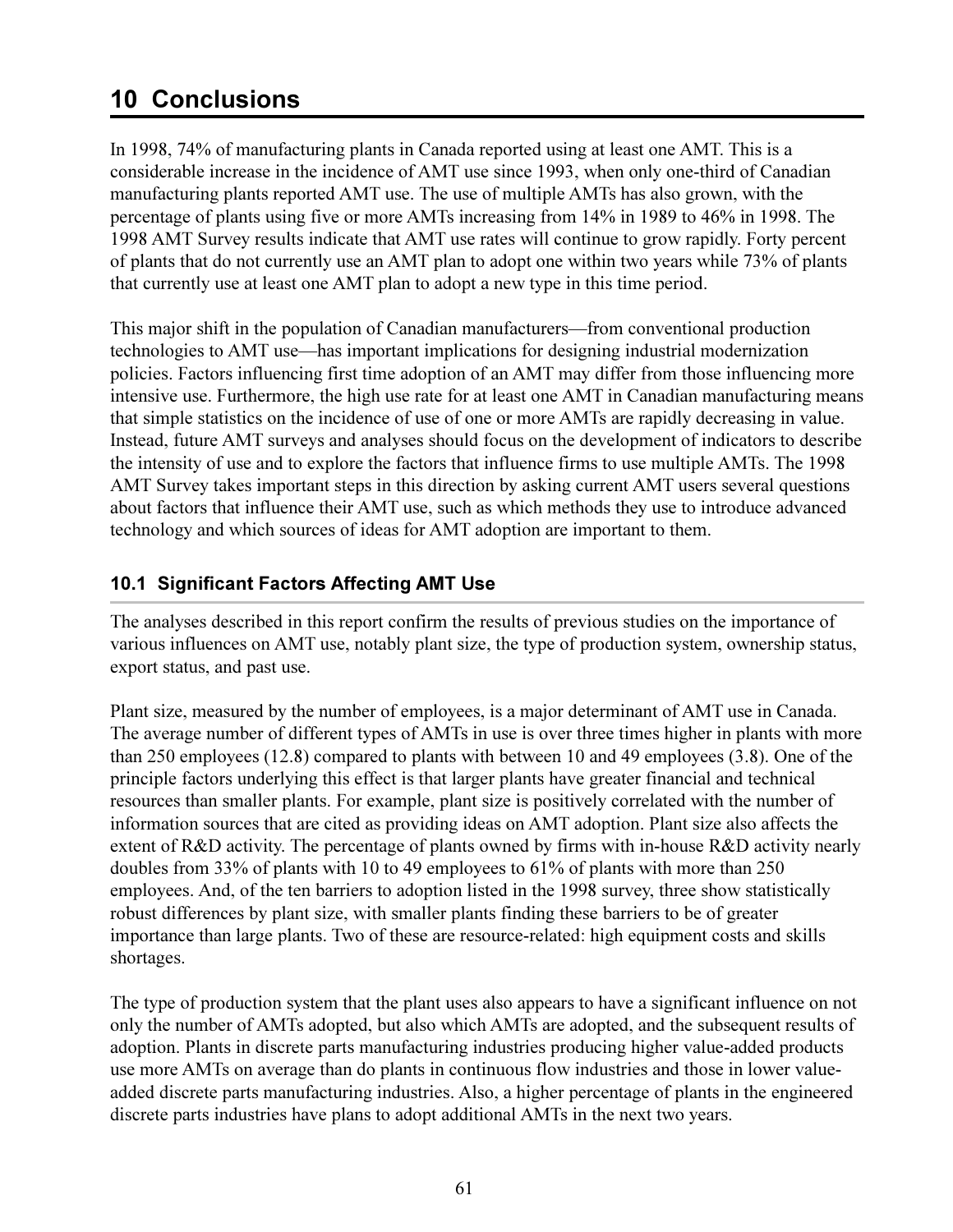# 10 Conclusions

In 1998, 74% of manufacturing plants in Canada reported using at least one AMT. This is a considerable increase in the incidence of AMT use since 1993, when only one-third of Canadian manufacturing plants reported AMT use. The use of multiple AMTs has also grown, with the percentage of plants using five or more AMTs increasing from 14% in 1989 to 46% in 1998. The 1998 AMT Survey results indicate that AMT use rates will continue to grow rapidly. Forty percent of plants that do not currently use an AMT plan to adopt one within two years while 73% of plants that currently use at least one AMT plan to adopt a new type in this time period.

This major shift in the population of Canadian manufacturers—from conventional production technologies to AMT use—has important implications for designing industrial modernization policies. Factors influencing first time adoption of an AMT may differ from those influencing more intensive use. Furthermore, the high use rate for at least one AMT in Canadian manufacturing means that simple statistics on the incidence of use of one or more AMTs are rapidly decreasing in value. Instead, future AMT surveys and analyses should focus on the development of indicators to describe the intensity of use and to explore the factors that influence firms to use multiple AMTs. The 1998 AMT Survey takes important steps in this direction by asking current AMT users several questions about factors that influence their AMT use, such as which methods they use to introduce advanced technology and which sources of ideas for AMT adoption are important to them.

## 10.1 Significant Factors Affecting AMT Use

The analyses described in this report confirm the results of previous studies on the importance of various influences on AMT use, notably plant size, the type of production system, ownership status, export status, and past use.

Plant size, measured by the number of employees, is a major determinant of AMT use in Canada. The average number of different types of AMTs in use is over three times higher in plants with more than 250 employees (12.8) compared to plants with between 10 and 49 employees (3.8). One of the principle factors underlying this effect is that larger plants have greater financial and technical resources than smaller plants. For example, plant size is positively correlated with the number of information sources that are cited as providing ideas on AMT adoption. Plant size also affects the extent of R&D activity. The percentage of plants owned by firms with in-house R&D activity nearly doubles from 33% of plants with 10 to 49 employees to 61% of plants with more than 250 employees. And, of the ten barriers to adoption listed in the 1998 survey, three show statistically robust differences by plant size, with smaller plants finding these barriers to be of greater importance than large plants. Two of these are resource-related: high equipment costs and skills shortages.

The type of production system that the plant uses also appears to have a significant influence on not only the number of AMTs adopted, but also which AMTs are adopted, and the subsequent results of adoption. Plants in discrete parts manufacturing industries producing higher value-added products use more AMTs on average than do plants in continuous flow industries and those in lower value-added discrete parts manufacturing industries. Also, a higher percentage of plants in the engineered discrete parts industries have plans to adopt additional AMTs in the next two years.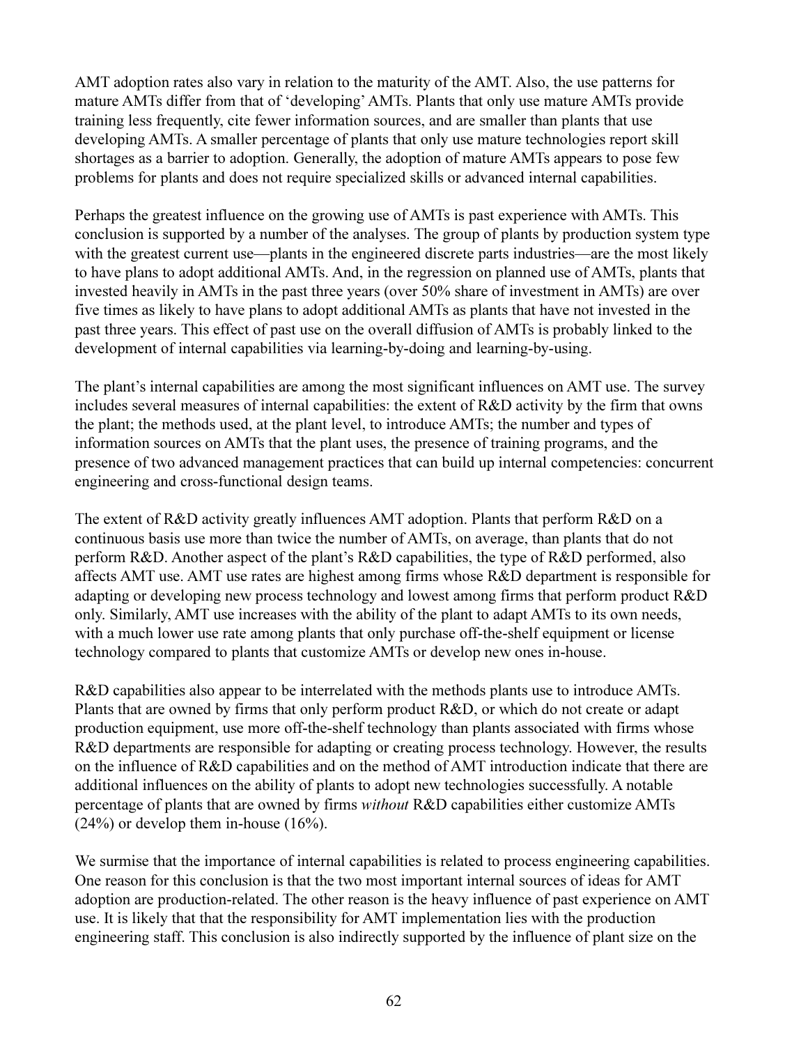AMT adoption rates also vary in relation to the maturity of the AMT. Also, the use patterns for mature AMTs differ from that of 'developing' AMTs. Plants that only use mature AMTs provide training less frequently, cite fewer information sources, and are smaller than plants that use developing AMTs. A smaller percentage of plants that only use mature technologies report skill shortages as a barrier to adoption. Generally, the adoption of mature AMTs appears to pose few problems for plants and does not require specialized skills or advanced internal capabilities.

Perhaps the greatest influence on the growing use of AMTs is past experience with AMTs. This conclusion is supported by a number of the analyses. The group of plants by production system type with the greatest current use—plants in the engineered discrete parts industries—are the most likely to have plans to adopt additional AMTs. And, in the regression on planned use of AMTs, plants that invested heavily in AMTs in the past three years (over 50% share of investment in AMTs) are over five times as likely to have plans to adopt additional AMTs as plants that have not invested in the past three years. This effect of past use on the overall diffusion of AMTs is probably linked to the development of internal capabilities via learning-by-doing and learning-by-using.

The plant's internal capabilities are among the most significant influences on AMT use. The survey includes several measures of internal capabilities: the extent of R&D activity by the firm that owns the plant; the methods used, at the plant level, to introduce AMTs; the number and types of information sources on AMTs that the plant uses, the presence of training programs, and the presence of two advanced management practices that can build up internal competencies: concurrent engineering and cross-functional design teams.

The extent of R&D activity greatly influences AMT adoption. Plants that perform R&D on a continuous basis use more than twice the number of AMTs, on average, than plants that do not perform R&D. Another aspect of the plant's R&D capabilities, the type of R&D performed, also affects AMT use. AMT use rates are highest among firms whose R&D department is responsible for adapting or developing new process technology and lowest among firms that perform product R&D only. Similarly, AMT use increases with the ability of the plant to adapt AMTs to its own needs, with a much lower use rate among plants that only purchase off-the-shelf equipment or license technology compared to plants that customize AMTs or develop new ones in-house.

R&D capabilities also appear to be interrelated with the methods plants use to introduce AMTs. Plants that are owned by firms that only perform product R&D, or which do not create or adapt production equipment, use more off-the-shelf technology than plants associated with firms whose R&D departments are responsible for adapting or creating process technology. However, the results on the influence of R&D capabilities and on the method of AMT introduction indicate that there are additional influences on the ability of plants to adopt new technologies successfully. A notable percentage of plants that are owned by firms *without* R&D capabilities either customize AMTs (24%) or develop them in-house (16%).

We surmise that the importance of internal capabilities is related to process engineering capabilities. One reason for this conclusion is that the two most important internal sources of ideas for AMT adoption are production-related. The other reason is the heavy influence of past experience on AMT use. It is likely that that the responsibility for AMT implementation lies with the production engineering staff. This conclusion is also indirectly supported by the influence of plant size on the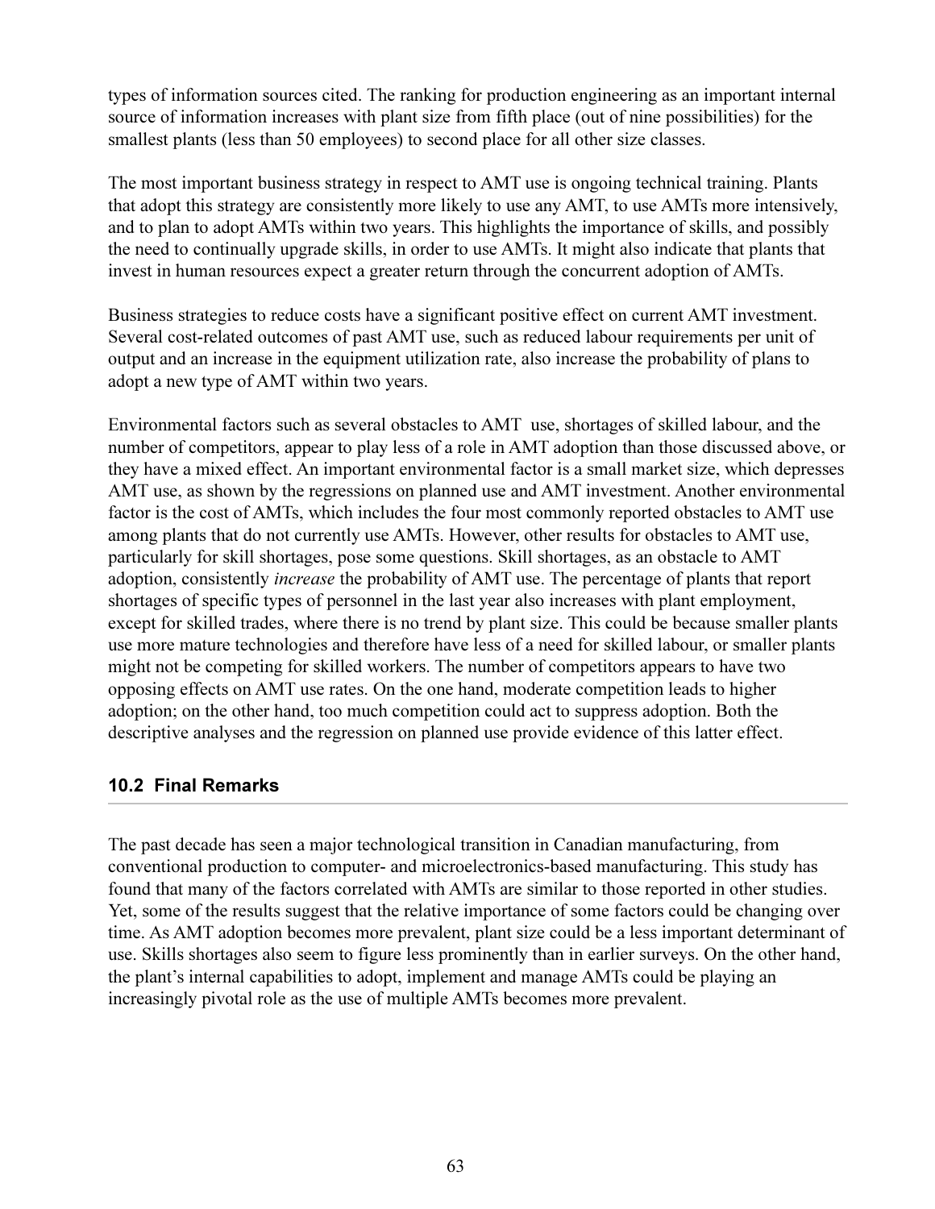types of information sources cited. The ranking for production engineering as an important internal source of information increases with plant size from fifth place (out of nine possibilities) for the smallest plants (less than 50 employees) to second place for all other size classes.

The most important business strategy in respect to AMT use is ongoing technical training. Plants that adopt this strategy are consistently more likely to use any AMT, to use AMTs more intensively, and to plan to adopt AMTs within two years. This highlights the importance of skills, and possibly the need to continually upgrade skills, in order to use AMTs. It might also indicate that plants that invest in human resources expect a greater return through the concurrent adoption of AMTs.

Business strategies to reduce costs have a significant positive effect on current AMT investment. Several cost-related outcomes of past AMT use, such as reduced labour requirements per unit of output and an increase in the equipment utilization rate, also increase the probability of plans to adopt a new type of AMT within two years.

Environmental factors such as several obstacles to AMT use, shortages of skilled labour, and the number of competitors, appear to play less of a role in AMT adoption than those discussed above, or they have a mixed effect. An important environmental factor is a small market size, which depresses AMT use, as shown by the regressions on planned use and AMT investment. Another environmental factor is the cost of AMTs, which includes the four most commonly reported obstacles to AMT use among plants that do not currently use AMTs. However, other results for obstacles to AMT use, particularly for skill shortages, pose some questions. Skill shortages, as an obstacle to AMT adoption, consistently *increase* the probability of AMT use. The percentage of plants that report shortages of specific types of personnel in the last year also increases with plant employment, except for skilled trades, where there is no trend by plant size. This could be because smaller plants use more mature technologies and therefore have less of a need for skilled labour, or smaller plants might not be competing for skilled workers. The number of competitors appears to have two opposing effects on AMT use rates. On the one hand, moderate competition leads to higher adoption; on the other hand, too much competition could act to suppress adoption. Both the descriptive analyses and the regression on planned use provide evidence of this latter effect.

## 10.2 Final Remarks

The past decade has seen a major technological transition in Canadian manufacturing, from conventional production to computer- and microelectronics-based manufacturing. This study has found that many of the factors correlated with AMTs are similar to those reported in other studies. Yet, some of the results suggest that the relative importance of some factors could be changing over time. As AMT adoption becomes more prevalent, plant size could be a less important determinant of use. Skills shortages also seem to figure less prominently than in earlier surveys. On the other hand, the plant's internal capabilities to adopt, implement and manage AMTs could be playing an increasingly pivotal role as the use of multiple AMTs becomes more prevalent.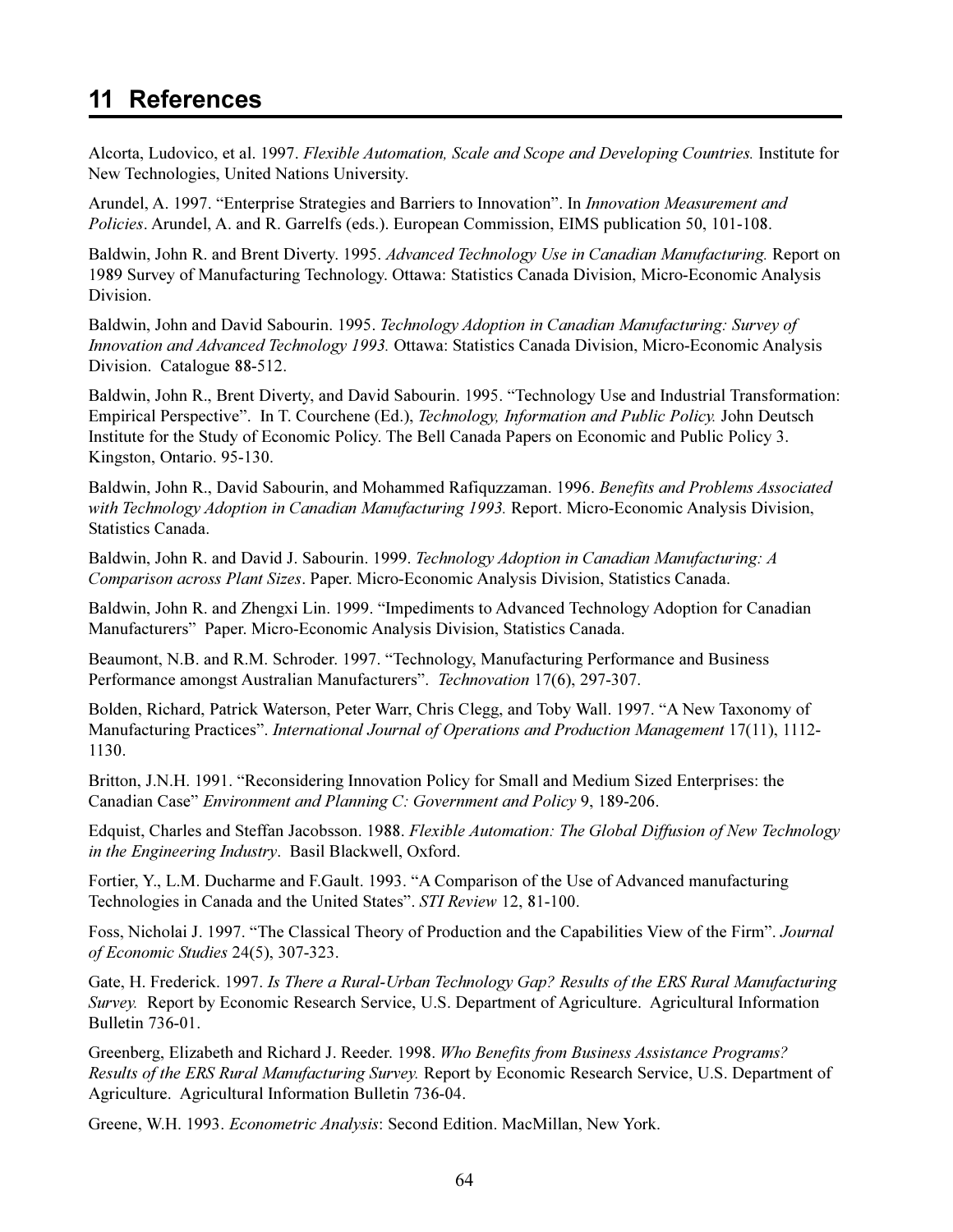# 11 References

Alcorta, Ludovico, et al. 1997. *Flexible Automation, Scale and Scope and Developing Countries.* Institute for New Technologies, United Nations University.

Arundel, A. 1997. "Enterprise Strategies and Barriers to Innovation". In *Innovation Measurement and Policies*. Arundel, A. and R. Garrelfs (eds.). European Commission, EIMS publication 50, 101-108.

Baldwin, John R. and Brent Diverty. 1995. *Advanced Technology Use in Canadian Manufacturing.* Report on 1989 Survey of Manufacturing Technology. Ottawa: Statistics Canada Division, Micro-Economic Analysis Division.

Baldwin, John and David Sabourin. 1995. *Technology Adoption in Canadian Manufacturing: Survey of Innovation and Advanced Technology 1993.* Ottawa: Statistics Canada Division, Micro-Economic Analysis Division. Catalogue 88-512.

Baldwin, John R., Brent Diverty, and David Sabourin. 1995. "Technology Use and Industrial Transformation: Empirical Perspective". In T. Courchene (Ed.), *Technology, Information and Public Policy.* John Deutsch Institute for the Study of Economic Policy. The Bell Canada Papers on Economic and Public Policy 3. Kingston, Ontario. 95-130.

Baldwin, John R., David Sabourin, and Mohammed Rafiquzzaman. 1996. *Benefits and Problems Associated with Technology Adoption in Canadian Manufacturing 1993.* Report. Micro-Economic Analysis Division, Statistics Canada.

Baldwin, John R. and David J. Sabourin. 1999. *Technology Adoption in Canadian Manufacturing: A Comparison across Plant Sizes*. Paper. Micro-Economic Analysis Division, Statistics Canada.

Baldwin, John R. and Zhengxi Lin. 1999. "Impediments to Advanced Technology Adoption for Canadian Manufacturers" Paper. Micro-Economic Analysis Division, Statistics Canada.

Beaumont, N.B. and R.M. Schroder. 1997. "Technology, Manufacturing Performance and Business Performance amongst Australian Manufacturers". *Technovation* 17(6), 297-307.

Bolden, Richard, Patrick Waterson, Peter Warr, Chris Clegg, and Toby Wall. 1997. "A New Taxonomy of Manufacturing Practices". *International Journal of Operations and Production Management* 17(11), 1112-1130.

Britton, J.N.H. 1991. "Reconsidering Innovation Policy for Small and Medium Sized Enterprises: the Canadian Case" *Environment and Planning C: Government and Policy* 9, 189-206.

Edquist, Charles and Steffan Jacobsson. 1988. *Flexible Automation: The Global Diffusion of New Technology in the Engineering Industry*. Basil Blackwell, Oxford.

Fortier, Y., L.M. Ducharme and F.Gault. 1993. "A Comparison of the Use of Advanced manufacturing Technologies in Canada and the United States". *STI Review* 12, 81-100.

Foss, Nicholai J. 1997. "The Classical Theory of Production and the Capabilities View of the Firm". *Journal of Economic Studies* 24(5), 307-323.

Gate, H. Frederick. 1997. *Is There a Rural-Urban Technology Gap? Results of the ERS Rural Manufacturing Survey.* Report by Economic Research Service, U.S. Department of Agriculture. Agricultural Information Bulletin 736-01.

Greenberg, Elizabeth and Richard J. Reeder. 1998. *Who Benefits from Business Assistance Programs? Results of the ERS Rural Manufacturing Survey.* Report by Economic Research Service, U.S. Department of Agriculture. Agricultural Information Bulletin 736-04.

Greene, W.H. 1993. *Econometric Analysis*: Second Edition. MacMillan, New York.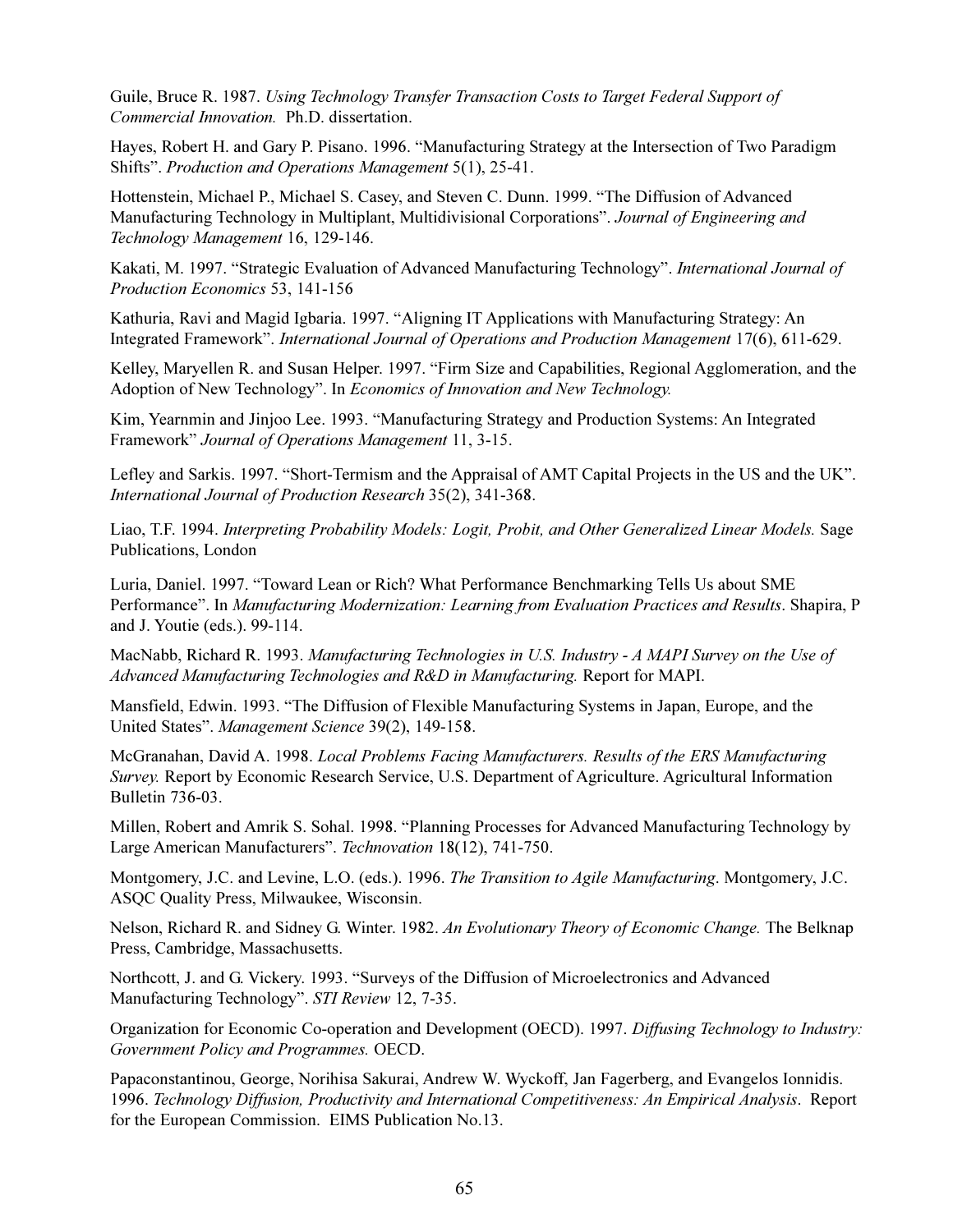Guile, Bruce R. 1987. *Using Technology Transfer Transaction Costs to Target Federal Support of Commercial Innovation.* Ph.D. dissertation.

Hayes, Robert H. and Gary P. Pisano. 1996. "Manufacturing Strategy at the Intersection of Two Paradigm Shifts". *Production and Operations Management* 5(1), 25-41.

Hottenstein, Michael P., Michael S. Casey, and Steven C. Dunn. 1999. "The Diffusion of Advanced Manufacturing Technology in Multiplant, Multidivisional Corporations". *Journal of Engineering and Technology Management* 16, 129-146.

Kakati, M. 1997. "Strategic Evaluation of Advanced Manufacturing Technology". *International Journal of Production Economics* 53, 141-156

Kathuria, Ravi and Magid Igbaria. 1997. "Aligning IT Applications with Manufacturing Strategy: An Integrated Framework". *International Journal of Operations and Production Management* 17(6), 611-629.

Kelley, Maryellen R. and Susan Helper. 1997. "Firm Size and Capabilities, Regional Agglomeration, and the Adoption of New Technology". In *Economics of Innovation and New Technology.*

Kim, Yearnmin and Jinjoo Lee. 1993. "Manufacturing Strategy and Production Systems: An Integrated Framework" *Journal of Operations Management* 11, 3-15.

Lefley and Sarkis. 1997. "Short-Termism and the Appraisal of AMT Capital Projects in the US and the UK". *International Journal of Production Research* 35(2), 341-368.

Liao, T.F. 1994. *Interpreting Probability Models: Logit, Probit, and Other Generalized Linear Models.* Sage Publications, London

Luria, Daniel. 1997. "Toward Lean or Rich? What Performance Benchmarking Tells Us about SME Performance". In *Manufacturing Modernization: Learning from Evaluation Practices and Results*. Shapira, P and J. Youtie (eds.). 99-114.

MacNabb, Richard R. 1993. *Manufacturing Technologies in U.S. Industry - A MAPI Survey on the Use of Advanced Manufacturing Technologies and R&D in Manufacturing.* Report for MAPI.

Mansfield, Edwin. 1993. "The Diffusion of Flexible Manufacturing Systems in Japan, Europe, and the United States". *Management Science* 39(2), 149-158.

McGranahan, David A. 1998. *Local Problems Facing Manufacturers. Results of the ERS Manufacturing Survey.* Report by Economic Research Service, U.S. Department of Agriculture. Agricultural Information Bulletin 736-03.

Millen, Robert and Amrik S. Sohal. 1998. "Planning Processes for Advanced Manufacturing Technology by Large American Manufacturers". *Technovation* 18(12), 741-750.

Montgomery, J.C. and Levine, L.O. (eds.). 1996. *The Transition to Agile Manufacturing*. Montgomery, J.C. ASQC Quality Press, Milwaukee, Wisconsin.

Nelson, Richard R. and Sidney G. Winter. 1982. *An Evolutionary Theory of Economic Change.* The Belknap Press, Cambridge, Massachusetts.

Northcott, J. and G. Vickery. 1993. "Surveys of the Diffusion of Microelectronics and Advanced Manufacturing Technology". *STI Review* 12, 7-35.

Organization for Economic Co-operation and Development (OECD). 1997. *Diffusing Technology to Industry: Government Policy and Programmes.* OECD.

Papaconstantinou, George, Norihisa Sakurai, Andrew W. Wyckoff, Jan Fagerberg, and Evangelos Ionnidis. 1996. *Technology Diffusion, Productivity and International Competitiveness: An Empirical Analysis*. Report for the European Commission. EIMS Publication No.13.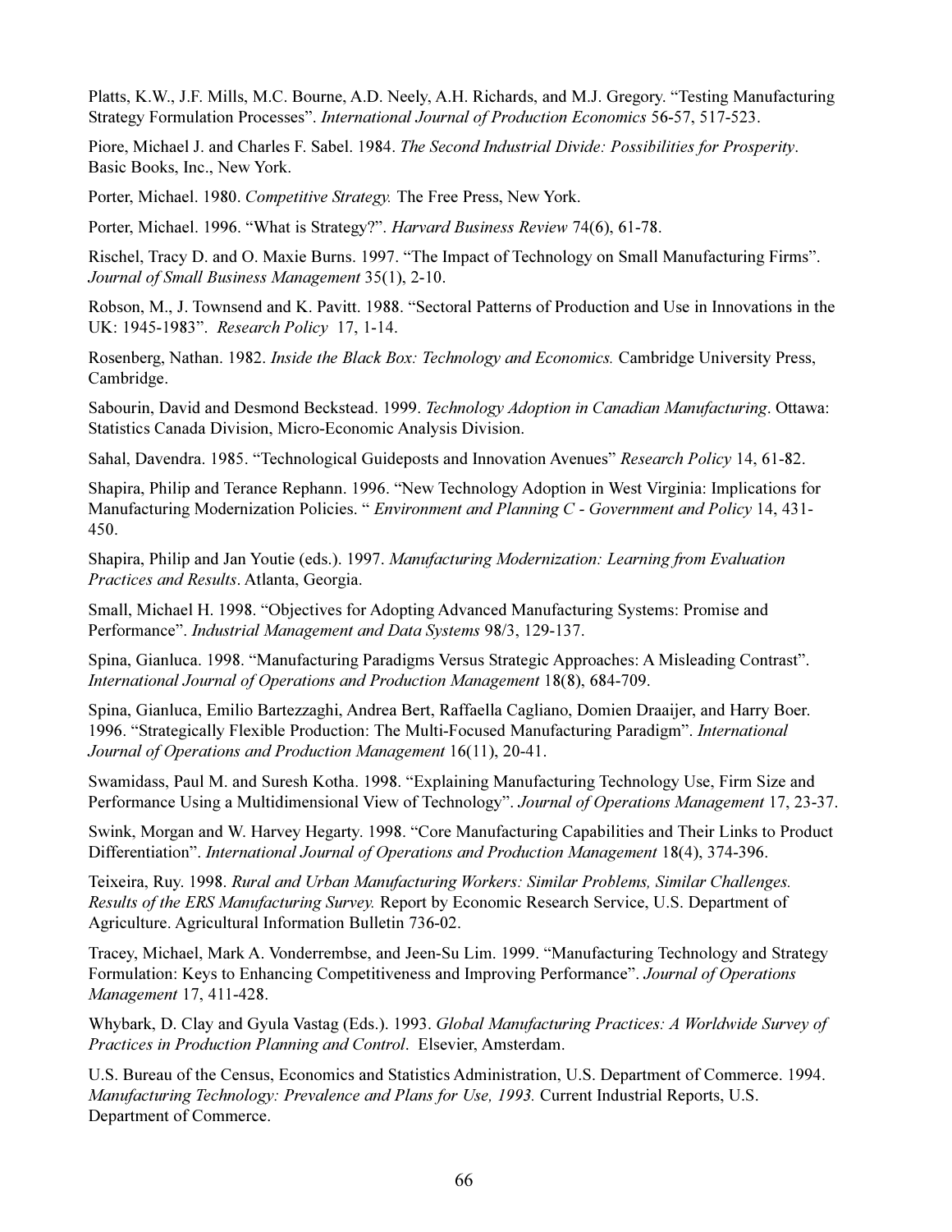Platts, K.W., J.F. Mills, M.C. Bourne, A.D. Neely, A.H. Richards, and M.J. Gregory. "Testing Manufacturing Strategy Formulation Processes". *International Journal of Production Economics* 56-57, 517-523.

Piore, Michael J. and Charles F. Sabel. 1984. *The Second Industrial Divide: Possibilities for Prosperity*. Basic Books, Inc., New York.

Porter, Michael. 1980. *Competitive Strategy.* The Free Press, New York.

Porter, Michael. 1996. "What is Strategy?". *Harvard Business Review* 74(6), 61-78.

Rischel, Tracy D. and O. Maxie Burns. 1997. "The Impact of Technology on Small Manufacturing Firms". *Journal of Small Business Management* 35(1), 2-10.

Robson, M., J. Townsend and K. Pavitt. 1988. "Sectoral Patterns of Production and Use in Innovations in the UK: 1945-1983". *Research Policy* 17, 1-14.

Rosenberg, Nathan. 1982. *Inside the Black Box: Technology and Economics.* Cambridge University Press, Cambridge.

Sabourin, David and Desmond Beckstead. 1999. *Technology Adoption in Canadian Manufacturing*. Ottawa: Statistics Canada Division, Micro-Economic Analysis Division.

Sahal, Davendra. 1985. "Technological Guideposts and Innovation Avenues" *Research Policy* 14, 61-82.

Shapira, Philip and Terance Rephann. 1996. "New Technology Adoption in West Virginia: Implications for Manufacturing Modernization Policies. " *Environment and Planning C - Government and Policy* 14, 431-450.

Shapira, Philip and Jan Youtie (eds.). 1997. *Manufacturing Modernization: Learning from Evaluation Practices and Results*. Atlanta, Georgia.

Small, Michael H. 1998. "Objectives for Adopting Advanced Manufacturing Systems: Promise and Performance". *Industrial Management and Data Systems* 98/3, 129-137.

Spina, Gianluca. 1998. "Manufacturing Paradigms Versus Strategic Approaches: A Misleading Contrast". *International Journal of Operations and Production Management* 18(8), 684-709.

Spina, Gianluca, Emilio Bartezzaghi, Andrea Bert, Raffaella Cagliano, Domien Draaijer, and Harry Boer. 1996. "Strategically Flexible Production: The Multi-Focused Manufacturing Paradigm". *International Journal of Operations and Production Management* 16(11), 20-41.

Swamidass, Paul M. and Suresh Kotha. 1998. "Explaining Manufacturing Technology Use, Firm Size and Performance Using a Multidimensional View of Technology". *Journal of Operations Management* 17, 23-37.

Swink, Morgan and W. Harvey Hegarty. 1998. "Core Manufacturing Capabilities and Their Links to Product Differentiation". *International Journal of Operations and Production Management* 18(4), 374-396.

Teixeira, Ruy. 1998. *Rural and Urban Manufacturing Workers: Similar Problems, Similar Challenges. Results of the ERS Manufacturing Survey.* Report by Economic Research Service, U.S. Department of Agriculture. Agricultural Information Bulletin 736-02.

Tracey, Michael, Mark A. Vonderrembse, and Jeen-Su Lim. 1999. "Manufacturing Technology and Strategy Formulation: Keys to Enhancing Competitiveness and Improving Performance". *Journal of Operations Management* 17, 411-428.

Whybark, D. Clay and Gyula Vastag (Eds.). 1993. *Global Manufacturing Practices: A Worldwide Survey of Practices in Production Planning and Control*. Elsevier, Amsterdam.

U.S. Bureau of the Census, Economics and Statistics Administration, U.S. Department of Commerce. 1994. *Manufacturing Technology: Prevalence and Plans for Use, 1993.* Current Industrial Reports, U.S. Department of Commerce.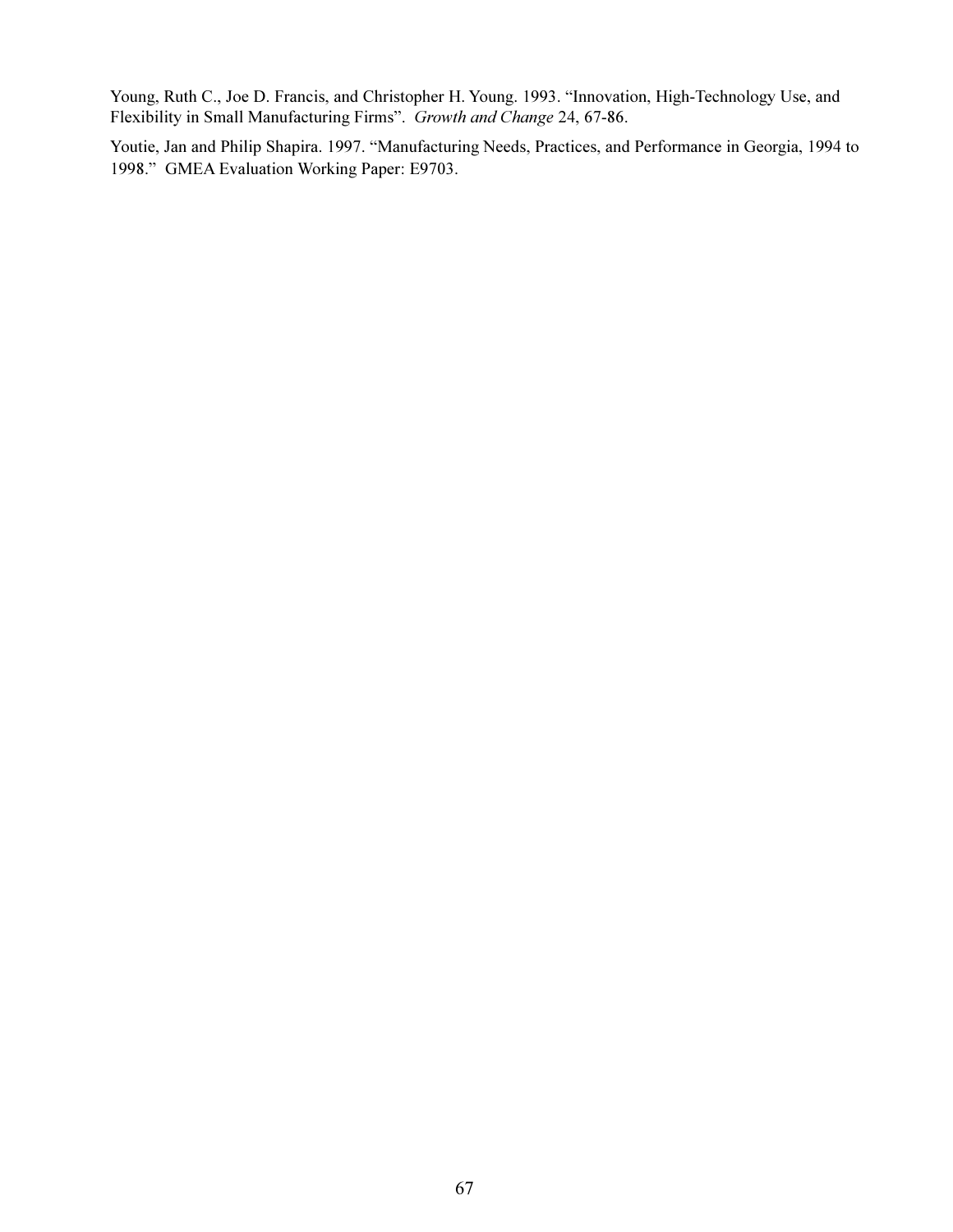Young, Ruth C., Joe D. Francis, and Christopher H. Young. 1993. "Innovation, High-Technology Use, and Flexibility in Small Manufacturing Firms". *Growth and Change* 24, 67-86.

Youtie, Jan and Philip Shapira. 1997. "Manufacturing Needs, Practices, and Performance in Georgia, 1994 to 1998." GMEA Evaluation Working Paper: E9703.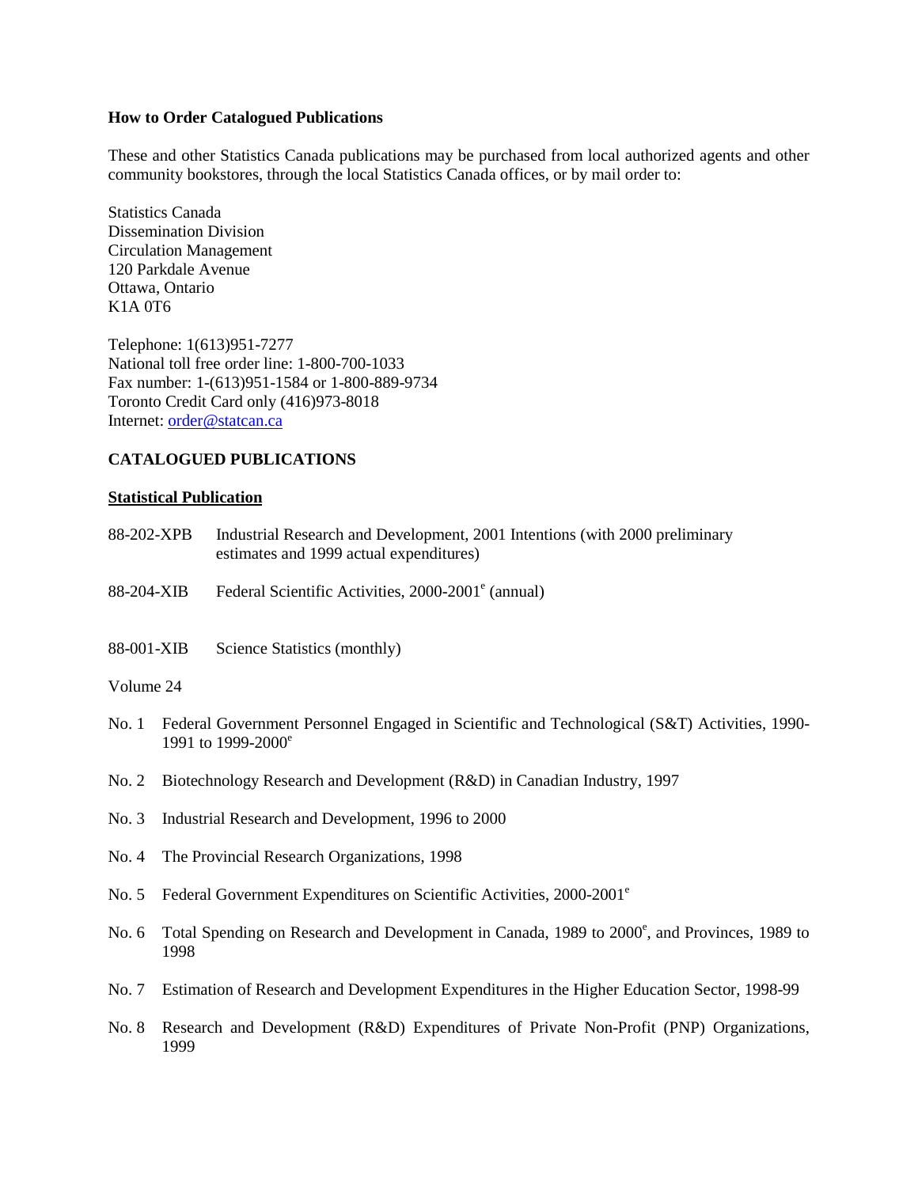**How to Order Catalogued Publications**

These and other Statistics Canada publications may be purchased from local authorized agents and other community bookstores, through the local Statistics Canada offices, or by mail order to:

Statistics Canada
Dissemination Division
Circulation Management
120 Parkdale Avenue
Ottawa, Ontario
K1A 0T6

Telephone: 1(613)951-7277
National toll free order line: 1-800-700-1033
Fax number: 1-(613)951-1584 or 1-800-889-9734
Toronto Credit Card only (416)973-8018
Internet: order@statcan.ca

**CATALOGUED PUBLICATIONS**

**Statistical Publication**

88-202-XPB Industrial Research and Development, 2001 Intentions (with 2000 preliminary estimates and 1999 actual expenditures)

88-204-XIB Federal Scientific Activities, 2000-2001[e] (annual)

88-001-XIB Science Statistics (monthly)

Volume 24

No. 1 Federal Government Personnel Engaged in Scientific and Technological (S&T) Activities, 1990-1991 to 1999-2000[e]

No. 2 Biotechnology Research and Development (R&D) in Canadian Industry, 1997

No. 3 Industrial Research and Development, 1996 to 2000

No. 4 The Provincial Research Organizations, 1998

No. 5 Federal Government Expenditures on Scientific Activities, 2000-2001[e]

No. 6 Total Spending on Research and Development in Canada, 1989 to 2000[e], and Provinces, 1989 to 1998

No. 7 Estimation of Research and Development Expenditures in the Higher Education Sector, 1998-99

No. 8 Research and Development (R&D) Expenditures of Private Non-Profit (PNP) Organizations, 1999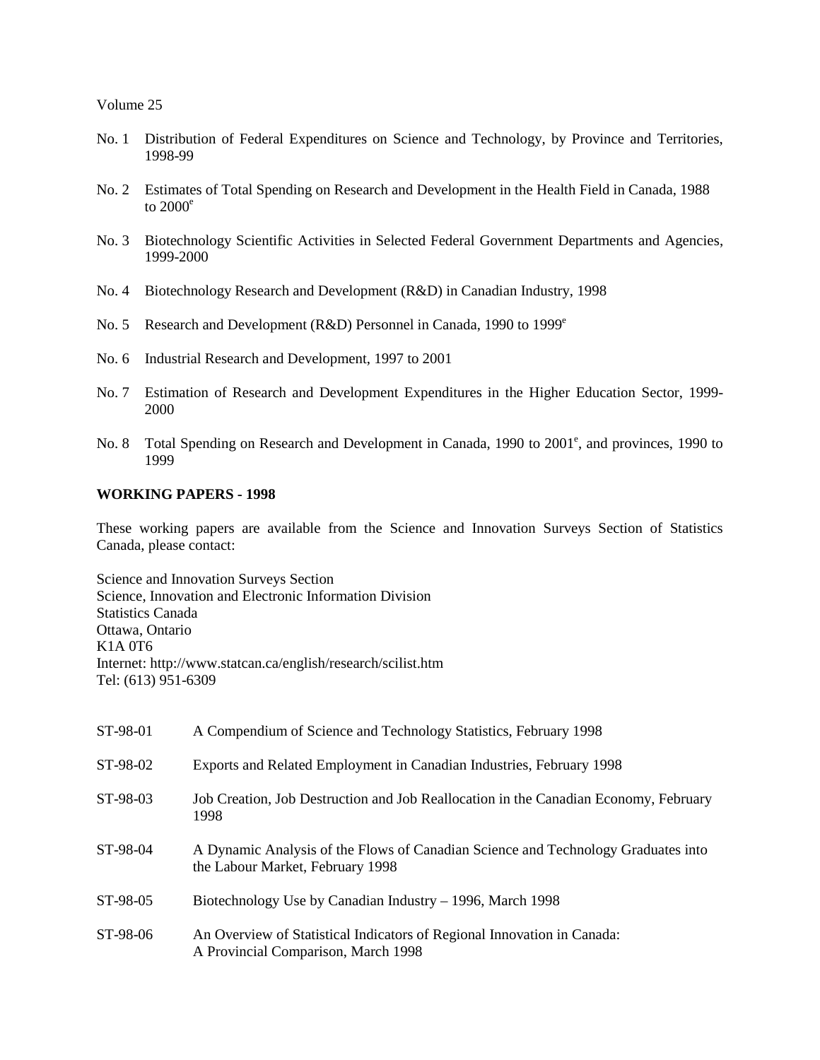Volume 25

No. 1 Distribution of Federal Expenditures on Science and Technology, by Province and Territories, 1998-99

No. 2 Estimates of Total Spending on Research and Development in the Health Field in Canada, 1988 to 2000[e]

No. 3 Biotechnology Scientific Activities in Selected Federal Government Departments and Agencies, 1999-2000

No. 4 Biotechnology Research and Development (R&D) in Canadian Industry, 1998

No. 5 Research and Development (R&D) Personnel in Canada, 1990 to 1999[e]

No. 6 Industrial Research and Development, 1997 to 2001

No. 7 Estimation of Research and Development Expenditures in the Higher Education Sector, 1999-2000

No. 8 Total Spending on Research and Development in Canada, 1990 to 2001[e], and provinces, 1990 to 1999

**WORKING PAPERS - 1998**

These working papers are available from the Science and Innovation Surveys Section of Statistics Canada, please contact:

Science and Innovation Surveys Section
Science, Innovation and Electronic Information Division
Statistics Canada
Ottawa, Ontario
K1A 0T6
Internet: http://www.statcan.ca/english/research/scilist.htm
Tel: (613) 951-6309

ST-98-01 A Compendium of Science and Technology Statistics, February 1998

ST-98-02 Exports and Related Employment in Canadian Industries, February 1998

ST-98-03 Job Creation, Job Destruction and Job Reallocation in the Canadian Economy, February 1998

ST-98-04 A Dynamic Analysis of the Flows of Canadian Science and Technology Graduates into the Labour Market, February 1998

ST-98-05 Biotechnology Use by Canadian Industry – 1996, March 1998

ST-98-06 An Overview of Statistical Indicators of Regional Innovation in Canada: A Provincial Comparison, March 1998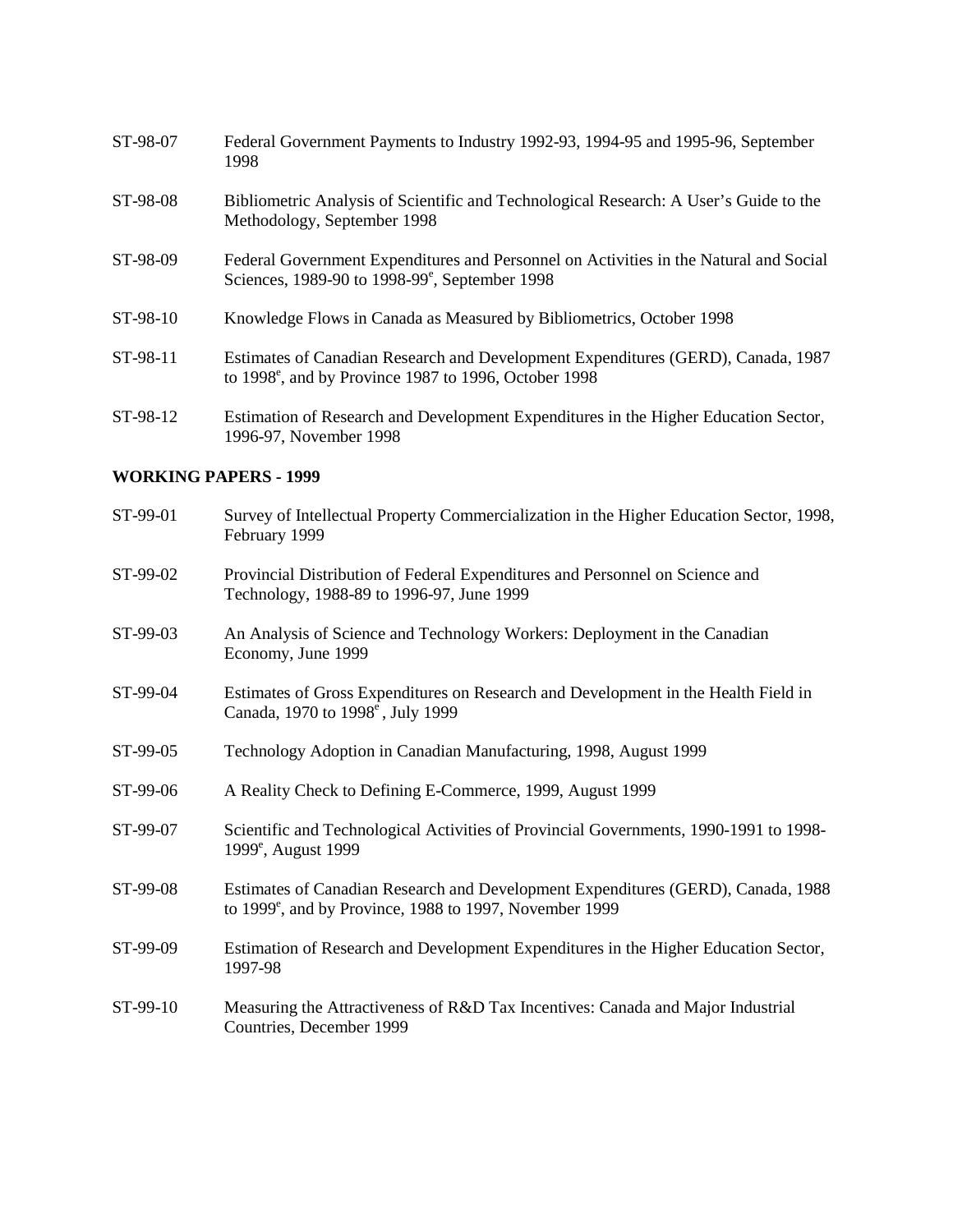ST-98-07 Federal Government Payments to Industry 1992-93, 1994-95 and 1995-96, September 1998

ST-98-08 Bibliometric Analysis of Scientific and Technological Research: A User's Guide to the Methodology, September 1998

ST-98-09 Federal Government Expenditures and Personnel on Activities in the Natural and Social Sciences, 1989-90 to 1998-99[e], September 1998

ST-98-10 Knowledge Flows in Canada as Measured by Bibliometrics, October 1998

ST-98-11 Estimates of Canadian Research and Development Expenditures (GERD), Canada, 1987 to 1998[e], and by Province 1987 to 1996, October 1998

ST-98-12 Estimation of Research and Development Expenditures in the Higher Education Sector, 1996-97, November 1998

**WORKING PAPERS - 1999**

ST-99-01 Survey of Intellectual Property Commercialization in the Higher Education Sector, 1998, February 1999

ST-99-02 Provincial Distribution of Federal Expenditures and Personnel on Science and Technology, 1988-89 to 1996-97, June 1999

ST-99-03 An Analysis of Science and Technology Workers: Deployment in the Canadian Economy, June 1999

ST-99-04 Estimates of Gross Expenditures on Research and Development in the Health Field in Canada, 1970 to 1998[e], July 1999

ST-99-05 Technology Adoption in Canadian Manufacturing, 1998, August 1999

ST-99-06 A Reality Check to Defining E-Commerce, 1999, August 1999

ST-99-07 Scientific and Technological Activities of Provincial Governments, 1990-1991 to 1998-1999[e], August 1999

ST-99-08 Estimates of Canadian Research and Development Expenditures (GERD), Canada, 1988 to 1999[e], and by Province, 1988 to 1997, November 1999

ST-99-09 Estimation of Research and Development Expenditures in the Higher Education Sector, 1997-98

ST-99-10 Measuring the Attractiveness of R&D Tax Incentives: Canada and Major Industrial Countries, December 1999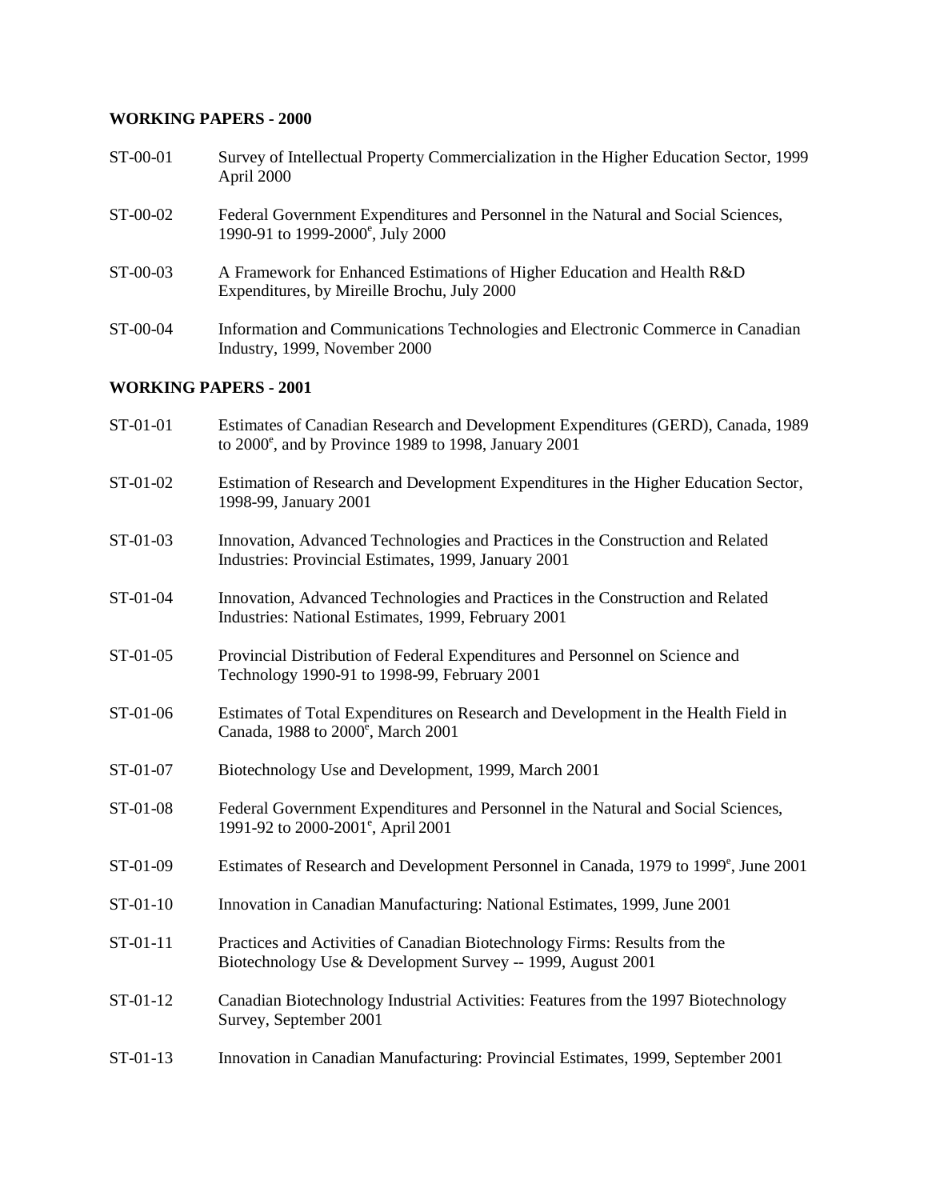**WORKING PAPERS - 2000**

ST-00-01 Survey of Intellectual Property Commercialization in the Higher Education Sector, 1999 April 2000

ST-00-02 Federal Government Expenditures and Personnel in the Natural and Social Sciences, 1990-91 to 1999-2000[e], July 2000

ST-00-03 A Framework for Enhanced Estimations of Higher Education and Health R&D Expenditures, by Mireille Brochu, July 2000

ST-00-04 Information and Communications Technologies and Electronic Commerce in Canadian Industry, 1999, November 2000

**WORKING PAPERS - 2001**

ST-01-01 Estimates of Canadian Research and Development Expenditures (GERD), Canada, 1989 to 2000[e], and by Province 1989 to 1998, January 2001

ST-01-02 Estimation of Research and Development Expenditures in the Higher Education Sector, 1998-99, January 2001

ST-01-03 Innovation, Advanced Technologies and Practices in the Construction and Related Industries: Provincial Estimates, 1999, January 2001

ST-01-04 Innovation, Advanced Technologies and Practices in the Construction and Related Industries: National Estimates, 1999, February 2001

ST-01-05 Provincial Distribution of Federal Expenditures and Personnel on Science and Technology 1990-91 to 1998-99, February 2001

ST-01-06 Estimates of Total Expenditures on Research and Development in the Health Field in Canada, 1988 to 2000[e], March 2001

ST-01-07 Biotechnology Use and Development, 1999, March 2001

ST-01-08 Federal Government Expenditures and Personnel in the Natural and Social Sciences, 1991-92 to 2000-2001[e], April 2001

ST-01-09 Estimates of Research and Development Personnel in Canada, 1979 to 1999[e], June 2001

ST-01-10 Innovation in Canadian Manufacturing: National Estimates, 1999, June 2001

ST-01-11 Practices and Activities of Canadian Biotechnology Firms: Results from the Biotechnology Use & Development Survey -- 1999, August 2001

ST-01-12 Canadian Biotechnology Industrial Activities: Features from the 1997 Biotechnology Survey, September 2001

ST-01-13 Innovation in Canadian Manufacturing: Provincial Estimates, 1999, September 2001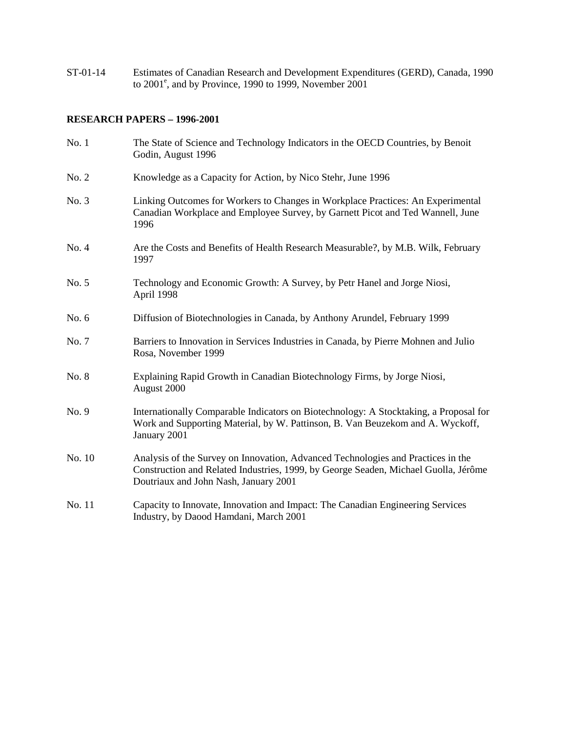ST-01-14 Estimates of Canadian Research and Development Expenditures (GERD), Canada, 1990 to 2001[e], and by Province, 1990 to 1999, November 2001

**RESEARCH PAPERS – 1996-2001**

No. 1 The State of Science and Technology Indicators in the OECD Countries, by Benoit Godin, August 1996

No. 2 Knowledge as a Capacity for Action, by Nico Stehr, June 1996

No. 3 Linking Outcomes for Workers to Changes in Workplace Practices: An Experimental Canadian Workplace and Employee Survey, by Garnett Picot and Ted Wannell, June 1996

No. 4 Are the Costs and Benefits of Health Research Measurable?, by M.B. Wilk, February 1997

No. 5 Technology and Economic Growth: A Survey, by Petr Hanel and Jorge Niosi, April 1998

No. 6 Diffusion of Biotechnologies in Canada, by Anthony Arundel, February 1999

No. 7 Barriers to Innovation in Services Industries in Canada, by Pierre Mohnen and Julio Rosa, November 1999

No. 8 Explaining Rapid Growth in Canadian Biotechnology Firms, by Jorge Niosi, August 2000

No. 9 Internationally Comparable Indicators on Biotechnology: A Stocktaking, a Proposal for Work and Supporting Material, by W. Pattinson, B. Van Beuzekom and A. Wyckoff, January 2001

No. 10 Analysis of the Survey on Innovation, Advanced Technologies and Practices in the Construction and Related Industries, 1999, by George Seaden, Michael Guolla, Jérôme Doutriaux and John Nash, January 2001

No. 11 Capacity to Innovate, Innovation and Impact: The Canadian Engineering Services Industry, by Daood Hamdani, March 2001